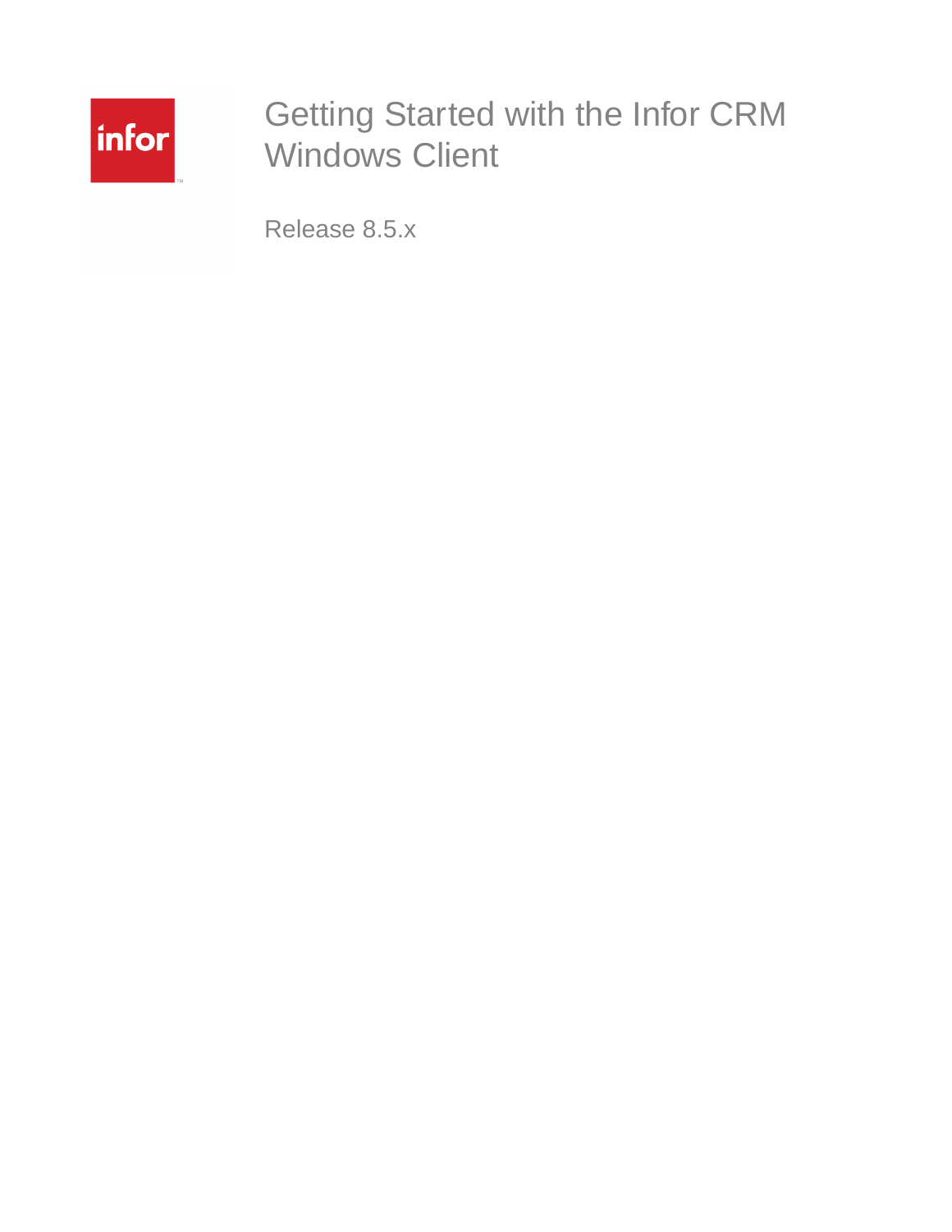# Getting Started with the Infor CRM Windows Client

Release 8.5.x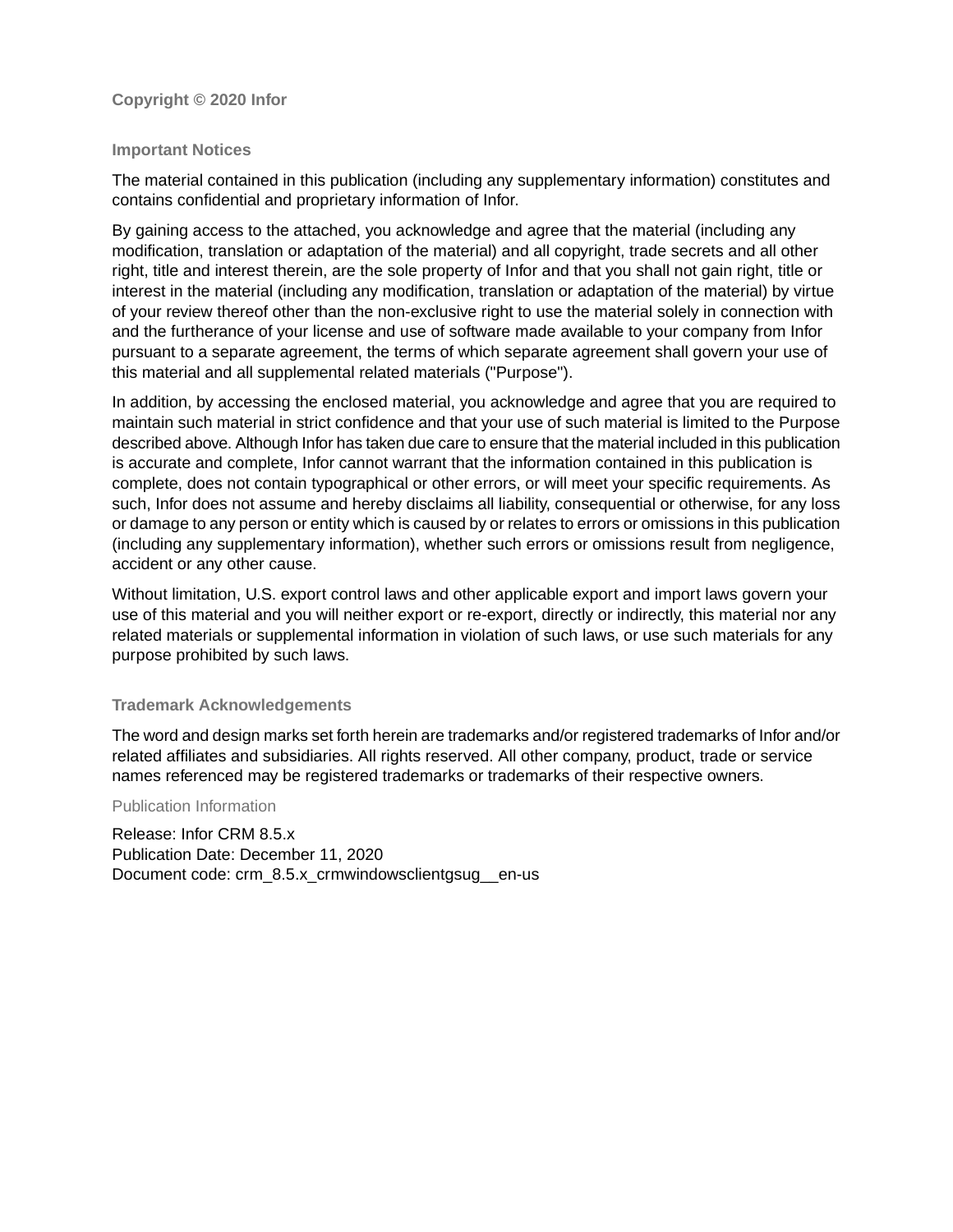**Copyright © 2020 Infor**

## Important Notices

The material contained in this publication (including any supplementary information) constitutes and contains confidential and proprietary information of Infor.

By gaining access to the attached, you acknowledge and agree that the material (including any modification, translation or adaptation of the material) and all copyright, trade secrets and all other right, title and interest therein, are the sole property of Infor and that you shall not gain right, title or interest in the material (including any modification, translation or adaptation of the material) by virtue of your review thereof other than the non-exclusive right to use the material solely in connection with and the furtherance of your license and use of software made available to your company from Infor pursuant to a separate agreement, the terms of which separate agreement shall govern your use of this material and all supplemental related materials ("Purpose").

In addition, by accessing the enclosed material, you acknowledge and agree that you are required to maintain such material in strict confidence and that your use of such material is limited to the Purpose described above. Although Infor has taken due care to ensure that the material included in this publication is accurate and complete, Infor cannot warrant that the information contained in this publication is complete, does not contain typographical or other errors, or will meet your specific requirements. As such, Infor does not assume and hereby disclaims all liability, consequential or otherwise, for any loss or damage to any person or entity which is caused by or relates to errors or omissions in this publication (including any supplementary information), whether such errors or omissions result from negligence, accident or any other cause.

Without limitation, U.S. export control laws and other applicable export and import laws govern your use of this material and you will neither export or re-export, directly or indirectly, this material nor any related materials or supplemental information in violation of such laws, or use such materials for any purpose prohibited by such laws.

## Trademark Acknowledgements

The word and design marks set forth herein are trademarks and/or registered trademarks of Infor and/or related affiliates and subsidiaries. All rights reserved. All other company, product, trade or service names referenced may be registered trademarks or trademarks of their respective owners.

## Publication Information

Release: Infor CRM 8.5.x
Publication Date: December 11, 2020
Document code: crm_8.5.x_crmwindowsclientgsug__en-us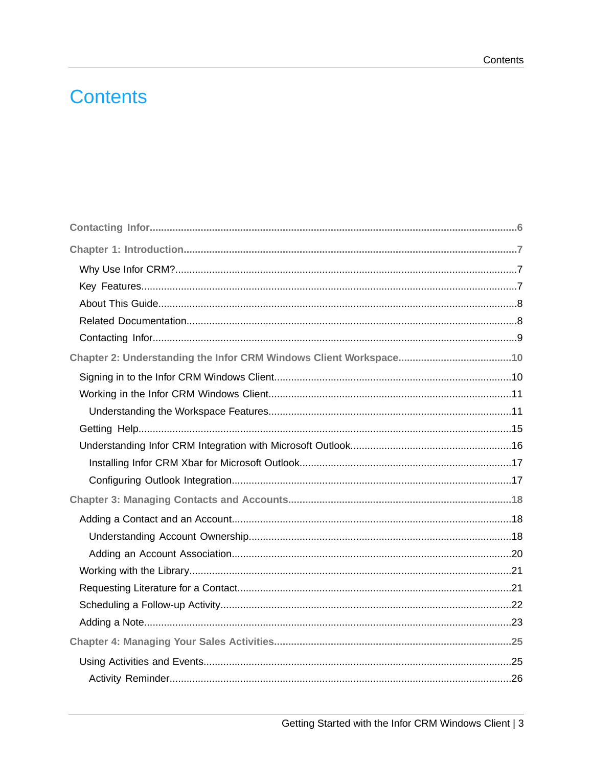# Contents

Contacting Infor....................................................................................................................6

Chapter 1: Introduction.......................................................................................................7

- Why Use Infor CRM?.........................................................................................................7
- Key Features.....................................................................................................................7
- About This Guide...............................................................................................................8
- Related Documentation......................................................................................................8
- Contacting Infor.................................................................................................................9

Chapter 2: Understanding the Infor CRM Windows Client Workspace..............................10

- Signing in to the Infor CRM Windows Client....................................................................10
- Working in the Infor CRM Windows Client........................................................................11
  - Understanding the Workspace Features.....................................................................11
- Getting Help....................................................................................................................15
- Understanding Infor CRM Integration with Microsoft Outlook............................................16
  - Installing Infor CRM Xbar for Microsoft Outlook..........................................................17
  - Configuring Outlook Integration...................................................................................17

Chapter 3: Managing Contacts and Accounts...................................................................18

- Adding a Contact and an Account.....................................................................................18
  - Understanding Account Ownership.............................................................................18
  - Adding an Account Association...................................................................................20
- Working with the Library...................................................................................................21
- Requesting Literature for a Contact..................................................................................21
- Scheduling a Follow-up Activity........................................................................................22
- Adding a Note..................................................................................................................23

Chapter 4: Managing Your Sales Activities........................................................................25

- Using Activities and Events..............................................................................................25
  - Activity Reminder.......................................................................................................26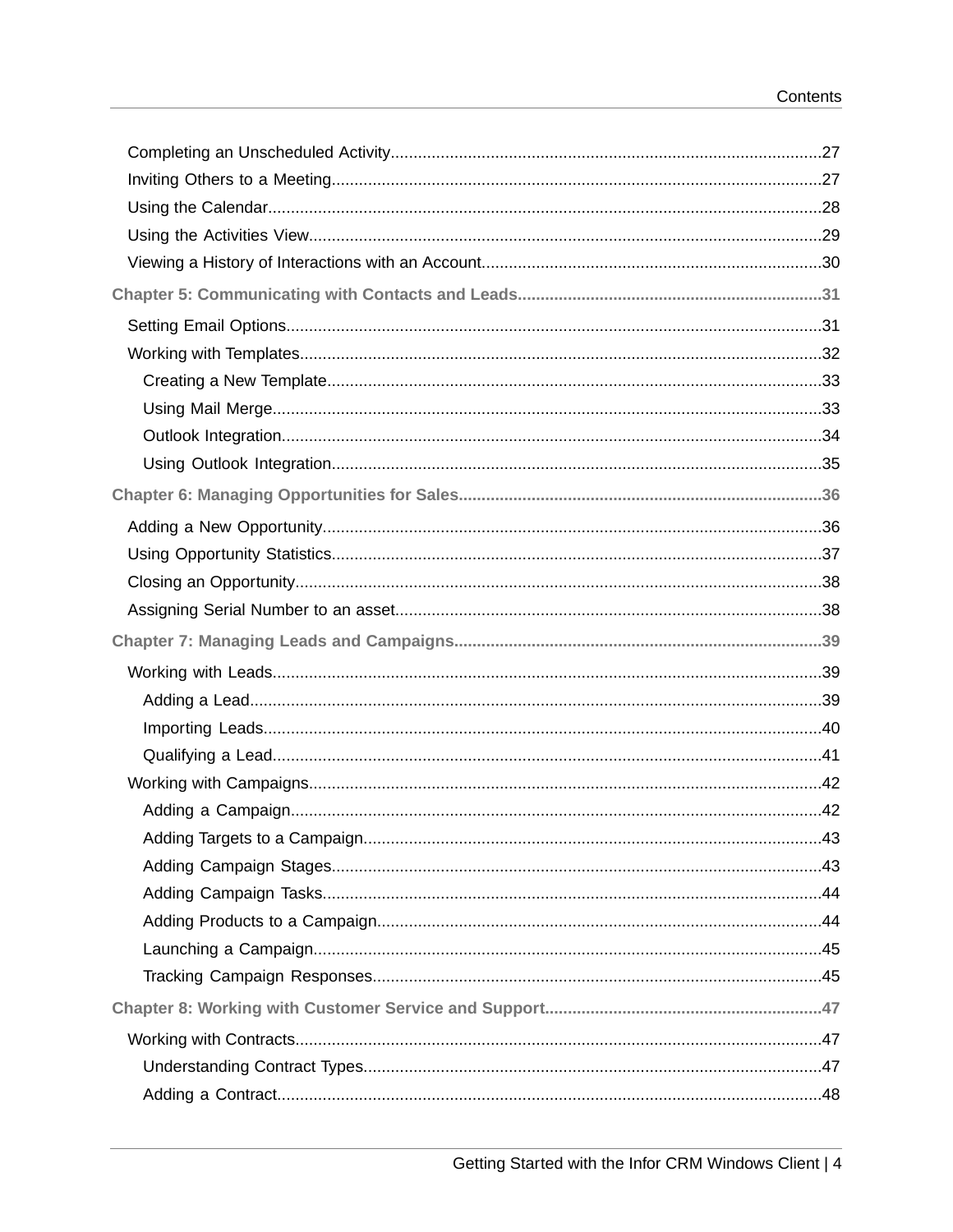- Completing an Unscheduled Activity.....27
- Inviting Others to a Meeting.....27
- Using the Calendar.....28
- Using the Activities View.....29
- Viewing a History of Interactions with an Account.....30

**Chapter 5: Communicating with Contacts and Leads.....31**

- Setting Email Options.....31
- Working with Templates.....32
  - Creating a New Template.....33
  - Using Mail Merge.....33
  - Outlook Integration.....34
  - Using Outlook Integration.....35

**Chapter 6: Managing Opportunities for Sales.....36**

- Adding a New Opportunity.....36
- Using Opportunity Statistics.....37
- Closing an Opportunity.....38
- Assigning Serial Number to an asset.....38

**Chapter 7: Managing Leads and Campaigns.....39**

- Working with Leads.....39
  - Adding a Lead.....39
  - Importing Leads.....40
  - Qualifying a Lead.....41
- Working with Campaigns.....42
  - Adding a Campaign.....42
  - Adding Targets to a Campaign.....43
  - Adding Campaign Stages.....43
  - Adding Campaign Tasks.....44
  - Adding Products to a Campaign.....44
  - Launching a Campaign.....45
  - Tracking Campaign Responses.....45

**Chapter 8: Working with Customer Service and Support.....47**

- Working with Contracts.....47
  - Understanding Contract Types.....47
  - Adding a Contract.....48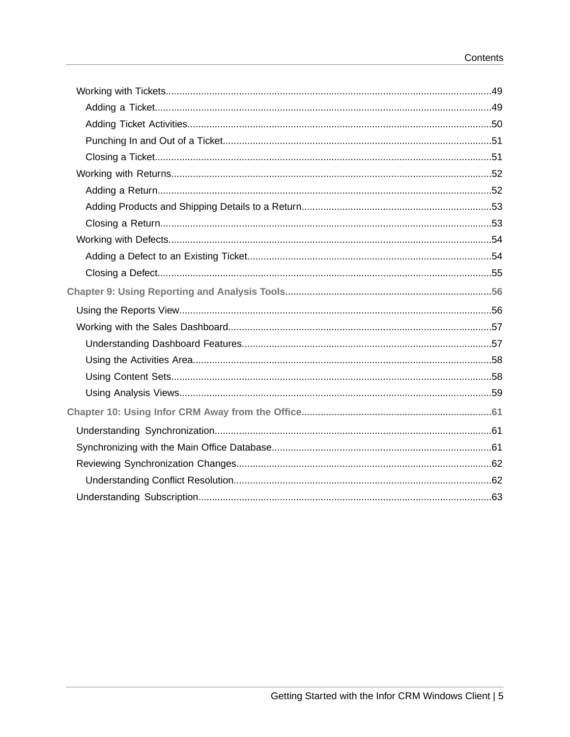- Working with Tickets......................................................................................................................49
  - Adding a Ticket...........................................................................................................................49
  - Adding Ticket Activities...............................................................................................................50
  - Punching In and Out of a Ticket..................................................................................................51
  - Closing a Ticket...........................................................................................................................51
- Working with Returns.....................................................................................................................52
  - Adding a Return..........................................................................................................................52
  - Adding Products and Shipping Details to a Return.....................................................................53
  - Closing a Return.........................................................................................................................53
- Working with Defects.....................................................................................................................54
  - Adding a Defect to an Existing Ticket.........................................................................................54
  - Closing a Defect..........................................................................................................................55

**Chapter 9: Using Reporting and Analysis Tools...........................................................................56**

- Using the Reports View..................................................................................................................56
- Working with the Sales Dashboard................................................................................................57
  - Understanding Dashboard Features...........................................................................................57
  - Using the Activities Area.............................................................................................................58
  - Using Content Sets.....................................................................................................................58
  - Using Analysis Views..................................................................................................................59

**Chapter 10: Using Infor CRM Away from the Office.....................................................................61**

- Understanding Synchronization.....................................................................................................61
- Synchronizing with the Main Office Database................................................................................61
- Reviewing Synchronization Changes.............................................................................................62
  - Understanding Conflict Resolution..............................................................................................62
- Understanding Subscription...........................................................................................................63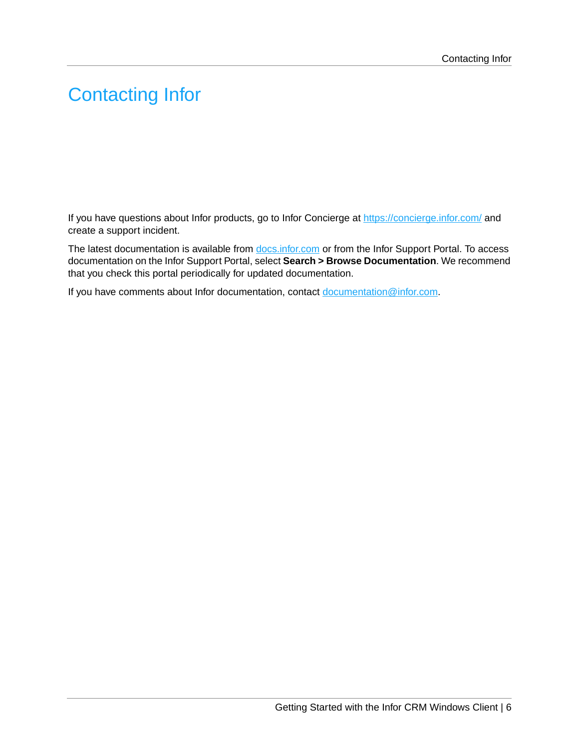# Contacting Infor

If you have questions about Infor products, go to Infor Concierge at https://concierge.infor.com/ and create a support incident.

The latest documentation is available from docs.infor.com or from the Infor Support Portal. To access documentation on the Infor Support Portal, select **Search > Browse Documentation**. We recommend that you check this portal periodically for updated documentation.

If you have comments about Infor documentation, contact documentation@infor.com.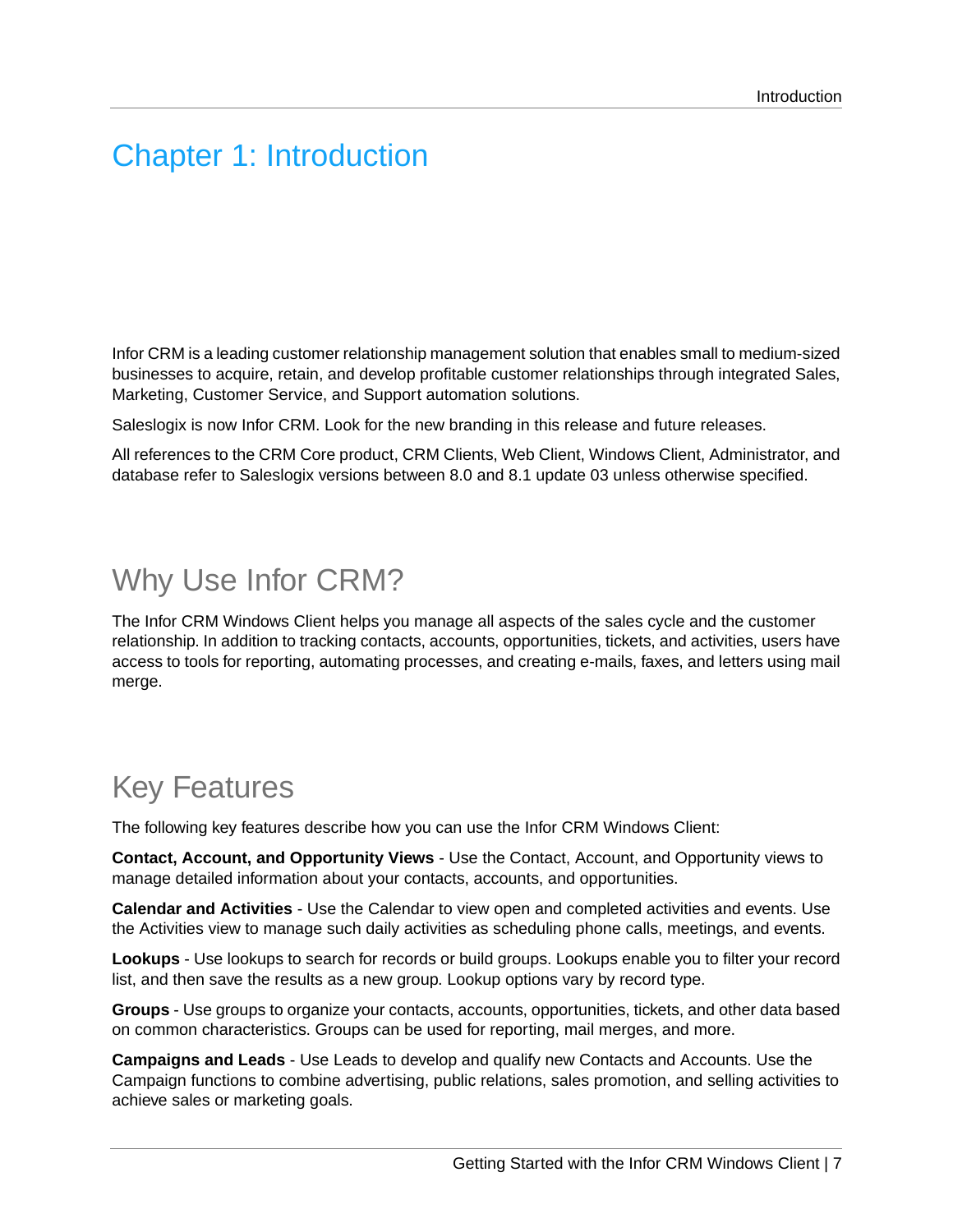# Chapter 1: Introduction

Infor CRM is a leading customer relationship management solution that enables small to medium-sized businesses to acquire, retain, and develop profitable customer relationships through integrated Sales, Marketing, Customer Service, and Support automation solutions.

Saleslogix is now Infor CRM. Look for the new branding in this release and future releases.

All references to the CRM Core product, CRM Clients, Web Client, Windows Client, Administrator, and database refer to Saleslogix versions between 8.0 and 8.1 update 03 unless otherwise specified.

## Why Use Infor CRM?

The Infor CRM Windows Client helps you manage all aspects of the sales cycle and the customer relationship. In addition to tracking contacts, accounts, opportunities, tickets, and activities, users have access to tools for reporting, automating processes, and creating e-mails, faxes, and letters using mail merge.

## Key Features

The following key features describe how you can use the Infor CRM Windows Client:

**Contact, Account, and Opportunity Views** - Use the Contact, Account, and Opportunity views to manage detailed information about your contacts, accounts, and opportunities.

**Calendar and Activities** - Use the Calendar to view open and completed activities and events. Use the Activities view to manage such daily activities as scheduling phone calls, meetings, and events.

**Lookups** - Use lookups to search for records or build groups. Lookups enable you to filter your record list, and then save the results as a new group. Lookup options vary by record type.

**Groups** - Use groups to organize your contacts, accounts, opportunities, tickets, and other data based on common characteristics. Groups can be used for reporting, mail merges, and more.

**Campaigns and Leads** - Use Leads to develop and qualify new Contacts and Accounts. Use the Campaign functions to combine advertising, public relations, sales promotion, and selling activities to achieve sales or marketing goals.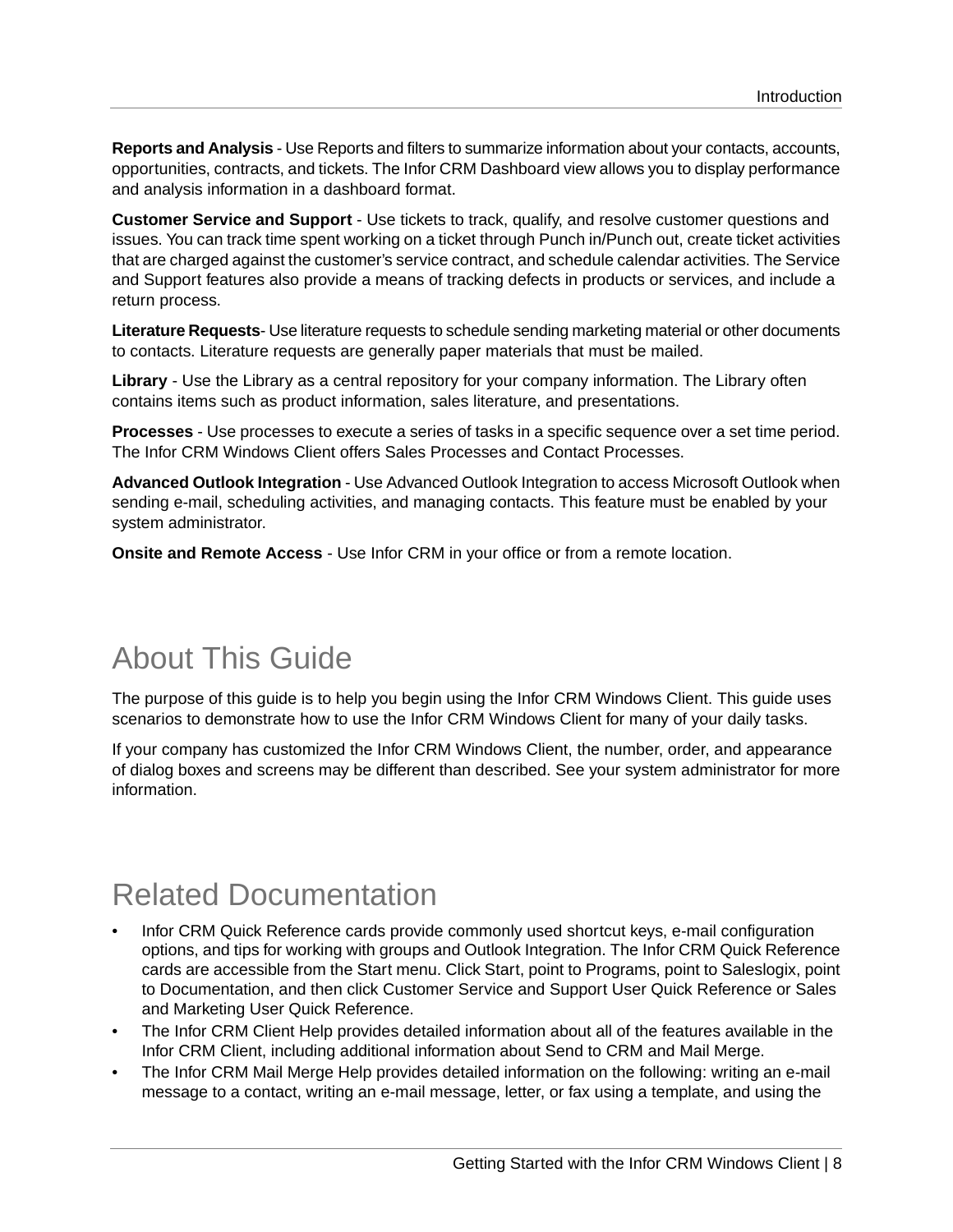**Reports and Analysis** - Use Reports and filters to summarize information about your contacts, accounts, opportunities, contracts, and tickets. The Infor CRM Dashboard view allows you to display performance and analysis information in a dashboard format.

**Customer Service and Support** - Use tickets to track, qualify, and resolve customer questions and issues. You can track time spent working on a ticket through Punch in/Punch out, create ticket activities that are charged against the customer's service contract, and schedule calendar activities. The Service and Support features also provide a means of tracking defects in products or services, and include a return process.

**Literature Requests**- Use literature requests to schedule sending marketing material or other documents to contacts. Literature requests are generally paper materials that must be mailed.

**Library** - Use the Library as a central repository for your company information. The Library often contains items such as product information, sales literature, and presentations.

**Processes** - Use processes to execute a series of tasks in a specific sequence over a set time period. The Infor CRM Windows Client offers Sales Processes and Contact Processes.

**Advanced Outlook Integration** - Use Advanced Outlook Integration to access Microsoft Outlook when sending e-mail, scheduling activities, and managing contacts. This feature must be enabled by your system administrator.

**Onsite and Remote Access** - Use Infor CRM in your office or from a remote location.

# About This Guide

The purpose of this guide is to help you begin using the Infor CRM Windows Client. This guide uses scenarios to demonstrate how to use the Infor CRM Windows Client for many of your daily tasks.

If your company has customized the Infor CRM Windows Client, the number, order, and appearance of dialog boxes and screens may be different than described. See your system administrator for more information.

# Related Documentation

- Infor CRM Quick Reference cards provide commonly used shortcut keys, e-mail configuration options, and tips for working with groups and Outlook Integration. The Infor CRM Quick Reference cards are accessible from the Start menu. Click Start, point to Programs, point to Saleslogix, point to Documentation, and then click Customer Service and Support User Quick Reference or Sales and Marketing User Quick Reference.
- The Infor CRM Client Help provides detailed information about all of the features available in the Infor CRM Client, including additional information about Send to CRM and Mail Merge.
- The Infor CRM Mail Merge Help provides detailed information on the following: writing an e-mail message to a contact, writing an e-mail message, letter, or fax using a template, and using the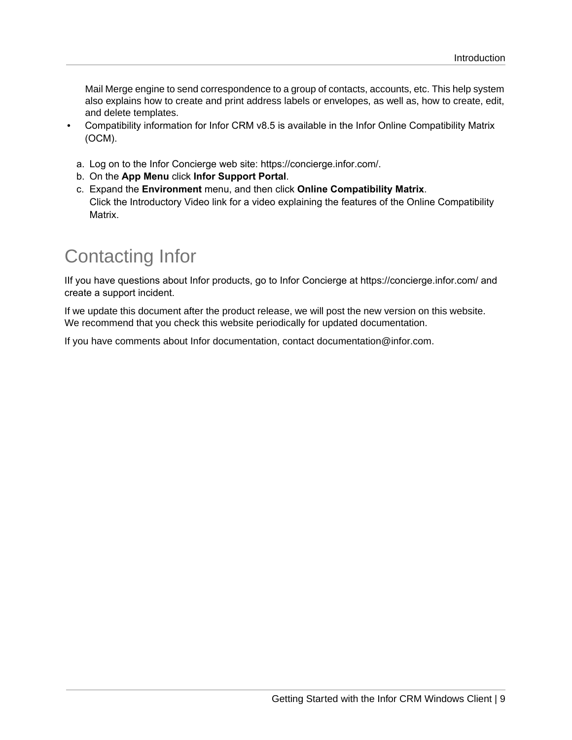Mail Merge engine to send correspondence to a group of contacts, accounts, etc. This help system also explains how to create and print address labels or envelopes, as well as, how to create, edit, and delete templates.

- Compatibility information for Infor CRM v8.5 is available in the Infor Online Compatibility Matrix (OCM).

  a. Log on to the Infor Concierge web site: https://concierge.infor.com/.
  b. On the **App Menu** click **Infor Support Portal**.
  c. Expand the **Environment** menu, and then click **Online Compatibility Matrix**.
     Click the Introductory Video link for a video explaining the features of the Online Compatibility Matrix.

# Contacting Infor

IIf you have questions about Infor products, go to Infor Concierge at https://concierge.infor.com/ and create a support incident.

If we update this document after the product release, we will post the new version on this website. We recommend that you check this website periodically for updated documentation.

If you have comments about Infor documentation, contact documentation@infor.com.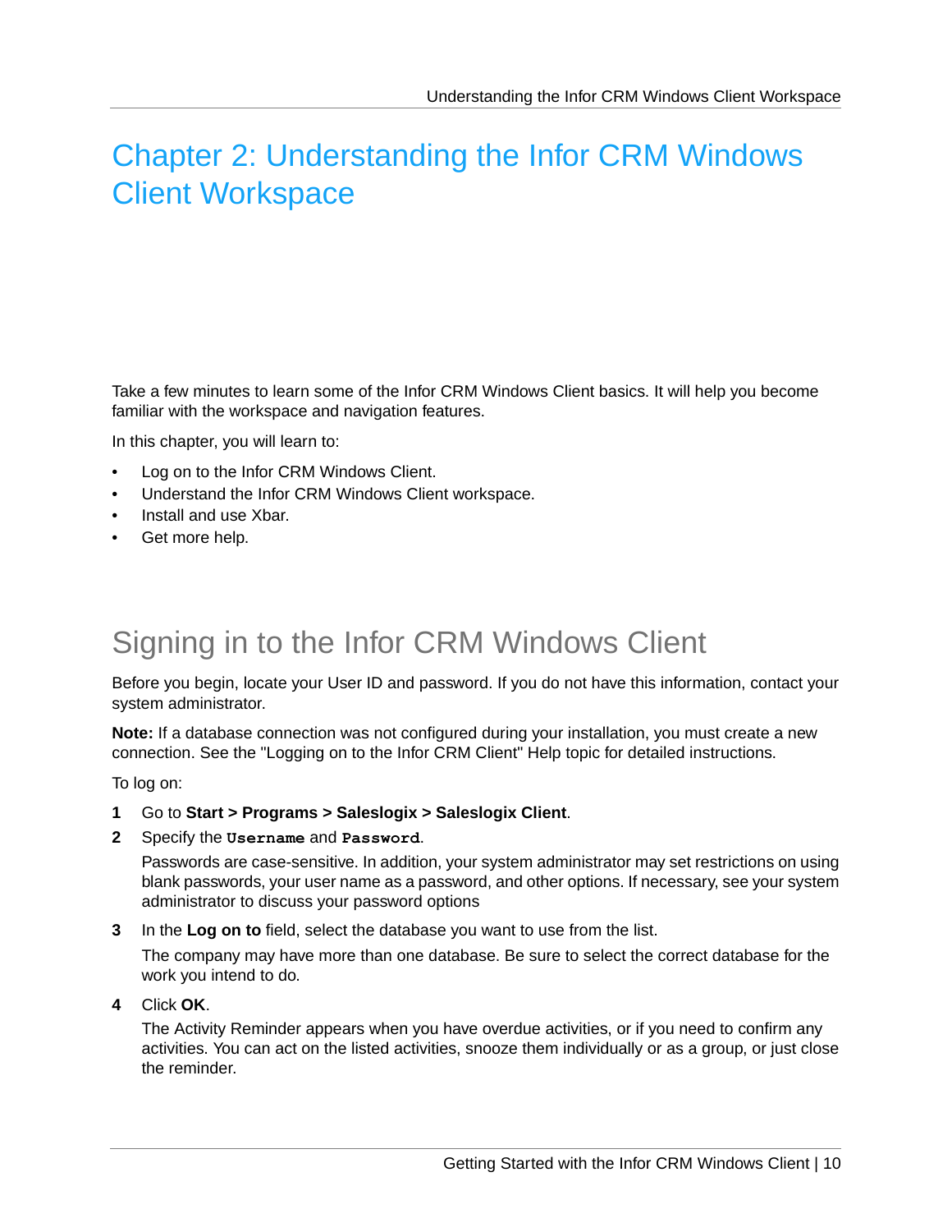# Chapter 2: Understanding the Infor CRM Windows Client Workspace

Take a few minutes to learn some of the Infor CRM Windows Client basics. It will help you become familiar with the workspace and navigation features.

In this chapter, you will learn to:

- Log on to the Infor CRM Windows Client.
- Understand the Infor CRM Windows Client workspace.
- Install and use Xbar.
- Get more help.

## Signing in to the Infor CRM Windows Client

Before you begin, locate your User ID and password. If you do not have this information, contact your system administrator.

**Note:** If a database connection was not configured during your installation, you must create a new connection. See the "Logging on to the Infor CRM Client" Help topic for detailed instructions.

To log on:

1. Go to **Start > Programs > Saleslogix > Saleslogix Client**.
2. Specify the **`Username`** and **`Password`**.

   Passwords are case-sensitive. In addition, your system administrator may set restrictions on using blank passwords, your user name as a password, and other options. If necessary, see your system administrator to discuss your password options
3. In the **Log on to** field, select the database you want to use from the list.

   The company may have more than one database. Be sure to select the correct database for the work you intend to do.
4. Click **OK**.

   The Activity Reminder appears when you have overdue activities, or if you need to confirm any activities. You can act on the listed activities, snooze them individually or as a group, or just close the reminder.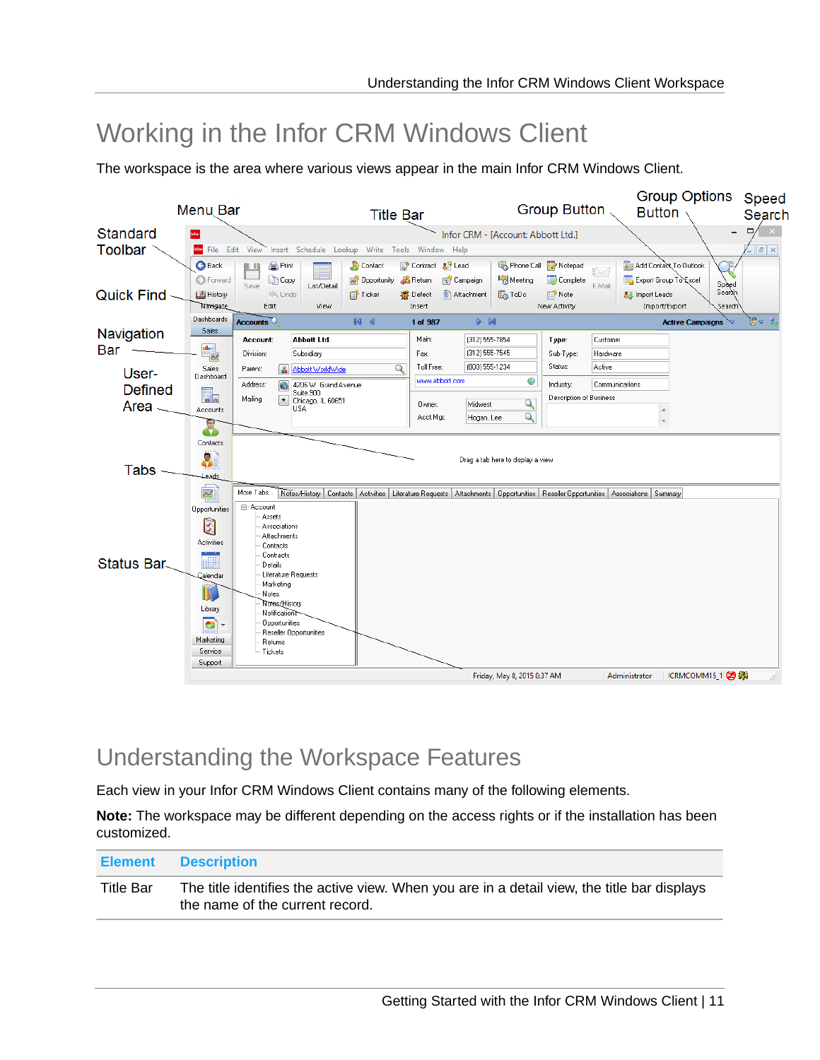# Working in the Infor CRM Windows Client

The workspace is the area where various views appear in the main Infor CRM Windows Client.

## Understanding the Workspace Features

Each view in your Infor CRM Windows Client contains many of the following elements.

**Note:** The workspace may be different depending on the access rights or if the installation has been customized.

| Element | Description |
|---|---|
| Title Bar | The title identifies the active view. When you are in a detail view, the title bar displays the name of the current record. |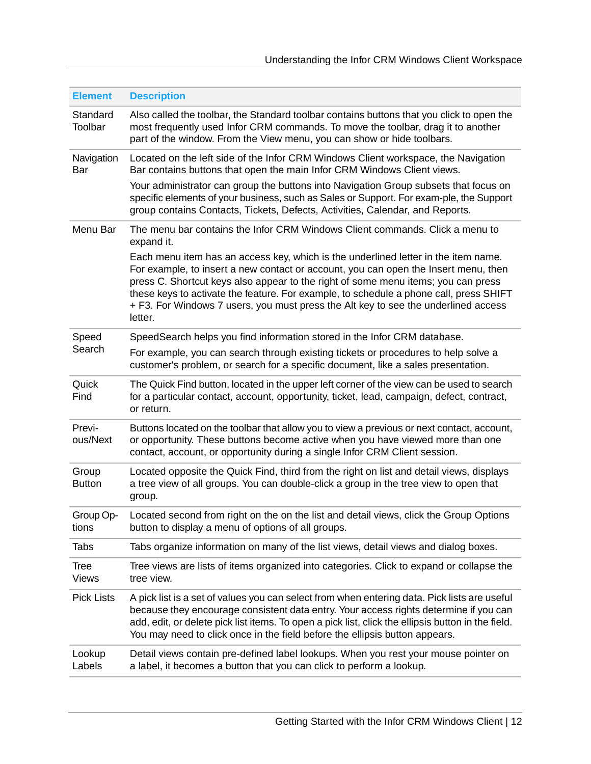| Element | Description |
|---|---|
| Standard Toolbar | Also called the toolbar, the Standard toolbar contains buttons that you click to open the most frequently used Infor CRM commands. To move the toolbar, drag it to another part of the window. From the View menu, you can show or hide toolbars. |
| Navigation Bar | Located on the left side of the Infor CRM Windows Client workspace, the Navigation Bar contains buttons that open the main Infor CRM Windows Client views.<br><br>Your administrator can group the buttons into Navigation Group subsets that focus on specific elements of your business, such as Sales or Support. For exam-ple, the Support group contains Contacts, Tickets, Defects, Activities, Calendar, and Reports. |
| Menu Bar | The menu bar contains the Infor CRM Windows Client commands. Click a menu to expand it.<br><br>Each menu item has an access key, which is the underlined letter in the item name. For example, to insert a new contact or account, you can open the Insert menu, then press C. Shortcut keys also appear to the right of some menu items; you can press these keys to activate the feature. For example, to schedule a phone call, press SHIFT + F3. For Windows 7 users, you must press the Alt key to see the underlined access letter. |
| Speed Search | SpeedSearch helps you find information stored in the Infor CRM database.<br><br>For example, you can search through existing tickets or procedures to help solve a customer's problem, or search for a specific document, like a sales presentation. |
| Quick Find | The Quick Find button, located in the upper left corner of the view can be used to search for a particular contact, account, opportunity, ticket, lead, campaign, defect, contract, or return. |
| Previ-ous/Next | Buttons located on the toolbar that allow you to view a previous or next contact, account, or opportunity. These buttons become active when you have viewed more than one contact, account, or opportunity during a single Infor CRM Client session. |
| Group Button | Located opposite the Quick Find, third from the right on list and detail views, displays a tree view of all groups. You can double-click a group in the tree view to open that group. |
| Group Op-tions | Located second from right on the on the list and detail views, click the Group Options button to display a menu of options of all groups. |
| Tabs | Tabs organize information on many of the list views, detail views and dialog boxes. |
| Tree Views | Tree views are lists of items organized into categories. Click to expand or collapse the tree view. |
| Pick Lists | A pick list is a set of values you can select from when entering data. Pick lists are useful because they encourage consistent data entry. Your access rights determine if you can add, edit, or delete pick list items. To open a pick list, click the ellipsis button in the field. You may need to click once in the field before the ellipsis button appears. |
| Lookup Labels | Detail views contain pre-defined label lookups. When you rest your mouse pointer on a label, it becomes a button that you can click to perform a lookup. |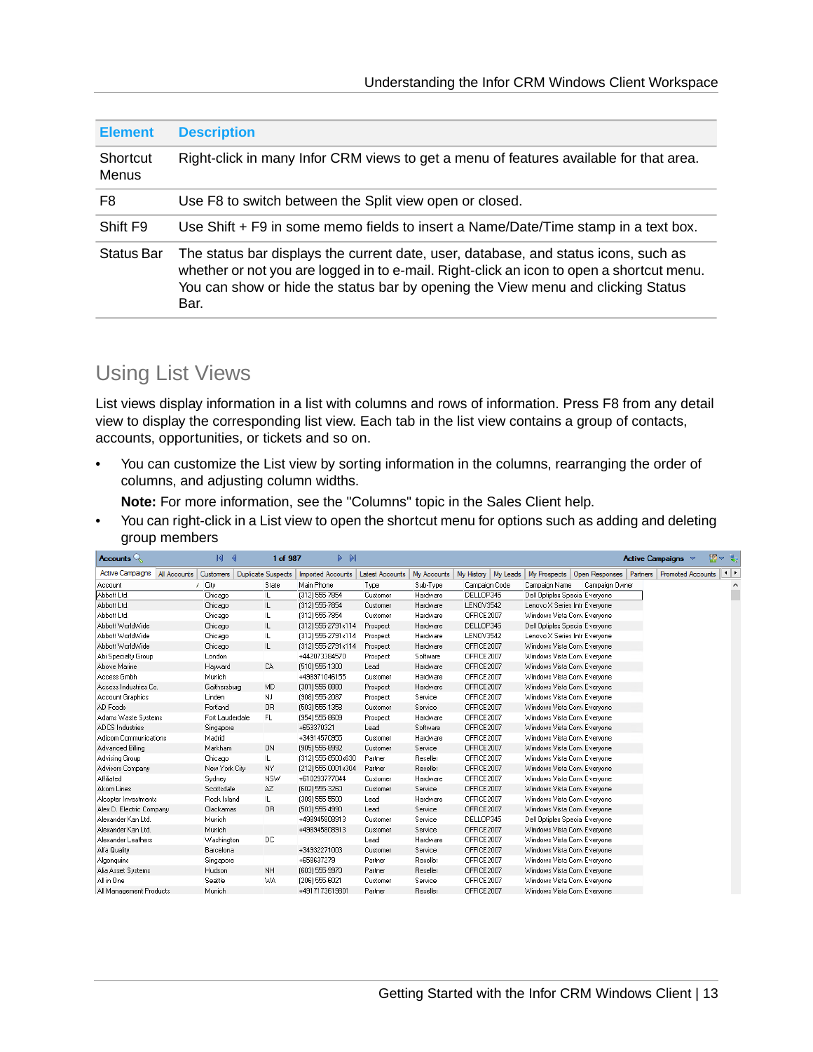| Element | Description |
| --- | --- |
| Shortcut Menus | Right-click in many Infor CRM views to get a menu of features available for that area. |
| F8 | Use F8 to switch between the Split view open or closed. |
| Shift F9 | Use Shift + F9 in some memo fields to insert a Name/Date/Time stamp in a text box. |
| Status Bar | The status bar displays the current date, user, database, and status icons, such as whether or not you are logged in to e-mail. Right-click an icon to open a shortcut menu. You can show or hide the status bar by opening the View menu and clicking Status Bar. |

## Using List Views

List views display information in a list with columns and rows of information. Press F8 from any detail view to display the corresponding list view. Each tab in the list view contains a group of contacts, accounts, opportunities, or tickets and so on.

- You can customize the List view by sorting information in the columns, rearranging the order of columns, and adjusting column widths.

  **Note:** For more information, see the "Columns" topic in the Sales Client help.

- You can right-click in a List view to open the shortcut menu for options such as adding and deleting group members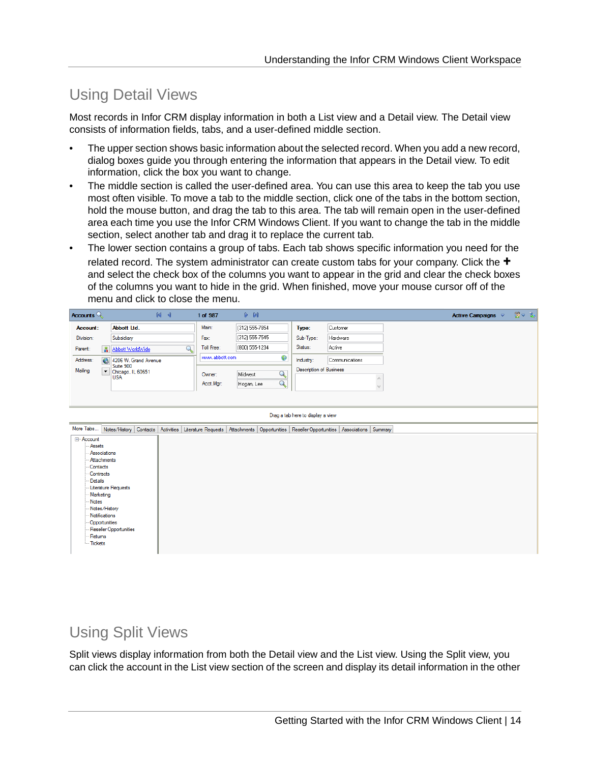# Using Detail Views

Most records in Infor CRM display information in both a List view and a Detail view. The Detail view consists of information fields, tabs, and a user-defined middle section.

- The upper section shows basic information about the selected record. When you add a new record, dialog boxes guide you through entering the information that appears in the Detail view. To edit information, click the box you want to change.
- The middle section is called the user-defined area. You can use this area to keep the tab you use most often visible. To move a tab to the middle section, click one of the tabs in the bottom section, hold the mouse button, and drag the tab to this area. The tab will remain open in the user-defined area each time you use the Infor CRM Windows Client. If you want to change the tab in the middle section, select another tab and drag it to replace the current tab.
- The lower section contains a group of tabs. Each tab shows specific information you need for the related record. The system administrator can create custom tabs for your company. Click the **+** and select the check box of the columns you want to appear in the grid and clear the check boxes of the columns you want to hide in the grid. When finished, move your mouse cursor off of the menu and click to close the menu.

# Using Split Views

Split views display information from both the Detail view and the List view. Using the Split view, you can click the account in the List view section of the screen and display its detail information in the other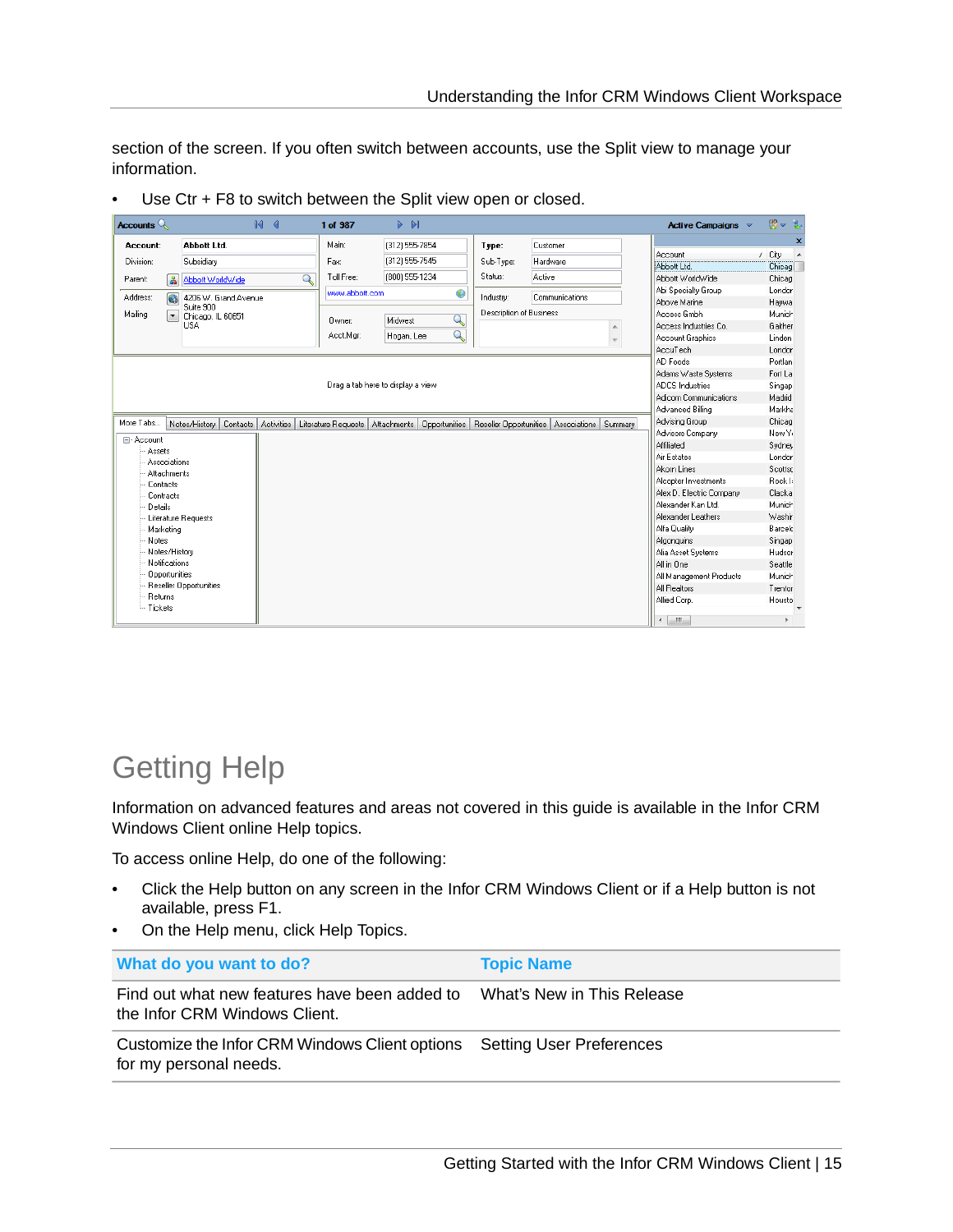section of the screen. If you often switch between accounts, use the Split view to manage your information.

- Use Ctr + F8 to switch between the Split view open or closed.

# Getting Help

Information on advanced features and areas not covered in this guide is available in the Infor CRM Windows Client online Help topics.

To access online Help, do one of the following:

- Click the Help button on any screen in the Infor CRM Windows Client or if a Help button is not available, press F1.
- On the Help menu, click Help Topics.

| What do you want to do? | Topic Name |
| --- | --- |
| Find out what new features have been added to the Infor CRM Windows Client. | What's New in This Release |
| Customize the Infor CRM Windows Client options for my personal needs. | Setting User Preferences |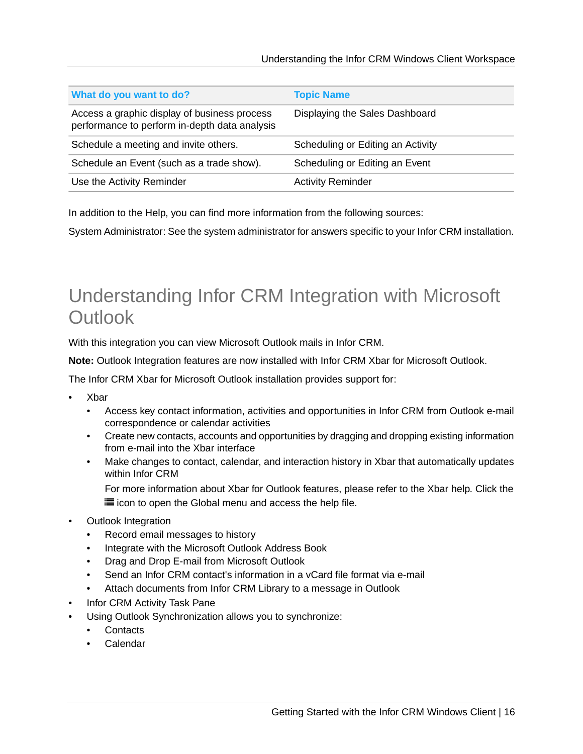| What do you want to do? | Topic Name |
|---|---|
| Access a graphic display of business process performance to perform in-depth data analysis | Displaying the Sales Dashboard |
| Schedule a meeting and invite others. | Scheduling or Editing an Activity |
| Schedule an Event (such as a trade show). | Scheduling or Editing an Event |
| Use the Activity Reminder | Activity Reminder |

In addition to the Help, you can find more information from the following sources:

System Administrator: See the system administrator for answers specific to your Infor CRM installation.

# Understanding Infor CRM Integration with Microsoft Outlook

With this integration you can view Microsoft Outlook mails in Infor CRM.

**Note:** Outlook Integration features are now installed with Infor CRM Xbar for Microsoft Outlook.

The Infor CRM Xbar for Microsoft Outlook installation provides support for:

- Xbar
  - Access key contact information, activities and opportunities in Infor CRM from Outlook e-mail correspondence or calendar activities
  - Create new contacts, accounts and opportunities by dragging and dropping existing information from e-mail into the Xbar interface
  - Make changes to contact, calendar, and interaction history in Xbar that automatically updates within Infor CRM

    For more information about Xbar for Outlook features, please refer to the Xbar help. Click the ☰ icon to open the Global menu and access the help file.
- Outlook Integration
  - Record email messages to history
  - Integrate with the Microsoft Outlook Address Book
  - Drag and Drop E-mail from Microsoft Outlook
  - Send an Infor CRM contact's information in a vCard file format via e-mail
  - Attach documents from Infor CRM Library to a message in Outlook
- Infor CRM Activity Task Pane
- Using Outlook Synchronization allows you to synchronize:
  - Contacts
  - Calendar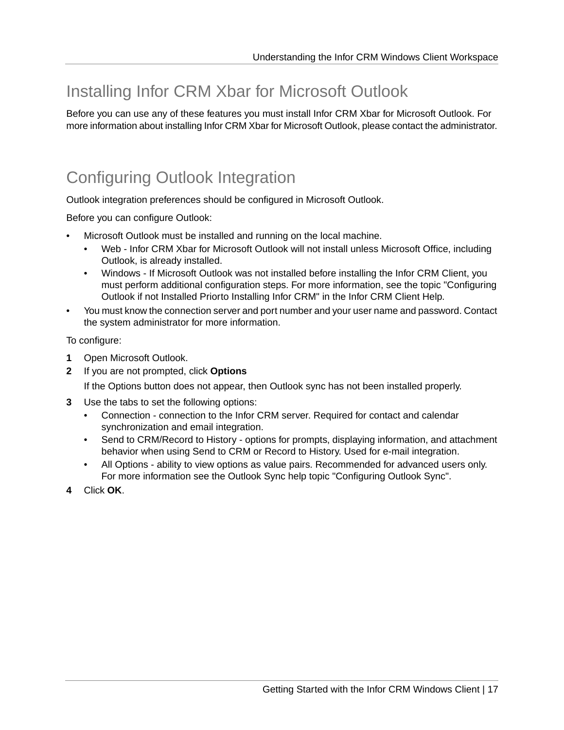# Installing Infor CRM Xbar for Microsoft Outlook

Before you can use any of these features you must install Infor CRM Xbar for Microsoft Outlook. For more information about installing Infor CRM Xbar for Microsoft Outlook, please contact the administrator.

# Configuring Outlook Integration

Outlook integration preferences should be configured in Microsoft Outlook.

Before you can configure Outlook:

- Microsoft Outlook must be installed and running on the local machine.
  - Web - Infor CRM Xbar for Microsoft Outlook will not install unless Microsoft Office, including Outlook, is already installed.
  - Windows - If Microsoft Outlook was not installed before installing the Infor CRM Client, you must perform additional configuration steps. For more information, see the topic "Configuring Outlook if not Installed Priorto Installing Infor CRM" in the Infor CRM Client Help.
- You must know the connection server and port number and your user name and password. Contact the system administrator for more information.

To configure:

1. Open Microsoft Outlook.
2. If you are not prompted, click **Options**

   If the Options button does not appear, then Outlook sync has not been installed properly.
3. Use the tabs to set the following options:
   - Connection - connection to the Infor CRM server. Required for contact and calendar synchronization and email integration.
   - Send to CRM/Record to History - options for prompts, displaying information, and attachment behavior when using Send to CRM or Record to History. Used for e-mail integration.
   - All Options - ability to view options as value pairs. Recommended for advanced users only. For more information see the Outlook Sync help topic "Configuring Outlook Sync".
4. Click **OK**.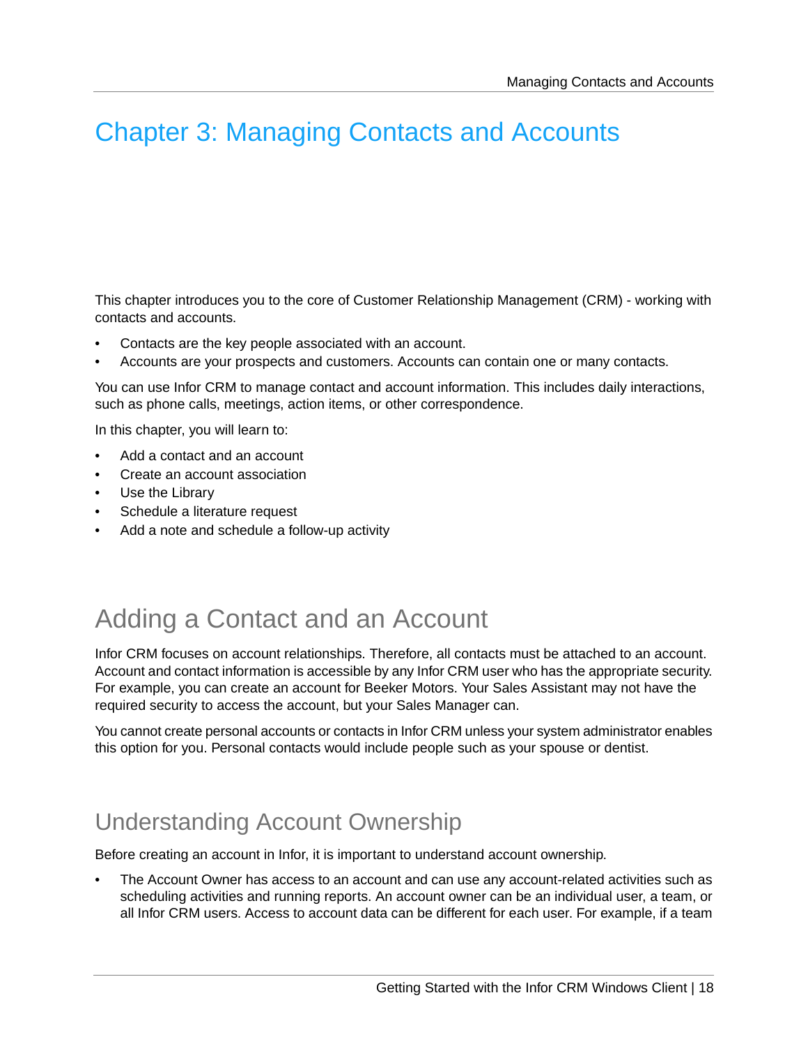# Chapter 3: Managing Contacts and Accounts

This chapter introduces you to the core of Customer Relationship Management (CRM) - working with contacts and accounts.

- Contacts are the key people associated with an account.
- Accounts are your prospects and customers. Accounts can contain one or many contacts.

You can use Infor CRM to manage contact and account information. This includes daily interactions, such as phone calls, meetings, action items, or other correspondence.

In this chapter, you will learn to:

- Add a contact and an account
- Create an account association
- Use the Library
- Schedule a literature request
- Add a note and schedule a follow-up activity

## Adding a Contact and an Account

Infor CRM focuses on account relationships. Therefore, all contacts must be attached to an account. Account and contact information is accessible by any Infor CRM user who has the appropriate security. For example, you can create an account for Beeker Motors. Your Sales Assistant may not have the required security to access the account, but your Sales Manager can.

You cannot create personal accounts or contacts in Infor CRM unless your system administrator enables this option for you. Personal contacts would include people such as your spouse or dentist.

## Understanding Account Ownership

Before creating an account in Infor, it is important to understand account ownership.

- The Account Owner has access to an account and can use any account-related activities such as scheduling activities and running reports. An account owner can be an individual user, a team, or all Infor CRM users. Access to account data can be different for each user. For example, if a team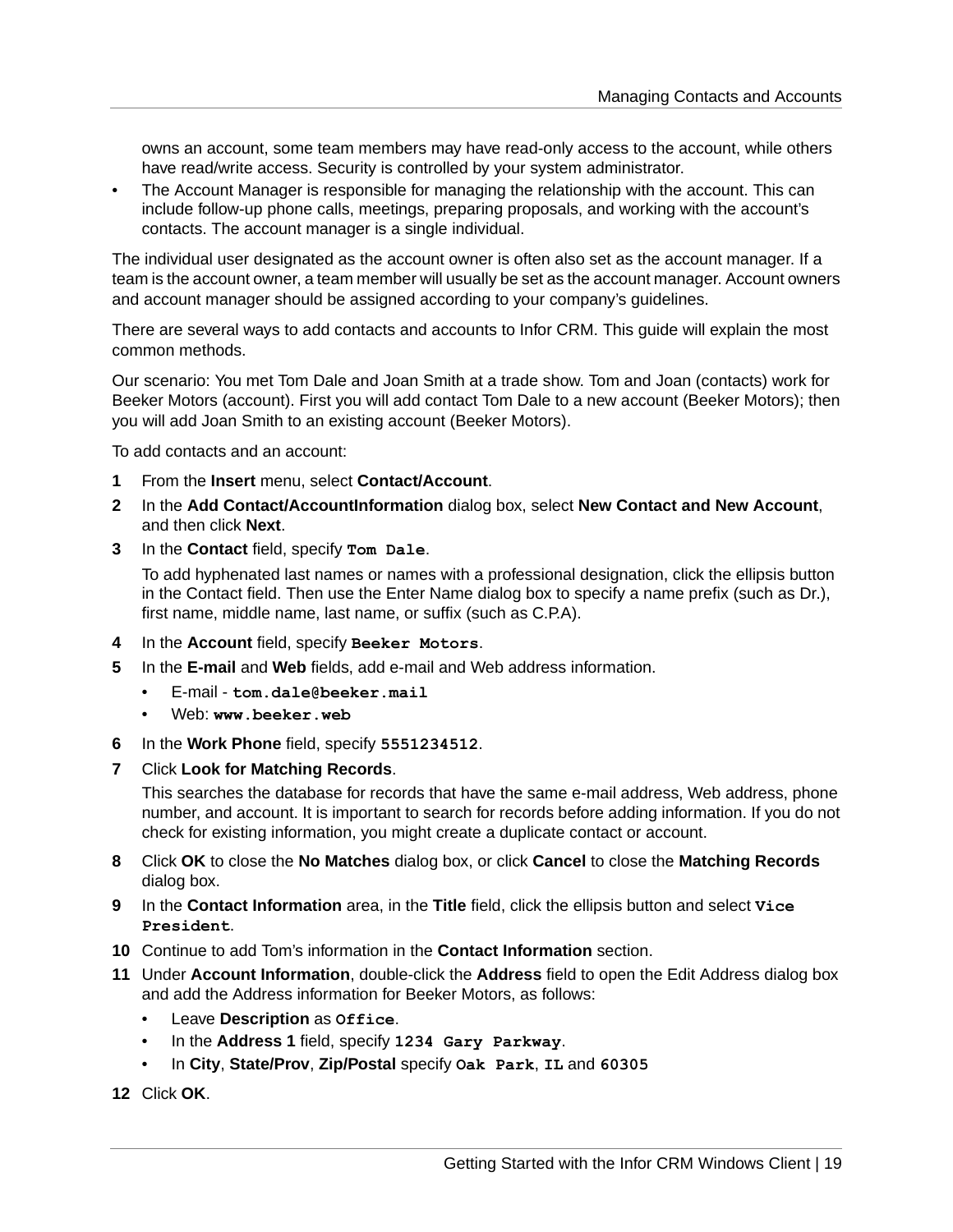owns an account, some team members may have read-only access to the account, while others have read/write access. Security is controlled by your system administrator.

- The Account Manager is responsible for managing the relationship with the account. This can include follow-up phone calls, meetings, preparing proposals, and working with the account's contacts. The account manager is a single individual.

The individual user designated as the account owner is often also set as the account manager. If a team is the account owner, a team member will usually be set as the account manager. Account owners and account manager should be assigned according to your company's guidelines.

There are several ways to add contacts and accounts to Infor CRM. This guide will explain the most common methods.

Our scenario: You met Tom Dale and Joan Smith at a trade show. Tom and Joan (contacts) work for Beeker Motors (account). First you will add contact Tom Dale to a new account (Beeker Motors); then you will add Joan Smith to an existing account (Beeker Motors).

To add contacts and an account:

1. From the **Insert** menu, select **Contact/Account**.
2. In the **Add Contact/AccountInformation** dialog box, select **New Contact and New Account**, and then click **Next**.
3. In the **Contact** field, specify **`Tom Dale`**.

   To add hyphenated last names or names with a professional designation, click the ellipsis button in the Contact field. Then use the Enter Name dialog box to specify a name prefix (such as Dr.), first name, middle name, last name, or suffix (such as C.P.A).

4. In the **Account** field, specify **`Beeker Motors`**.
5. In the **E-mail** and **Web** fields, add e-mail and Web address information.
   - E-mail - **`tom.dale@beeker.mail`**
   - Web: **`www.beeker.web`**
6. In the **Work Phone** field, specify **`5551234512`**.
7. Click **Look for Matching Records**.

   This searches the database for records that have the same e-mail address, Web address, phone number, and account. It is important to search for records before adding information. If you do not check for existing information, you might create a duplicate contact or account.

8. Click **OK** to close the **No Matches** dialog box, or click **Cancel** to close the **Matching Records** dialog box.
9. In the **Contact Information** area, in the **Title** field, click the ellipsis button and select **`Vice President`**.
10. Continue to add Tom's information in the **Contact Information** section.
11. Under **Account Information**, double-click the **Address** field to open the Edit Address dialog box and add the Address information for Beeker Motors, as follows:
    - Leave **Description** as **`Office`**.
    - In the **Address 1** field, specify **`1234 Gary Parkway`**.
    - In **City**, **State/Prov**, **Zip/Postal** specify **`Oak Park`**, **`IL`** and **`60305`**
12. Click **OK**.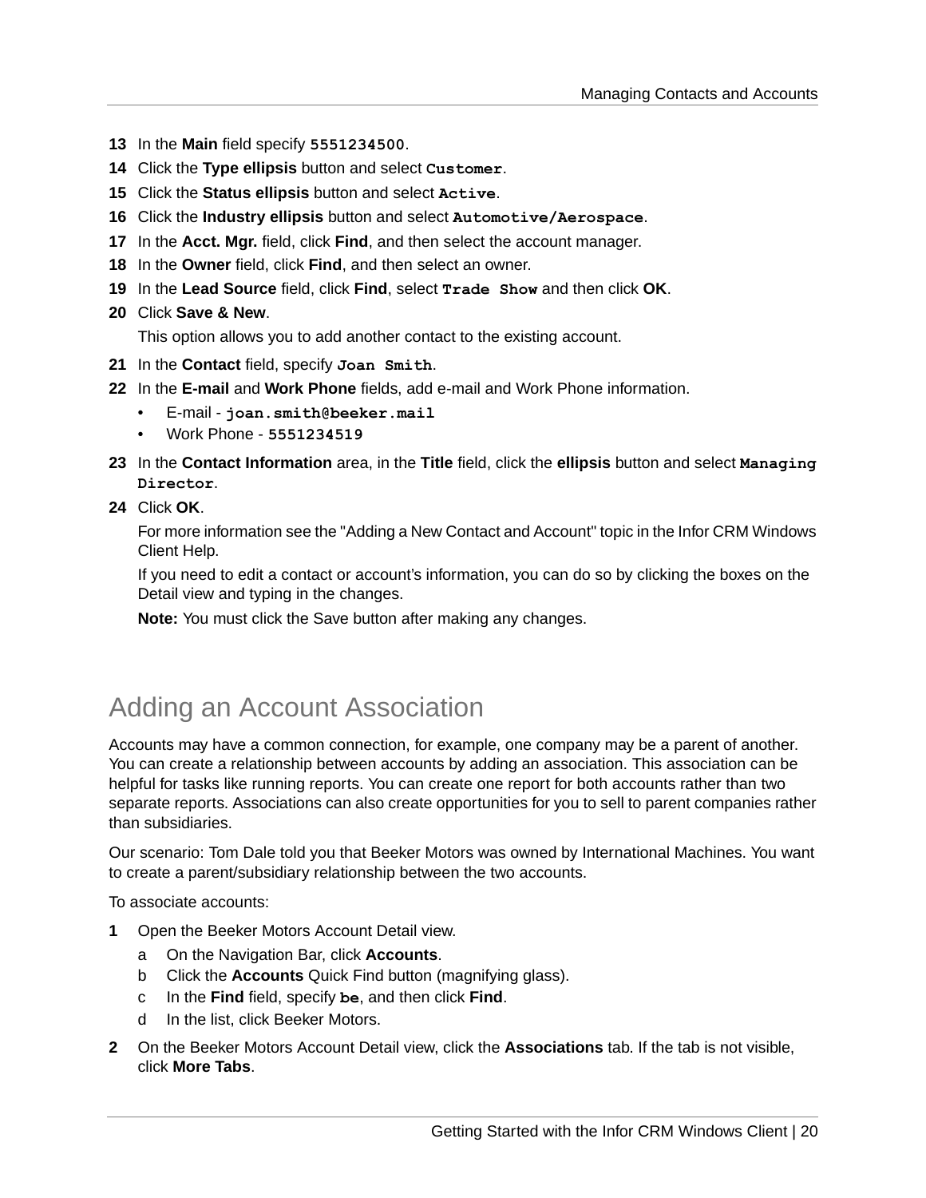13 In the **Main** field specify `5551234500`.

14 Click the **Type ellipsis** button and select `Customer`.

15 Click the **Status ellipsis** button and select `Active`.

16 Click the **Industry ellipsis** button and select `Automotive/Aerospace`.

17 In the **Acct. Mgr.** field, click **Find**, and then select the account manager.

18 In the **Owner** field, click **Find**, and then select an owner.

19 In the **Lead Source** field, click **Find**, select `Trade Show` and then click **OK**.

20 Click **Save & New**.

This option allows you to add another contact to the existing account.

21 In the **Contact** field, specify `Joan Smith`.

22 In the **E-mail** and **Work Phone** fields, add e-mail and Work Phone information.

- E-mail - `joan.smith@beeker.mail`
- Work Phone - `5551234519`

23 In the **Contact Information** area, in the **Title** field, click the **ellipsis** button and select `Managing Director`.

24 Click **OK**.

For more information see the "Adding a New Contact and Account" topic in the Infor CRM Windows Client Help.

If you need to edit a contact or account's information, you can do so by clicking the boxes on the Detail view and typing in the changes.

**Note:** You must click the Save button after making any changes.

## Adding an Account Association

Accounts may have a common connection, for example, one company may be a parent of another. You can create a relationship between accounts by adding an association. This association can be helpful for tasks like running reports. You can create one report for both accounts rather than two separate reports. Associations can also create opportunities for you to sell to parent companies rather than subsidiaries.

Our scenario: Tom Dale told you that Beeker Motors was owned by International Machines. You want to create a parent/subsidiary relationship between the two accounts.

To associate accounts:

1 Open the Beeker Motors Account Detail view.

   a On the Navigation Bar, click **Accounts**.

   b Click the **Accounts** Quick Find button (magnifying glass).

   c In the **Find** field, specify `be`, and then click **Find**.

   d In the list, click Beeker Motors.

2 On the Beeker Motors Account Detail view, click the **Associations** tab. If the tab is not visible, click **More Tabs**.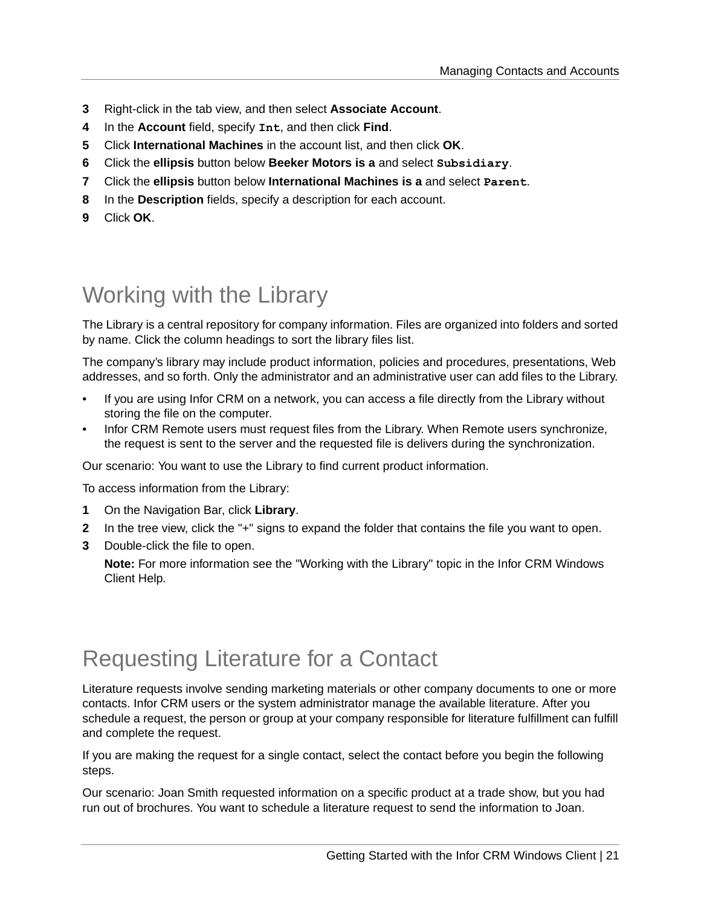3. Right-click in the tab view, and then select **Associate Account**.
4. In the **Account** field, specify `Int`, and then click **Find**.
5. Click **International Machines** in the account list, and then click **OK**.
6. Click the **ellipsis** button below **Beeker Motors is a** and select `Subsidiary`.
7. Click the **ellipsis** button below **International Machines is a** and select `Parent`.
8. In the **Description** fields, specify a description for each account.
9. Click **OK**.

## Working with the Library

The Library is a central repository for company information. Files are organized into folders and sorted by name. Click the column headings to sort the library files list.

The company's library may include product information, policies and procedures, presentations, Web addresses, and so forth. Only the administrator and an administrative user can add files to the Library.

- If you are using Infor CRM on a network, you can access a file directly from the Library without storing the file on the computer.
- Infor CRM Remote users must request files from the Library. When Remote users synchronize, the request is sent to the server and the requested file is delivers during the synchronization.

Our scenario: You want to use the Library to find current product information.

To access information from the Library:

1. On the Navigation Bar, click **Library**.
2. In the tree view, click the "+" signs to expand the folder that contains the file you want to open.
3. Double-click the file to open.

   **Note:** For more information see the "Working with the Library" topic in the Infor CRM Windows Client Help.

## Requesting Literature for a Contact

Literature requests involve sending marketing materials or other company documents to one or more contacts. Infor CRM users or the system administrator manage the available literature. After you schedule a request, the person or group at your company responsible for literature fulfillment can fulfill and complete the request.

If you are making the request for a single contact, select the contact before you begin the following steps.

Our scenario: Joan Smith requested information on a specific product at a trade show, but you had run out of brochures. You want to schedule a literature request to send the information to Joan.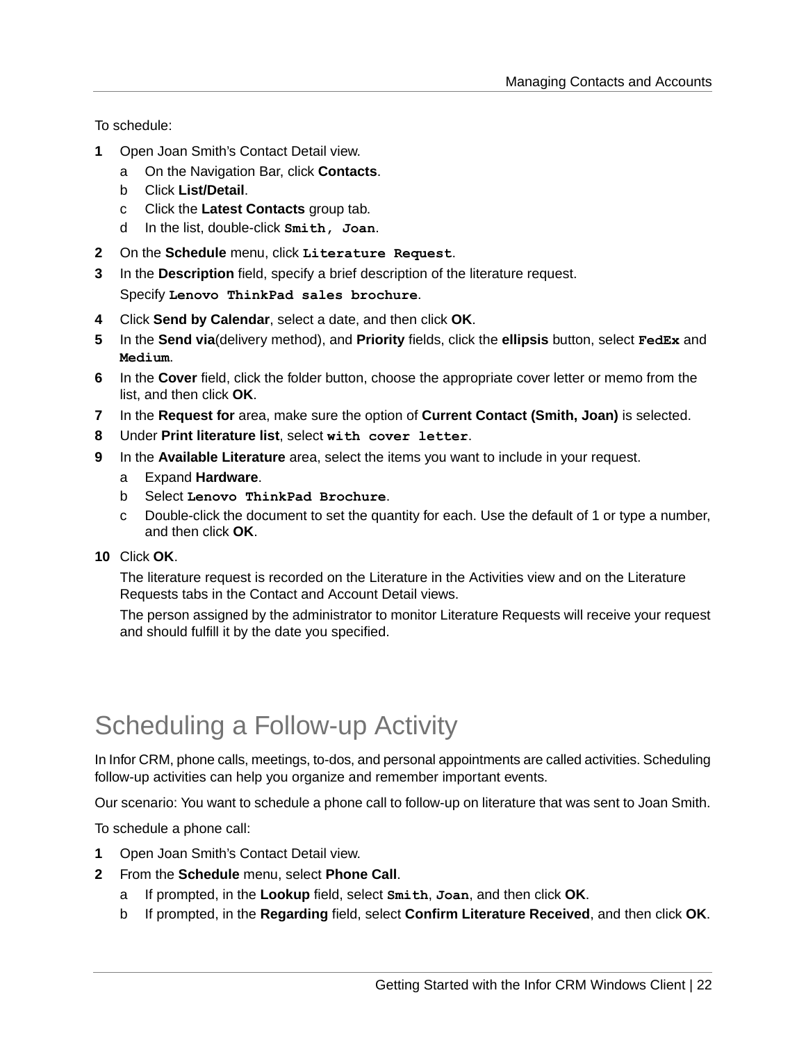To schedule:

1. Open Joan Smith's Contact Detail view.
   a. On the Navigation Bar, click **Contacts**.
   b. Click **List/Detail**.
   c. Click the **Latest Contacts** group tab.
   d. In the list, double-click `Smith, Joan`.
2. On the **Schedule** menu, click `Literature Request`.
3. In the **Description** field, specify a brief description of the literature request.

   Specify `Lenovo ThinkPad sales brochure`.
4. Click **Send by Calendar**, select a date, and then click **OK**.
5. In the **Send via**(delivery method), and **Priority** fields, click the **ellipsis** button, select `FedEx` and `Medium`.
6. In the **Cover** field, click the folder button, choose the appropriate cover letter or memo from the list, and then click **OK**.
7. In the **Request for** area, make sure the option of **Current Contact (Smith, Joan)** is selected.
8. Under **Print literature list**, select `with cover letter`.
9. In the **Available Literature** area, select the items you want to include in your request.
   a. Expand **Hardware**.
   b. Select `Lenovo ThinkPad Brochure`.
   c. Double-click the document to set the quantity for each. Use the default of 1 or type a number, and then click **OK**.
10. Click **OK**.

    The literature request is recorded on the Literature in the Activities view and on the Literature Requests tabs in the Contact and Account Detail views.

    The person assigned by the administrator to monitor Literature Requests will receive your request and should fulfill it by the date you specified.

# Scheduling a Follow-up Activity

In Infor CRM, phone calls, meetings, to-dos, and personal appointments are called activities. Scheduling follow-up activities can help you organize and remember important events.

Our scenario: You want to schedule a phone call to follow-up on literature that was sent to Joan Smith.

To schedule a phone call:

1. Open Joan Smith's Contact Detail view.
2. From the **Schedule** menu, select **Phone Call**.
   a. If prompted, in the **Lookup** field, select `Smith`, `Joan`, and then click **OK**.
   b. If prompted, in the **Regarding** field, select **Confirm Literature Received**, and then click **OK**.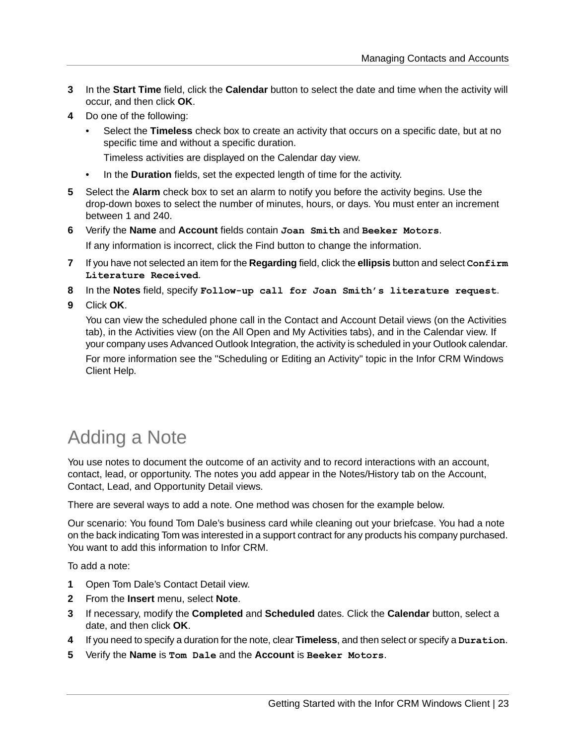3. In the **Start Time** field, click the **Calendar** button to select the date and time when the activity will occur, and then click **OK**.
4. Do one of the following:
   - Select the **Timeless** check box to create an activity that occurs on a specific date, but at no specific time and without a specific duration.

     Timeless activities are displayed on the Calendar day view.
   - In the **Duration** fields, set the expected length of time for the activity.
5. Select the **Alarm** check box to set an alarm to notify you before the activity begins. Use the drop-down boxes to select the number of minutes, hours, or days. You must enter an increment between 1 and 240.
6. Verify the **Name** and **Account** fields contain **`Joan Smith`** and **`Beeker Motors`**.

   If any information is incorrect, click the Find button to change the information.
7. If you have not selected an item for the **Regarding** field, click the **ellipsis** button and select **`Confirm Literature Received`**.
8. In the **Notes** field, specify **`Follow-up call for Joan Smith's literature request`**.
9. Click **OK**.

   You can view the scheduled phone call in the Contact and Account Detail views (on the Activities tab), in the Activities view (on the All Open and My Activities tabs), and in the Calendar view. If your company uses Advanced Outlook Integration, the activity is scheduled in your Outlook calendar.

   For more information see the "Scheduling or Editing an Activity" topic in the Infor CRM Windows Client Help.

# Adding a Note

You use notes to document the outcome of an activity and to record interactions with an account, contact, lead, or opportunity. The notes you add appear in the Notes/History tab on the Account, Contact, Lead, and Opportunity Detail views.

There are several ways to add a note. One method was chosen for the example below.

Our scenario: You found Tom Dale's business card while cleaning out your briefcase. You had a note on the back indicating Tom was interested in a support contract for any products his company purchased. You want to add this information to Infor CRM.

To add a note:

1. Open Tom Dale's Contact Detail view.
2. From the **Insert** menu, select **Note**.
3. If necessary, modify the **Completed** and **Scheduled** dates. Click the **Calendar** button, select a date, and then click **OK**.
4. If you need to specify a duration for the note, clear **Timeless**, and then select or specify a **`Duration`**.
5. Verify the **Name** is **`Tom Dale`** and the **Account** is **`Beeker Motors`**.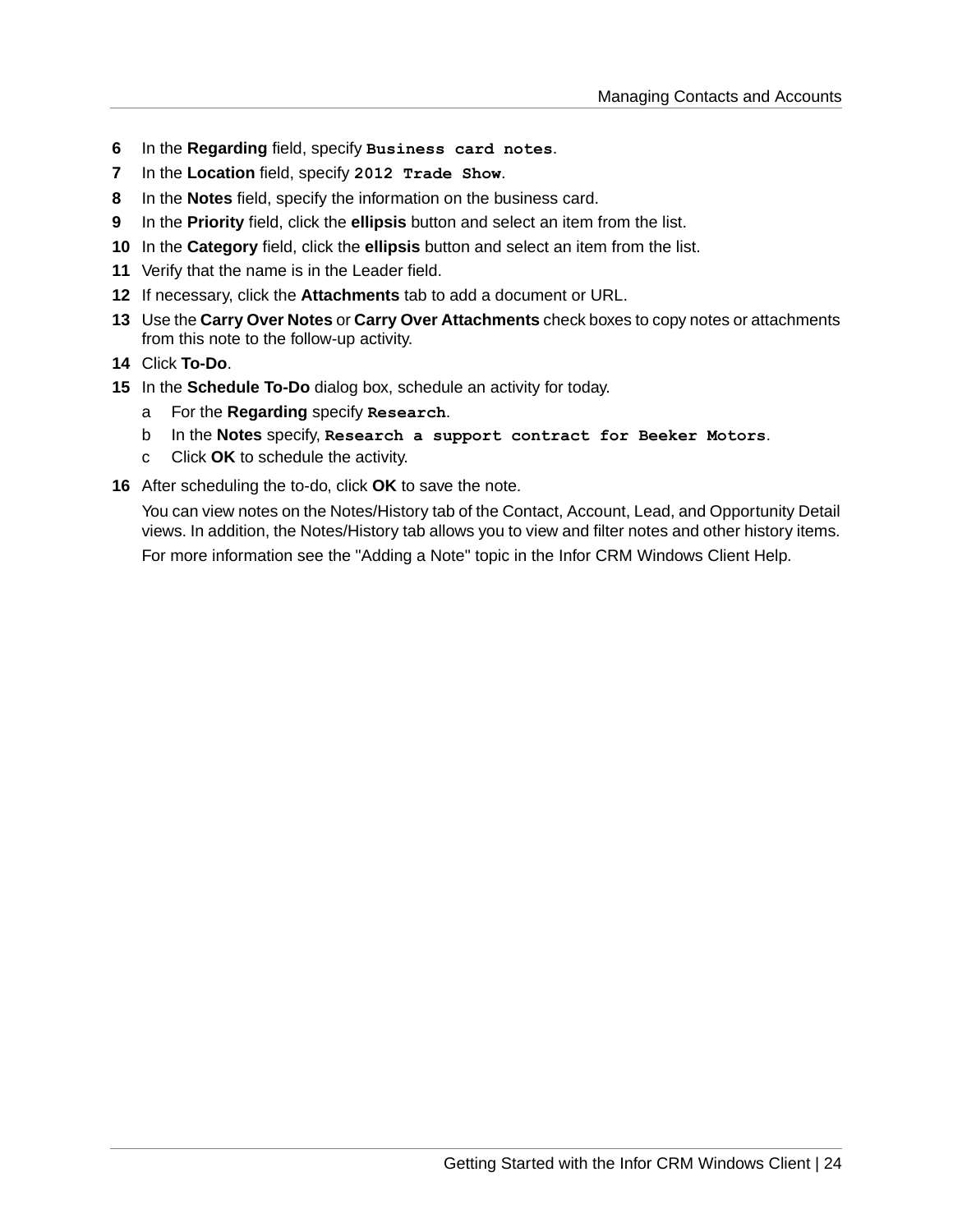6. In the **Regarding** field, specify `Business card notes`.
7. In the **Location** field, specify `2012 Trade Show`.
8. In the **Notes** field, specify the information on the business card.
9. In the **Priority** field, click the **ellipsis** button and select an item from the list.
10. In the **Category** field, click the **ellipsis** button and select an item from the list.
11. Verify that the name is in the Leader field.
12. If necessary, click the **Attachments** tab to add a document or URL.
13. Use the **Carry Over Notes** or **Carry Over Attachments** check boxes to copy notes or attachments from this note to the follow-up activity.
14. Click **To-Do**.
15. In the **Schedule To-Do** dialog box, schedule an activity for today.
    a. For the **Regarding** specify `Research`.
    b. In the **Notes** specify, `Research a support contract for Beeker Motors`.
    c. Click **OK** to schedule the activity.
16. After scheduling the to-do, click **OK** to save the note.

    You can view notes on the Notes/History tab of the Contact, Account, Lead, and Opportunity Detail views. In addition, the Notes/History tab allows you to view and filter notes and other history items.

    For more information see the "Adding a Note" topic in the Infor CRM Windows Client Help.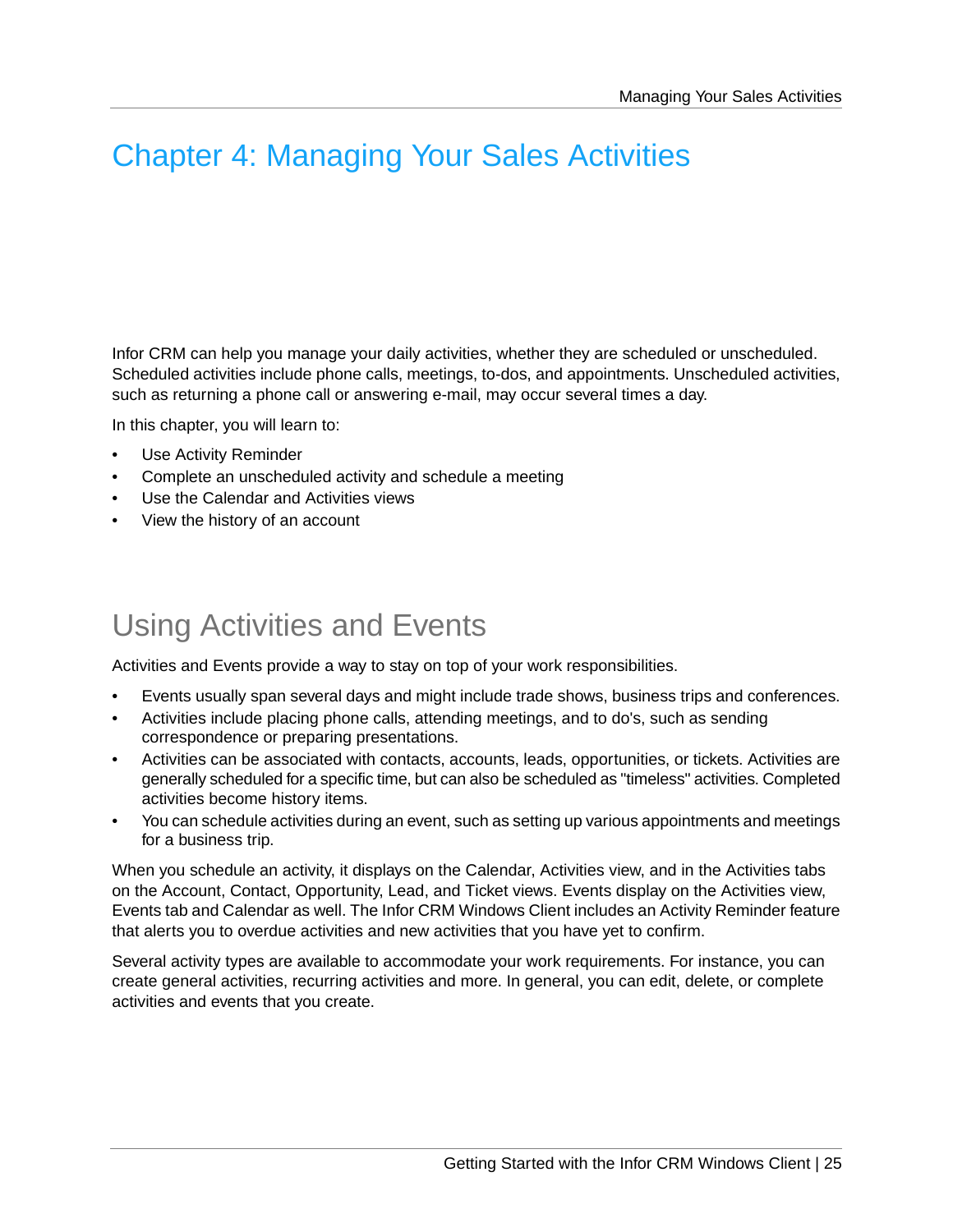# Chapter 4: Managing Your Sales Activities

Infor CRM can help you manage your daily activities, whether they are scheduled or unscheduled. Scheduled activities include phone calls, meetings, to-dos, and appointments. Unscheduled activities, such as returning a phone call or answering e-mail, may occur several times a day.

In this chapter, you will learn to:

- Use Activity Reminder
- Complete an unscheduled activity and schedule a meeting
- Use the Calendar and Activities views
- View the history of an account

## Using Activities and Events

Activities and Events provide a way to stay on top of your work responsibilities.

- Events usually span several days and might include trade shows, business trips and conferences.
- Activities include placing phone calls, attending meetings, and to do's, such as sending correspondence or preparing presentations.
- Activities can be associated with contacts, accounts, leads, opportunities, or tickets. Activities are generally scheduled for a specific time, but can also be scheduled as "timeless" activities. Completed activities become history items.
- You can schedule activities during an event, such as setting up various appointments and meetings for a business trip.

When you schedule an activity, it displays on the Calendar, Activities view, and in the Activities tabs on the Account, Contact, Opportunity, Lead, and Ticket views. Events display on the Activities view, Events tab and Calendar as well. The Infor CRM Windows Client includes an Activity Reminder feature that alerts you to overdue activities and new activities that you have yet to confirm.

Several activity types are available to accommodate your work requirements. For instance, you can create general activities, recurring activities and more. In general, you can edit, delete, or complete activities and events that you create.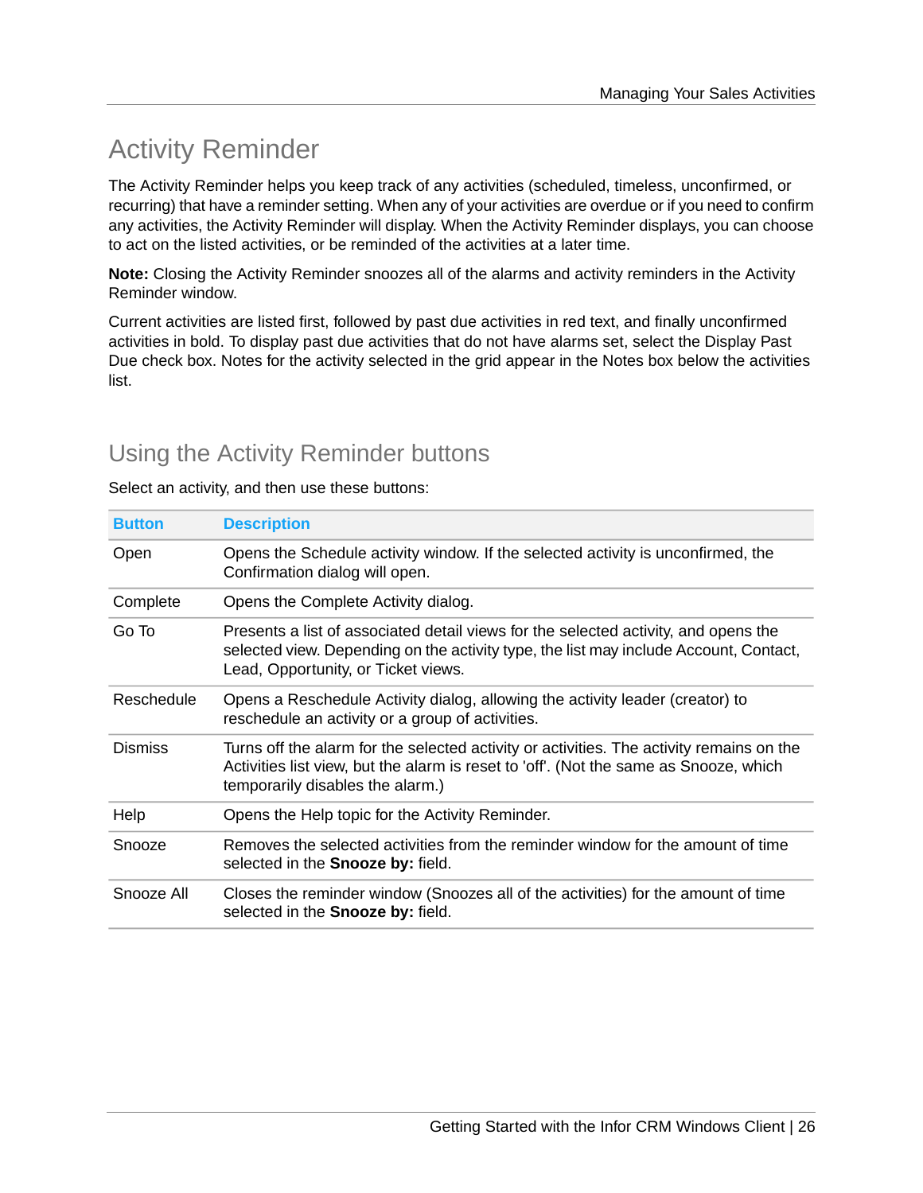# Activity Reminder

The Activity Reminder helps you keep track of any activities (scheduled, timeless, unconfirmed, or recurring) that have a reminder setting. When any of your activities are overdue or if you need to confirm any activities, the Activity Reminder will display. When the Activity Reminder displays, you can choose to act on the listed activities, or be reminded of the activities at a later time.

**Note:** Closing the Activity Reminder snoozes all of the alarms and activity reminders in the Activity Reminder window.

Current activities are listed first, followed by past due activities in red text, and finally unconfirmed activities in bold. To display past due activities that do not have alarms set, select the Display Past Due check box. Notes for the activity selected in the grid appear in the Notes box below the activities list.

## Using the Activity Reminder buttons

Select an activity, and then use these buttons:

| Button | Description |
|---|---|
| Open | Opens the Schedule activity window. If the selected activity is unconfirmed, the Confirmation dialog will open. |
| Complete | Opens the Complete Activity dialog. |
| Go To | Presents a list of associated detail views for the selected activity, and opens the selected view. Depending on the activity type, the list may include Account, Contact, Lead, Opportunity, or Ticket views. |
| Reschedule | Opens a Reschedule Activity dialog, allowing the activity leader (creator) to reschedule an activity or a group of activities. |
| Dismiss | Turns off the alarm for the selected activity or activities. The activity remains on the Activities list view, but the alarm is reset to 'off'. (Not the same as Snooze, which temporarily disables the alarm.) |
| Help | Opens the Help topic for the Activity Reminder. |
| Snooze | Removes the selected activities from the reminder window for the amount of time selected in the **Snooze by:** field. |
| Snooze All | Closes the reminder window (Snoozes all of the activities) for the amount of time selected in the **Snooze by:** field. |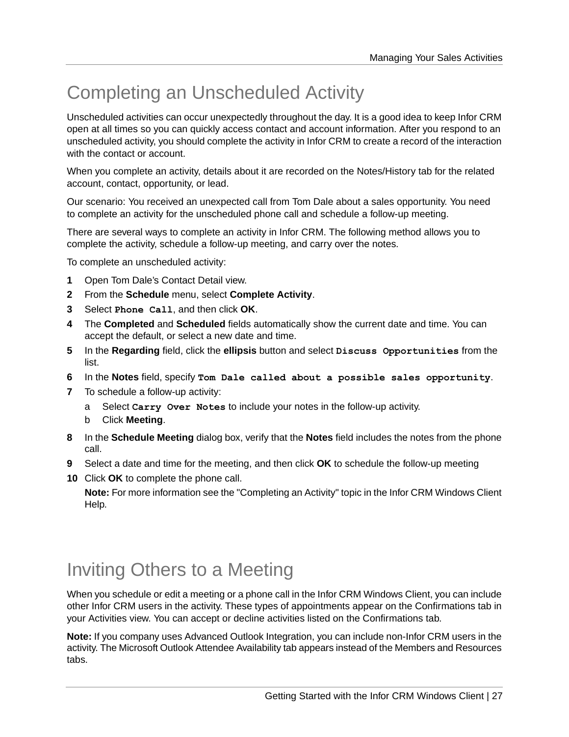# Completing an Unscheduled Activity

Unscheduled activities can occur unexpectedly throughout the day. It is a good idea to keep Infor CRM open at all times so you can quickly access contact and account information. After you respond to an unscheduled activity, you should complete the activity in Infor CRM to create a record of the interaction with the contact or account.

When you complete an activity, details about it are recorded on the Notes/History tab for the related account, contact, opportunity, or lead.

Our scenario: You received an unexpected call from Tom Dale about a sales opportunity. You need to complete an activity for the unscheduled phone call and schedule a follow-up meeting.

There are several ways to complete an activity in Infor CRM. The following method allows you to complete the activity, schedule a follow-up meeting, and carry over the notes.

To complete an unscheduled activity:

1. Open Tom Dale's Contact Detail view.
2. From the **Schedule** menu, select **Complete Activity**.
3. Select **`Phone Call`**, and then click **OK**.
4. The **Completed** and **Scheduled** fields automatically show the current date and time. You can accept the default, or select a new date and time.
5. In the **Regarding** field, click the **ellipsis** button and select **`Discuss Opportunities`** from the list.
6. In the **Notes** field, specify **`Tom Dale called about a possible sales opportunity`**.
7. To schedule a follow-up activity:
   a. Select **`Carry Over Notes`** to include your notes in the follow-up activity.
   b. Click **Meeting**.
8. In the **Schedule Meeting** dialog box, verify that the **Notes** field includes the notes from the phone call.
9. Select a date and time for the meeting, and then click **OK** to schedule the follow-up meeting
10. Click **OK** to complete the phone call.

    **Note:** For more information see the "Completing an Activity" topic in the Infor CRM Windows Client Help.

# Inviting Others to a Meeting

When you schedule or edit a meeting or a phone call in the Infor CRM Windows Client, you can include other Infor CRM users in the activity. These types of appointments appear on the Confirmations tab in your Activities view. You can accept or decline activities listed on the Confirmations tab.

**Note:** If you company uses Advanced Outlook Integration, you can include non-Infor CRM users in the activity. The Microsoft Outlook Attendee Availability tab appears instead of the Members and Resources tabs.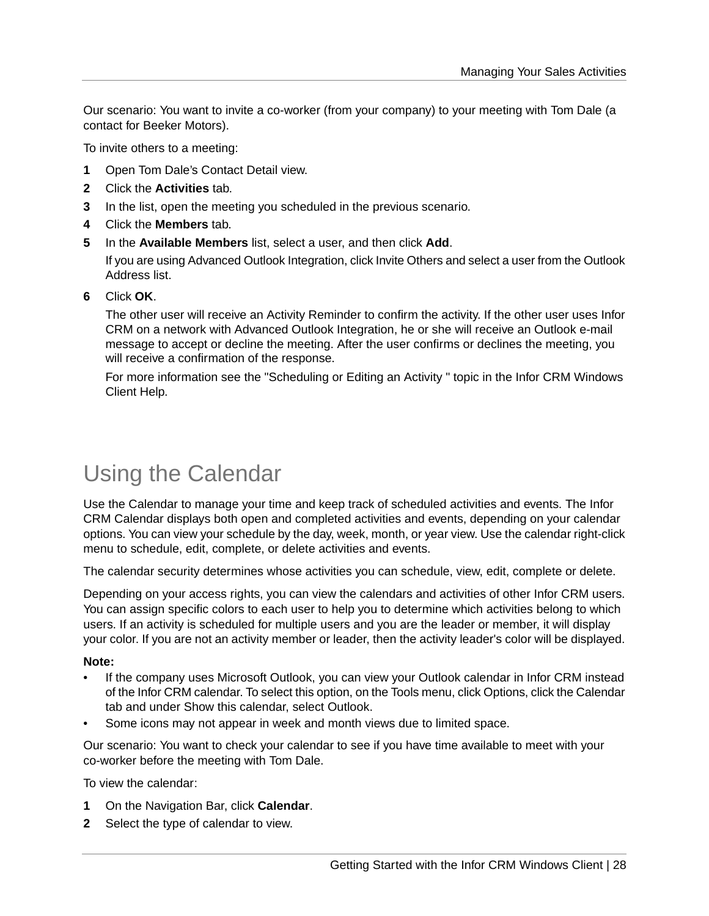Our scenario: You want to invite a co-worker (from your company) to your meeting with Tom Dale (a contact for Beeker Motors).

To invite others to a meeting:

1. Open Tom Dale's Contact Detail view.
2. Click the **Activities** tab.
3. In the list, open the meeting you scheduled in the previous scenario.
4. Click the **Members** tab.
5. In the **Available Members** list, select a user, and then click **Add**.

   If you are using Advanced Outlook Integration, click Invite Others and select a user from the Outlook Address list.

6. Click **OK**.

   The other user will receive an Activity Reminder to confirm the activity. If the other user uses Infor CRM on a network with Advanced Outlook Integration, he or she will receive an Outlook e-mail message to accept or decline the meeting. After the user confirms or declines the meeting, you will receive a confirmation of the response.

   For more information see the "Scheduling or Editing an Activity " topic in the Infor CRM Windows Client Help.

# Using the Calendar

Use the Calendar to manage your time and keep track of scheduled activities and events. The Infor CRM Calendar displays both open and completed activities and events, depending on your calendar options. You can view your schedule by the day, week, month, or year view. Use the calendar right-click menu to schedule, edit, complete, or delete activities and events.

The calendar security determines whose activities you can schedule, view, edit, complete or delete.

Depending on your access rights, you can view the calendars and activities of other Infor CRM users. You can assign specific colors to each user to help you to determine which activities belong to which users. If an activity is scheduled for multiple users and you are the leader or member, it will display your color. If you are not an activity member or leader, then the activity leader's color will be displayed.

**Note:**

- If the company uses Microsoft Outlook, you can view your Outlook calendar in Infor CRM instead of the Infor CRM calendar. To select this option, on the Tools menu, click Options, click the Calendar tab and under Show this calendar, select Outlook.
- Some icons may not appear in week and month views due to limited space.

Our scenario: You want to check your calendar to see if you have time available to meet with your co-worker before the meeting with Tom Dale.

To view the calendar:

1. On the Navigation Bar, click **Calendar**.
2. Select the type of calendar to view.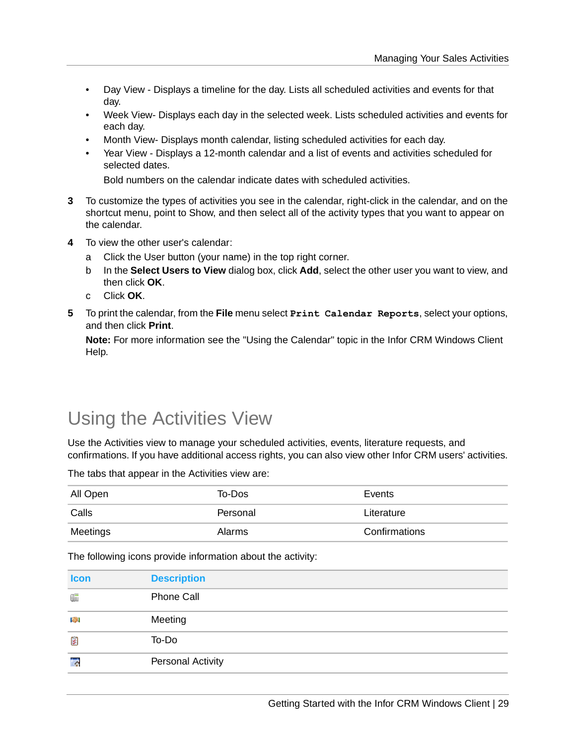- Day View - Displays a timeline for the day. Lists all scheduled activities and events for that day.
- Week View- Displays each day in the selected week. Lists scheduled activities and events for each day.
- Month View- Displays month calendar, listing scheduled activities for each day.
- Year View - Displays a 12-month calendar and a list of events and activities scheduled for selected dates.

  Bold numbers on the calendar indicate dates with scheduled activities.

3. To customize the types of activities you see in the calendar, right-click in the calendar, and on the shortcut menu, point to Show, and then select all of the activity types that you want to appear on the calendar.
4. To view the other user's calendar:
   a. Click the User button (your name) in the top right corner.
   b. In the **Select Users to View** dialog box, click **Add**, select the other user you want to view, and then click **OK**.
   c. Click **OK**.
5. To print the calendar, from the **File** menu select `Print Calendar Reports`, select your options, and then click **Print**.

   **Note:** For more information see the "Using the Calendar" topic in the Infor CRM Windows Client Help.

# Using the Activities View

Use the Activities view to manage your scheduled activities, events, literature requests, and confirmations. If you have additional access rights, you can also view other Infor CRM users' activities.

The tabs that appear in the Activities view are:

| | | |
|---|---|---|
| All Open | To-Dos | Events |
| Calls | Personal | Literature |
| Meetings | Alarms | Confirmations |

The following icons provide information about the activity:

| Icon | Description |
|---|---|
| | Phone Call |
| | Meeting |
| | To-Do |
| | Personal Activity |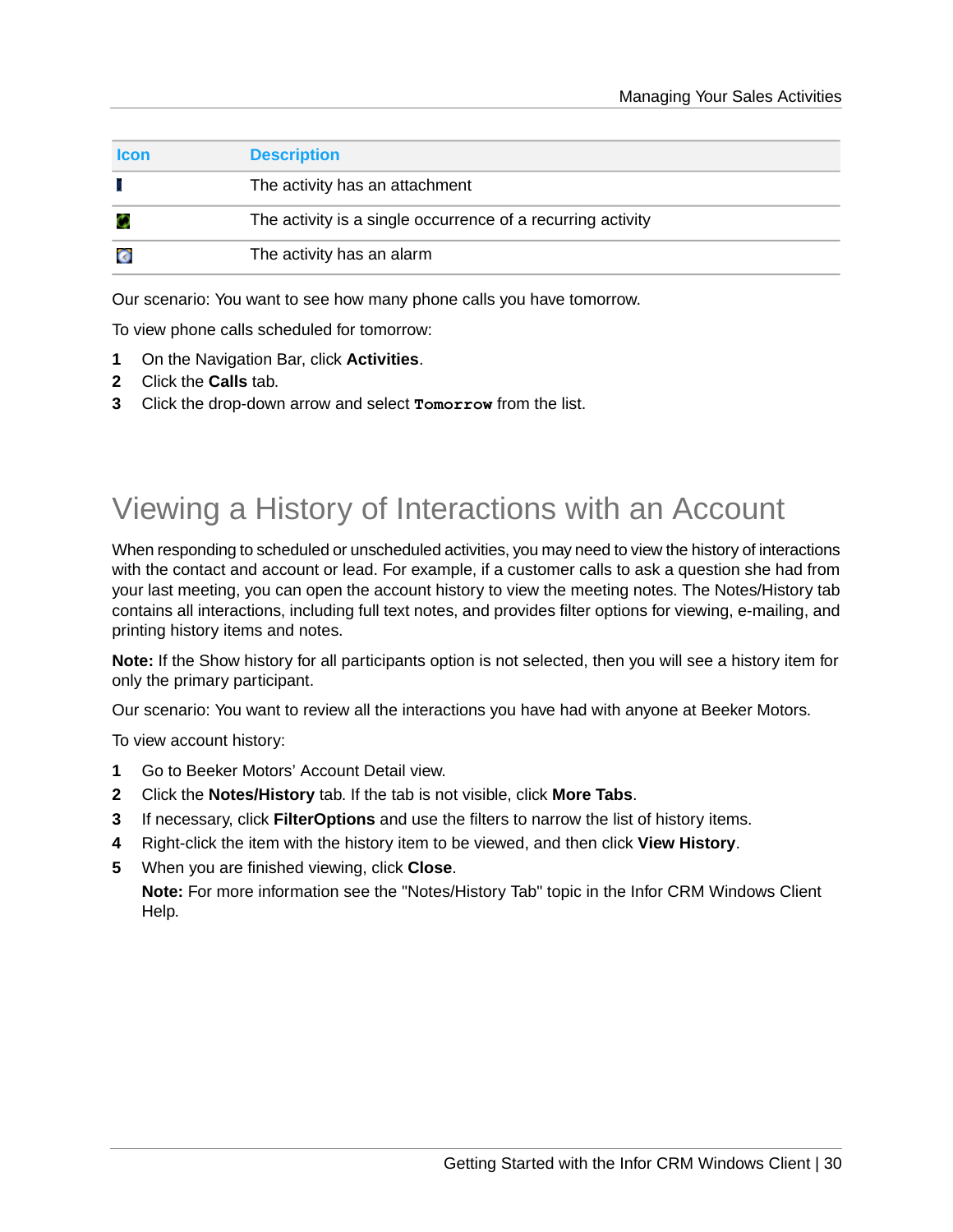| Icon | Description |
| --- | --- |
| | The activity has an attachment |
| | The activity is a single occurrence of a recurring activity |
| | The activity has an alarm |

Our scenario: You want to see how many phone calls you have tomorrow.

To view phone calls scheduled for tomorrow:

1. On the Navigation Bar, click **Activities**.
2. Click the **Calls** tab.
3. Click the drop-down arrow and select `Tomorrow` from the list.

# Viewing a History of Interactions with an Account

When responding to scheduled or unscheduled activities, you may need to view the history of interactions with the contact and account or lead. For example, if a customer calls to ask a question she had from your last meeting, you can open the account history to view the meeting notes. The Notes/History tab contains all interactions, including full text notes, and provides filter options for viewing, e-mailing, and printing history items and notes.

**Note:** If the Show history for all participants option is not selected, then you will see a history item for only the primary participant.

Our scenario: You want to review all the interactions you have had with anyone at Beeker Motors.

To view account history:

1. Go to Beeker Motors' Account Detail view.
2. Click the **Notes/History** tab. If the tab is not visible, click **More Tabs**.
3. If necessary, click **FilterOptions** and use the filters to narrow the list of history items.
4. Right-click the item with the history item to be viewed, and then click **View History**.
5. When you are finished viewing, click **Close**.

   **Note:** For more information see the "Notes/History Tab" topic in the Infor CRM Windows Client Help.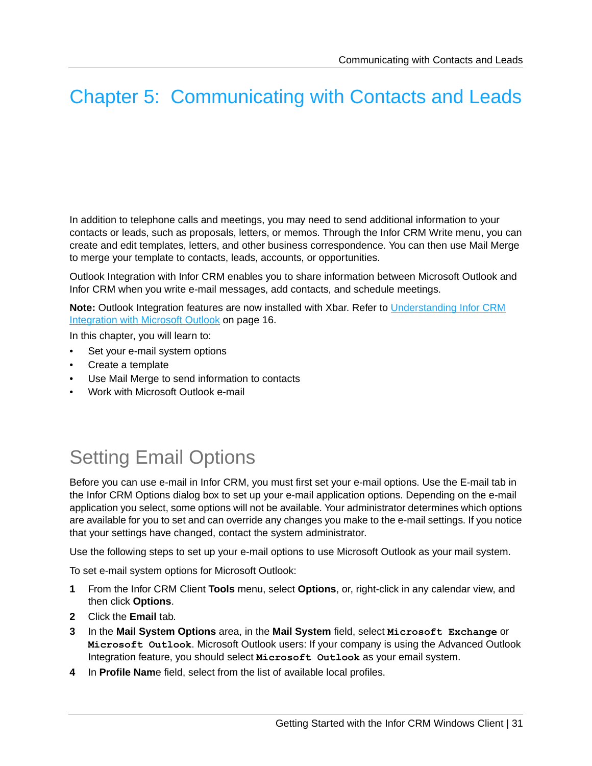# Chapter 5: Communicating with Contacts and Leads

In addition to telephone calls and meetings, you may need to send additional information to your contacts or leads, such as proposals, letters, or memos. Through the Infor CRM Write menu, you can create and edit templates, letters, and other business correspondence. You can then use Mail Merge to merge your template to contacts, leads, accounts, or opportunities.

Outlook Integration with Infor CRM enables you to share information between Microsoft Outlook and Infor CRM when you write e-mail messages, add contacts, and schedule meetings.

**Note:** Outlook Integration features are now installed with Xbar. Refer to Understanding Infor CRM Integration with Microsoft Outlook on page 16.

In this chapter, you will learn to:

- Set your e-mail system options
- Create a template
- Use Mail Merge to send information to contacts
- Work with Microsoft Outlook e-mail

## Setting Email Options

Before you can use e-mail in Infor CRM, you must first set your e-mail options. Use the E-mail tab in the Infor CRM Options dialog box to set up your e-mail application options. Depending on the e-mail application you select, some options will not be available. Your administrator determines which options are available for you to set and can override any changes you make to the e-mail settings. If you notice that your settings have changed, contact the system administrator.

Use the following steps to set up your e-mail options to use Microsoft Outlook as your mail system.

To set e-mail system options for Microsoft Outlook:

1. From the Infor CRM Client **Tools** menu, select **Options**, or, right-click in any calendar view, and then click **Options**.
2. Click the **Email** tab.
3. In the **Mail System Options** area, in the **Mail System** field, select **`Microsoft Exchange`** or **`Microsoft Outlook`**. Microsoft Outlook users: If your company is using the Advanced Outlook Integration feature, you should select **`Microsoft Outlook`** as your email system.
4. In **Profile Nam**e field, select from the list of available local profiles.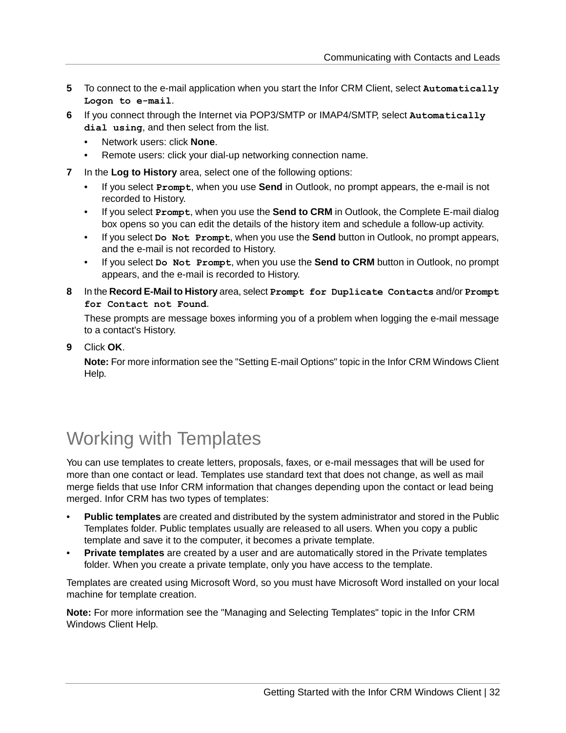5. To connect to the e-mail application when you start the Infor CRM Client, select **`Automatically Logon to e-mail`**.
6. If you connect through the Internet via POP3/SMTP or IMAP4/SMTP, select **`Automatically dial using`**, and then select from the list.
   - Network users: click **None**.
   - Remote users: click your dial-up networking connection name.
7. In the **Log to History** area, select one of the following options:
   - If you select **`Prompt`**, when you use **Send** in Outlook, no prompt appears, the e-mail is not recorded to History.
   - If you select **`Prompt`**, when you use the **Send to CRM** in Outlook, the Complete E-mail dialog box opens so you can edit the details of the history item and schedule a follow-up activity.
   - If you select **`Do Not Prompt`**, when you use the **Send** button in Outlook, no prompt appears, and the e-mail is not recorded to History.
   - If you select **`Do Not Prompt`**, when you use the **Send to CRM** button in Outlook, no prompt appears, and the e-mail is recorded to History.
8. In the **Record E-Mail to History** area, select **`Prompt for Duplicate Contacts`** and/or **`Prompt for Contact not Found`**.

   These prompts are message boxes informing you of a problem when logging the e-mail message to a contact's History.
9. Click **OK**.

   **Note:** For more information see the "Setting E-mail Options" topic in the Infor CRM Windows Client Help.

# Working with Templates

You can use templates to create letters, proposals, faxes, or e-mail messages that will be used for more than one contact or lead. Templates use standard text that does not change, as well as mail merge fields that use Infor CRM information that changes depending upon the contact or lead being merged. Infor CRM has two types of templates:

- **Public templates** are created and distributed by the system administrator and stored in the Public Templates folder. Public templates usually are released to all users. When you copy a public template and save it to the computer, it becomes a private template.
- **Private templates** are created by a user and are automatically stored in the Private templates folder. When you create a private template, only you have access to the template.

Templates are created using Microsoft Word, so you must have Microsoft Word installed on your local machine for template creation.

**Note:** For more information see the "Managing and Selecting Templates" topic in the Infor CRM Windows Client Help.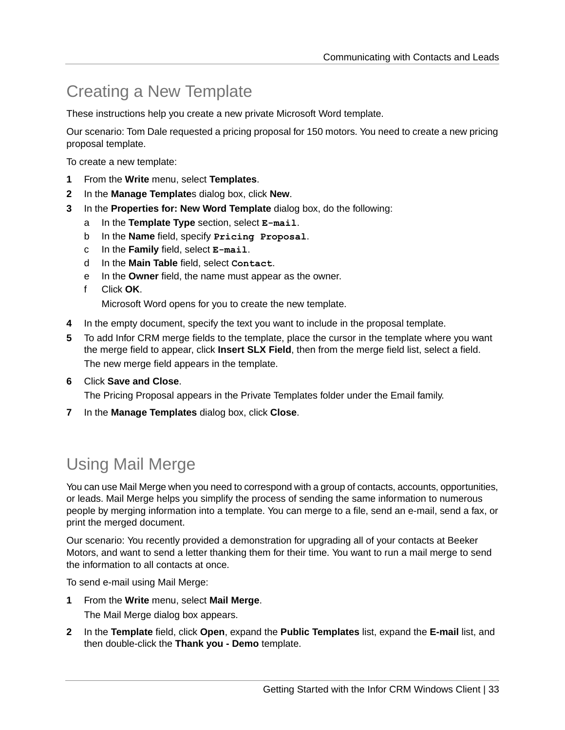## Creating a New Template

These instructions help you create a new private Microsoft Word template.

Our scenario: Tom Dale requested a pricing proposal for 150 motors. You need to create a new pricing proposal template.

To create a new template:

1. From the **Write** menu, select **Templates**.
2. In the **Manage Template**s dialog box, click **New**.
3. In the **Properties for: New Word Template** dialog box, do the following:
   a. In the **Template Type** section, select `E-mail`.
   b. In the **Name** field, specify `Pricing Proposal`.
   c. In the **Family** field, select `E-mail`.
   d. In the **Main Table** field, select `Contact`.
   e. In the **Owner** field, the name must appear as the owner.
   f. Click **OK**.

      Microsoft Word opens for you to create the new template.
4. In the empty document, specify the text you want to include in the proposal template.
5. To add Infor CRM merge fields to the template, place the cursor in the template where you want the merge field to appear, click **Insert SLX Field**, then from the merge field list, select a field.

   The new merge field appears in the template.
6. Click **Save and Close**.

   The Pricing Proposal appears in the Private Templates folder under the Email family.
7. In the **Manage Templates** dialog box, click **Close**.

## Using Mail Merge

You can use Mail Merge when you need to correspond with a group of contacts, accounts, opportunities, or leads. Mail Merge helps you simplify the process of sending the same information to numerous people by merging information into a template. You can merge to a file, send an e-mail, send a fax, or print the merged document.

Our scenario: You recently provided a demonstration for upgrading all of your contacts at Beeker Motors, and want to send a letter thanking them for their time. You want to run a mail merge to send the information to all contacts at once.

To send e-mail using Mail Merge:

1. From the **Write** menu, select **Mail Merge**.

   The Mail Merge dialog box appears.
2. In the **Template** field, click **Open**, expand the **Public Templates** list, expand the **E-mail** list, and then double-click the **Thank you - Demo** template.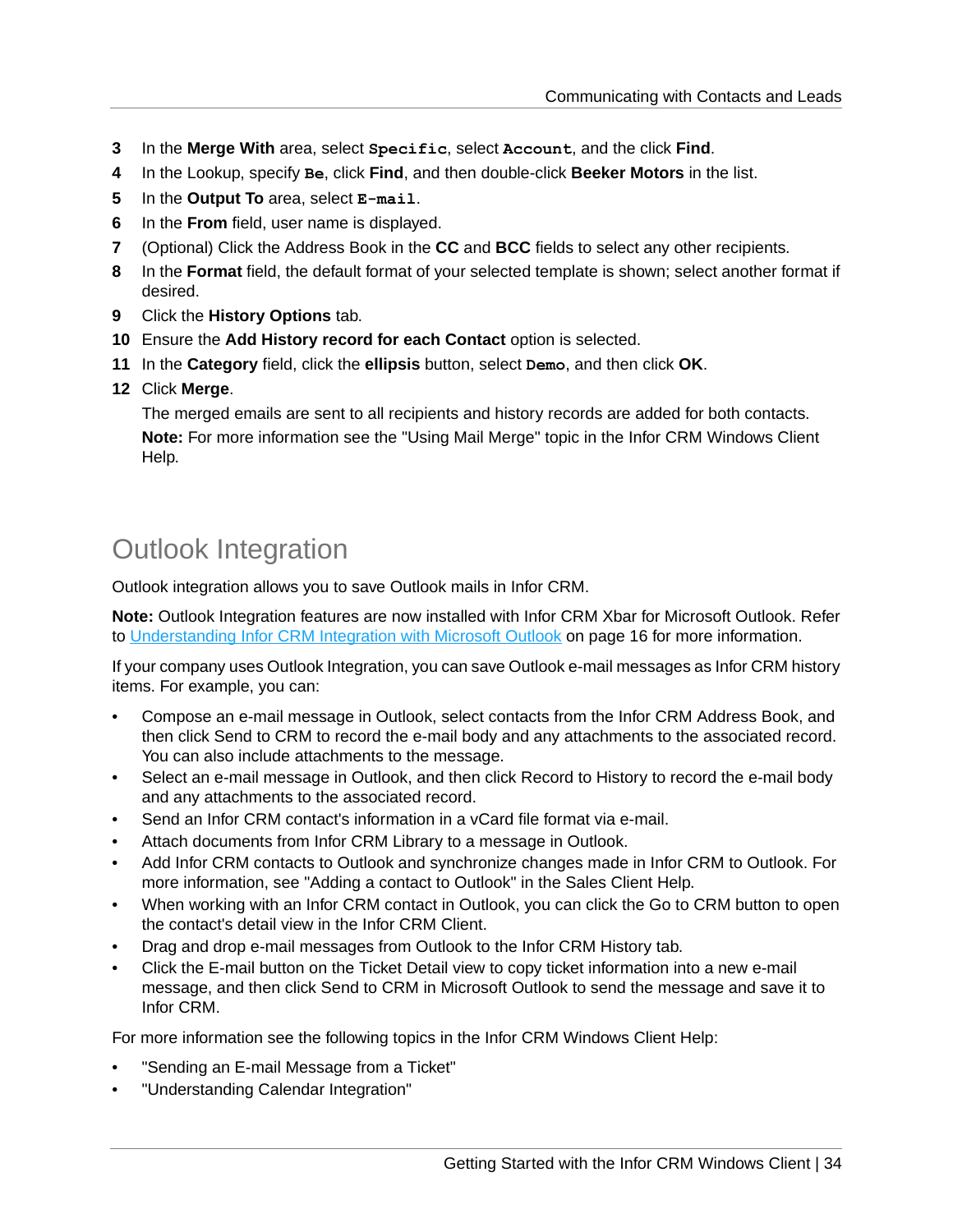3. In the **Merge With** area, select `Specific`, select `Account`, and the click **Find**.
4. In the Lookup, specify `Be`, click **Find**, and then double-click **Beeker Motors** in the list.
5. In the **Output To** area, select `E-mail`.
6. In the **From** field, user name is displayed.
7. (Optional) Click the Address Book in the **CC** and **BCC** fields to select any other recipients.
8. In the **Format** field, the default format of your selected template is shown; select another format if desired.
9. Click the **History Options** tab.
10. Ensure the **Add History record for each Contact** option is selected.
11. In the **Category** field, click the **ellipsis** button, select `Demo`, and then click **OK**.
12. Click **Merge**.

    The merged emails are sent to all recipients and history records are added for both contacts.

    **Note:** For more information see the "Using Mail Merge" topic in the Infor CRM Windows Client Help.

# Outlook Integration

Outlook integration allows you to save Outlook mails in Infor CRM.

**Note:** Outlook Integration features are now installed with Infor CRM Xbar for Microsoft Outlook. Refer to Understanding Infor CRM Integration with Microsoft Outlook on page 16 for more information.

If your company uses Outlook Integration, you can save Outlook e-mail messages as Infor CRM history items. For example, you can:

- Compose an e-mail message in Outlook, select contacts from the Infor CRM Address Book, and then click Send to CRM to record the e-mail body and any attachments to the associated record. You can also include attachments to the message.
- Select an e-mail message in Outlook, and then click Record to History to record the e-mail body and any attachments to the associated record.
- Send an Infor CRM contact's information in a vCard file format via e-mail.
- Attach documents from Infor CRM Library to a message in Outlook.
- Add Infor CRM contacts to Outlook and synchronize changes made in Infor CRM to Outlook. For more information, see "Adding a contact to Outlook" in the Sales Client Help.
- When working with an Infor CRM contact in Outlook, you can click the Go to CRM button to open the contact's detail view in the Infor CRM Client.
- Drag and drop e-mail messages from Outlook to the Infor CRM History tab.
- Click the E-mail button on the Ticket Detail view to copy ticket information into a new e-mail message, and then click Send to CRM in Microsoft Outlook to send the message and save it to Infor CRM.

For more information see the following topics in the Infor CRM Windows Client Help:

- "Sending an E-mail Message from a Ticket"
- "Understanding Calendar Integration"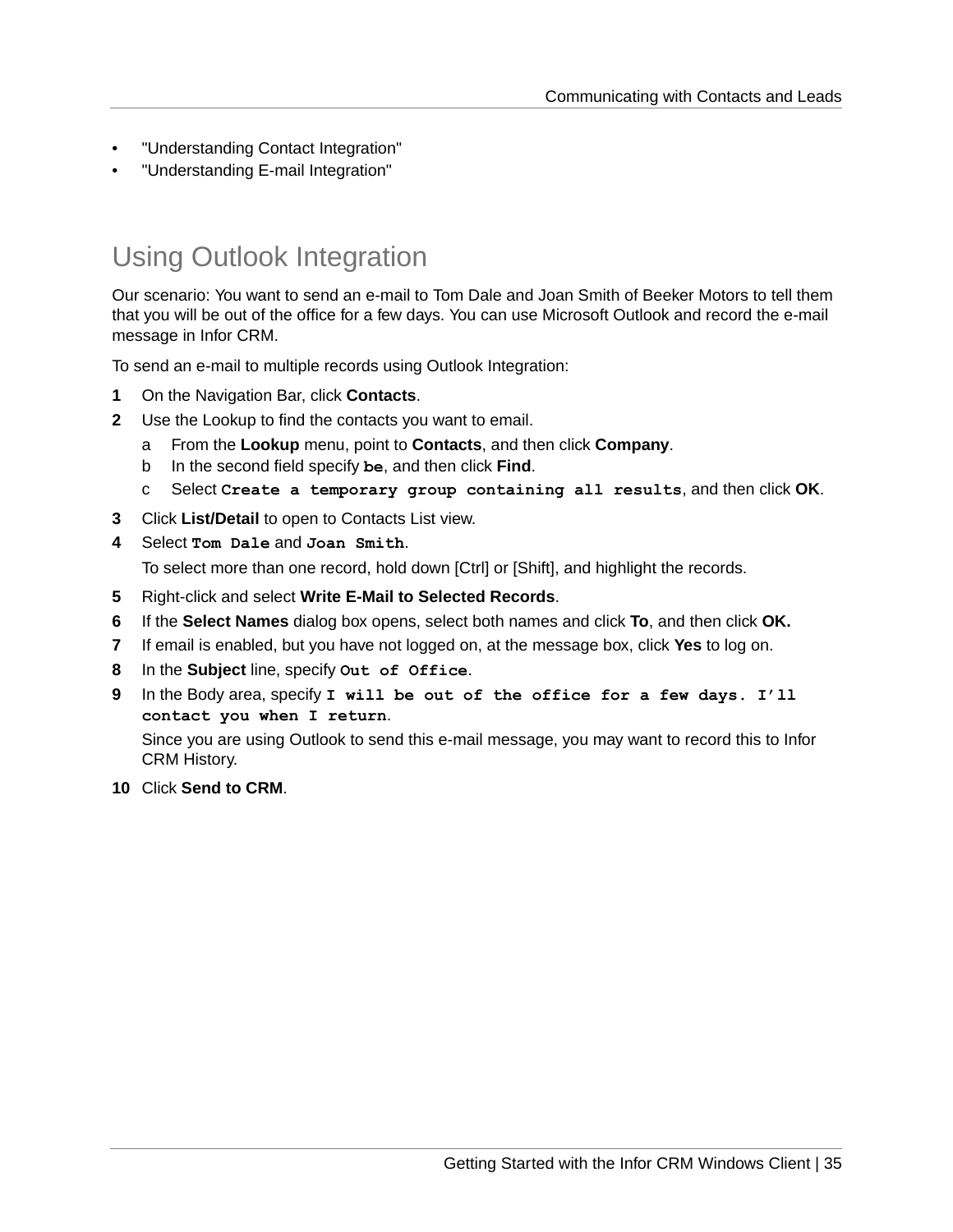- "Understanding Contact Integration"
- "Understanding E-mail Integration"

## Using Outlook Integration

Our scenario: You want to send an e-mail to Tom Dale and Joan Smith of Beeker Motors to tell them that you will be out of the office for a few days. You can use Microsoft Outlook and record the e-mail message in Infor CRM.

To send an e-mail to multiple records using Outlook Integration:

1. On the Navigation Bar, click **Contacts**.
2. Use the Lookup to find the contacts you want to email.
   a. From the **Lookup** menu, point to **Contacts**, and then click **Company**.
   b. In the second field specify `be`, and then click **Find**.
   c. Select `Create a temporary group containing all results`, and then click **OK**.
3. Click **List/Detail** to open to Contacts List view.
4. Select `Tom Dale` and `Joan Smith`.

   To select more than one record, hold down [Ctrl] or [Shift], and highlight the records.
5. Right-click and select **Write E-Mail to Selected Records**.
6. If the **Select Names** dialog box opens, select both names and click **To**, and then click **OK.**
7. If email is enabled, but you have not logged on, at the message box, click **Yes** to log on.
8. In the **Subject** line, specify `Out of Office`.
9. In the Body area, specify `I will be out of the office for a few days. I'll contact you when I return`.

   Since you are using Outlook to send this e-mail message, you may want to record this to Infor CRM History.
10. Click **Send to CRM**.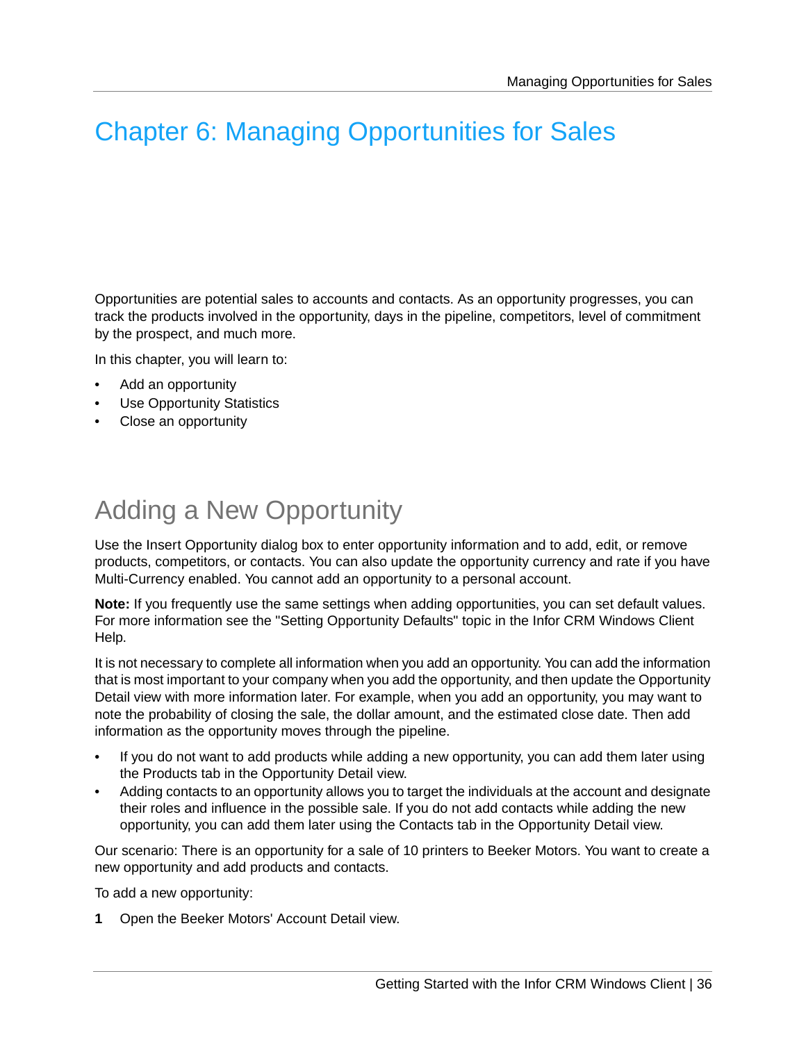# Chapter 6: Managing Opportunities for Sales

Opportunities are potential sales to accounts and contacts. As an opportunity progresses, you can track the products involved in the opportunity, days in the pipeline, competitors, level of commitment by the prospect, and much more.

In this chapter, you will learn to:

- Add an opportunity
- Use Opportunity Statistics
- Close an opportunity

## Adding a New Opportunity

Use the Insert Opportunity dialog box to enter opportunity information and to add, edit, or remove products, competitors, or contacts. You can also update the opportunity currency and rate if you have Multi-Currency enabled. You cannot add an opportunity to a personal account.

**Note:** If you frequently use the same settings when adding opportunities, you can set default values. For more information see the "Setting Opportunity Defaults" topic in the Infor CRM Windows Client Help.

It is not necessary to complete all information when you add an opportunity. You can add the information that is most important to your company when you add the opportunity, and then update the Opportunity Detail view with more information later. For example, when you add an opportunity, you may want to note the probability of closing the sale, the dollar amount, and the estimated close date. Then add information as the opportunity moves through the pipeline.

- If you do not want to add products while adding a new opportunity, you can add them later using the Products tab in the Opportunity Detail view.
- Adding contacts to an opportunity allows you to target the individuals at the account and designate their roles and influence in the possible sale. If you do not add contacts while adding the new opportunity, you can add them later using the Contacts tab in the Opportunity Detail view.

Our scenario: There is an opportunity for a sale of 10 printers to Beeker Motors. You want to create a new opportunity and add products and contacts.

To add a new opportunity:

**1** Open the Beeker Motors' Account Detail view.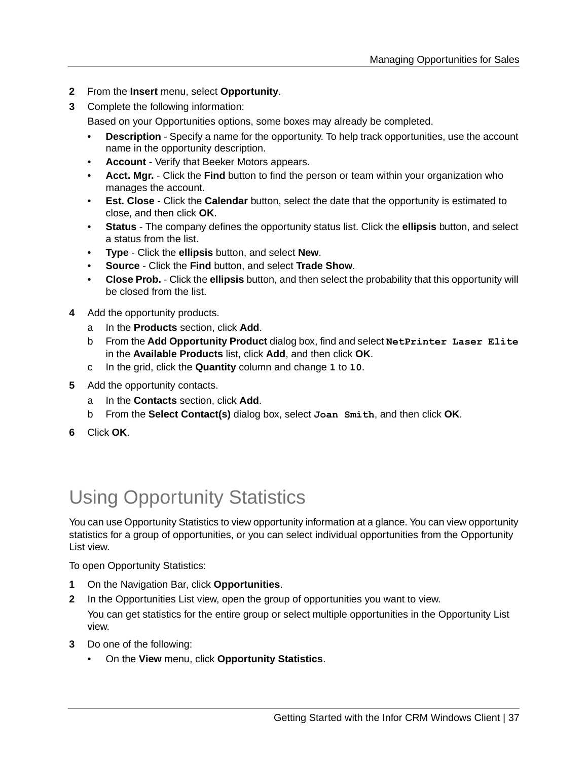2. From the **Insert** menu, select **Opportunity**.
3. Complete the following information:

   Based on your Opportunities options, some boxes may already be completed.

   - **Description** - Specify a name for the opportunity. To help track opportunities, use the account name in the opportunity description.
   - **Account** - Verify that Beeker Motors appears.
   - **Acct. Mgr.** - Click the **Find** button to find the person or team within your organization who manages the account.
   - **Est. Close** - Click the **Calendar** button, select the date that the opportunity is estimated to close, and then click **OK**.
   - **Status** - The company defines the opportunity status list. Click the **ellipsis** button, and select a status from the list.
   - **Type** - Click the **ellipsis** button, and select **New**.
   - **Source** - Click the **Find** button, and select **Trade Show**.
   - **Close Prob.** - Click the **ellipsis** button, and then select the probability that this opportunity will be closed from the list.

4. Add the opportunity products.

   a. In the **Products** section, click **Add**.

   b. From the **Add Opportunity Product** dialog box, find and select `NetPrinter Laser Elite` in the **Available Products** list, click **Add**, and then click **OK**.

   c. In the grid, click the **Quantity** column and change `1` to `10`.

5. Add the opportunity contacts.

   a. In the **Contacts** section, click **Add**.

   b. From the **Select Contact(s)** dialog box, select `Joan Smith`, and then click **OK**.

6. Click **OK**.

# Using Opportunity Statistics

You can use Opportunity Statistics to view opportunity information at a glance. You can view opportunity statistics for a group of opportunities, or you can select individual opportunities from the Opportunity List view.

To open Opportunity Statistics:

1. On the Navigation Bar, click **Opportunities**.
2. In the Opportunities List view, open the group of opportunities you want to view.

   You can get statistics for the entire group or select multiple opportunities in the Opportunity List view.

3. Do one of the following:

   - On the **View** menu, click **Opportunity Statistics**.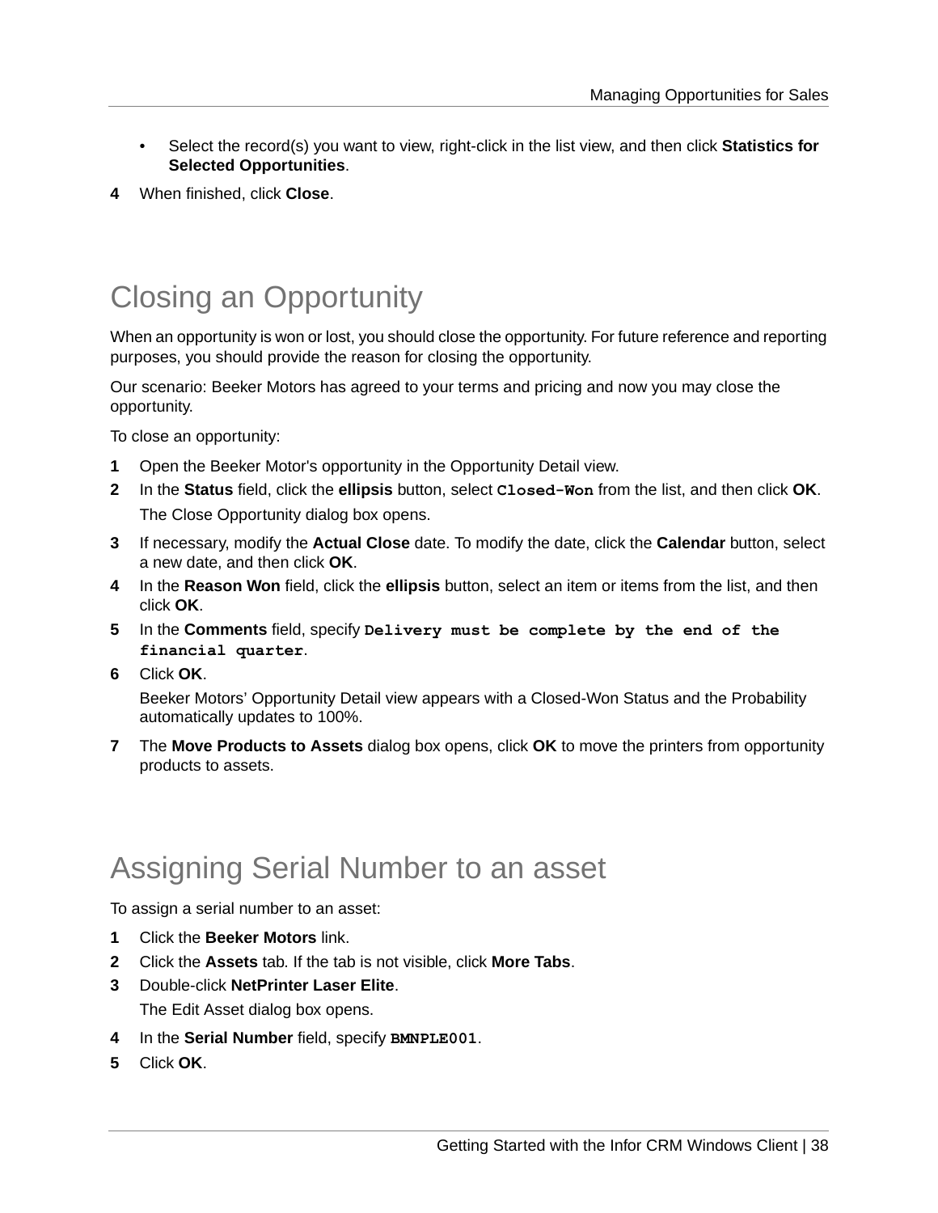- Select the record(s) you want to view, right-click in the list view, and then click **Statistics for Selected Opportunities**.

4 When finished, click **Close**.

## Closing an Opportunity

When an opportunity is won or lost, you should close the opportunity. For future reference and reporting purposes, you should provide the reason for closing the opportunity.

Our scenario: Beeker Motors has agreed to your terms and pricing and now you may close the opportunity.

To close an opportunity:

1. Open the Beeker Motor's opportunity in the Opportunity Detail view.
2. In the **Status** field, click the **ellipsis** button, select `Closed-Won` from the list, and then click **OK**.

   The Close Opportunity dialog box opens.
3. If necessary, modify the **Actual Close** date. To modify the date, click the **Calendar** button, select a new date, and then click **OK**.
4. In the **Reason Won** field, click the **ellipsis** button, select an item or items from the list, and then click **OK**.
5. In the **Comments** field, specify `Delivery must be complete by the end of the financial quarter`.
6. Click **OK**.

   Beeker Motors' Opportunity Detail view appears with a Closed-Won Status and the Probability automatically updates to 100%.
7. The **Move Products to Assets** dialog box opens, click **OK** to move the printers from opportunity products to assets.

## Assigning Serial Number to an asset

To assign a serial number to an asset:

1. Click the **Beeker Motors** link.
2. Click the **Assets** tab. If the tab is not visible, click **More Tabs**.
3. Double-click **NetPrinter Laser Elite**.

   The Edit Asset dialog box opens.
4. In the **Serial Number** field, specify `BMNPLE001`.
5. Click **OK**.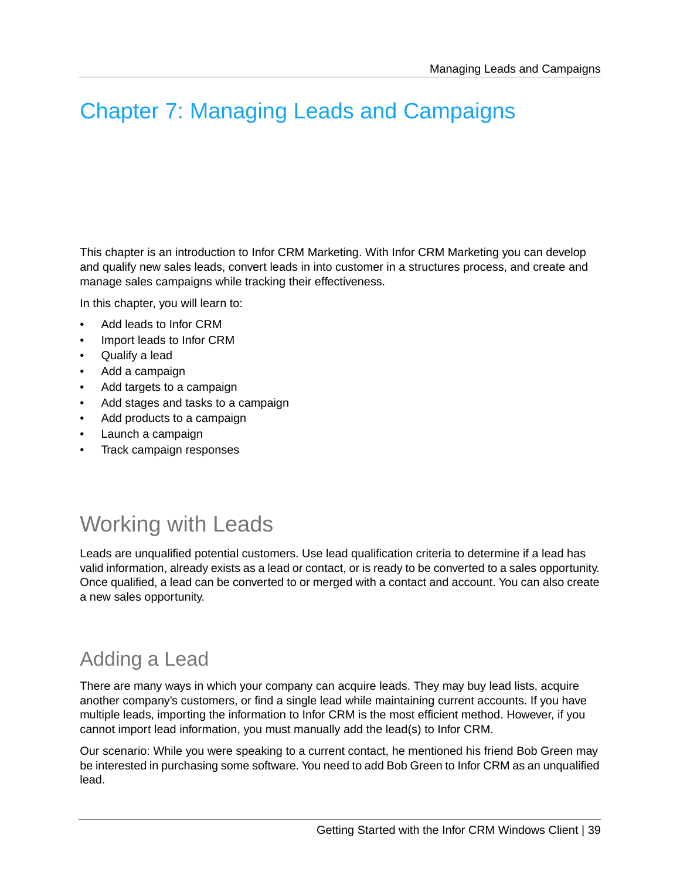# Chapter 7: Managing Leads and Campaigns

This chapter is an introduction to Infor CRM Marketing. With Infor CRM Marketing you can develop and qualify new sales leads, convert leads in into customer in a structures process, and create and manage sales campaigns while tracking their effectiveness.

In this chapter, you will learn to:

- Add leads to Infor CRM
- Import leads to Infor CRM
- Qualify a lead
- Add a campaign
- Add targets to a campaign
- Add stages and tasks to a campaign
- Add products to a campaign
- Launch a campaign
- Track campaign responses

## Working with Leads

Leads are unqualified potential customers. Use lead qualification criteria to determine if a lead has valid information, already exists as a lead or contact, or is ready to be converted to a sales opportunity. Once qualified, a lead can be converted to or merged with a contact and account. You can also create a new sales opportunity.

### Adding a Lead

There are many ways in which your company can acquire leads. They may buy lead lists, acquire another company's customers, or find a single lead while maintaining current accounts. If you have multiple leads, importing the information to Infor CRM is the most efficient method. However, if you cannot import lead information, you must manually add the lead(s) to Infor CRM.

Our scenario: While you were speaking to a current contact, he mentioned his friend Bob Green may be interested in purchasing some software. You need to add Bob Green to Infor CRM as an unqualified lead.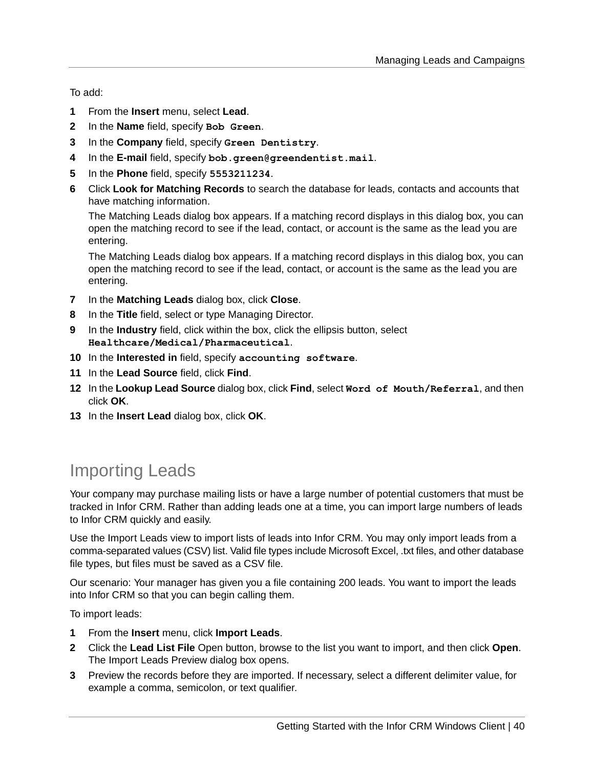To add:

1. From the **Insert** menu, select **Lead**.
2. In the **Name** field, specify `Bob Green`.
3. In the **Company** field, specify `Green Dentistry`.
4. In the **E-mail** field, specify `bob.green@greendentist.mail`.
5. In the **Phone** field, specify `5553211234`.
6. Click **Look for Matching Records** to search the database for leads, contacts and accounts that have matching information.

   The Matching Leads dialog box appears. If a matching record displays in this dialog box, you can open the matching record to see if the lead, contact, or account is the same as the lead you are entering.

   The Matching Leads dialog box appears. If a matching record displays in this dialog box, you can open the matching record to see if the lead, contact, or account is the same as the lead you are entering.

7. In the **Matching Leads** dialog box, click **Close**.
8. In the **Title** field, select or type Managing Director.
9. In the **Industry** field, click within the box, click the ellipsis button, select `Healthcare/Medical/Pharmaceutical`.
10. In the **Interested in** field, specify `accounting software`.
11. In the **Lead Source** field, click **Find**.
12. In the **Lookup Lead Source** dialog box, click **Find**, select `Word of Mouth/Referral`, and then click **OK**.
13. In the **Insert Lead** dialog box, click **OK**.

# Importing Leads

Your company may purchase mailing lists or have a large number of potential customers that must be tracked in Infor CRM. Rather than adding leads one at a time, you can import large numbers of leads to Infor CRM quickly and easily.

Use the Import Leads view to import lists of leads into Infor CRM. You may only import leads from a comma-separated values (CSV) list. Valid file types include Microsoft Excel, .txt files, and other database file types, but files must be saved as a CSV file.

Our scenario: Your manager has given you a file containing 200 leads. You want to import the leads into Infor CRM so that you can begin calling them.

To import leads:

1. From the **Insert** menu, click **Import Leads**.
2. Click the **Lead List File** Open button, browse to the list you want to import, and then click **Open**. The Import Leads Preview dialog box opens.
3. Preview the records before they are imported. If necessary, select a different delimiter value, for example a comma, semicolon, or text qualifier.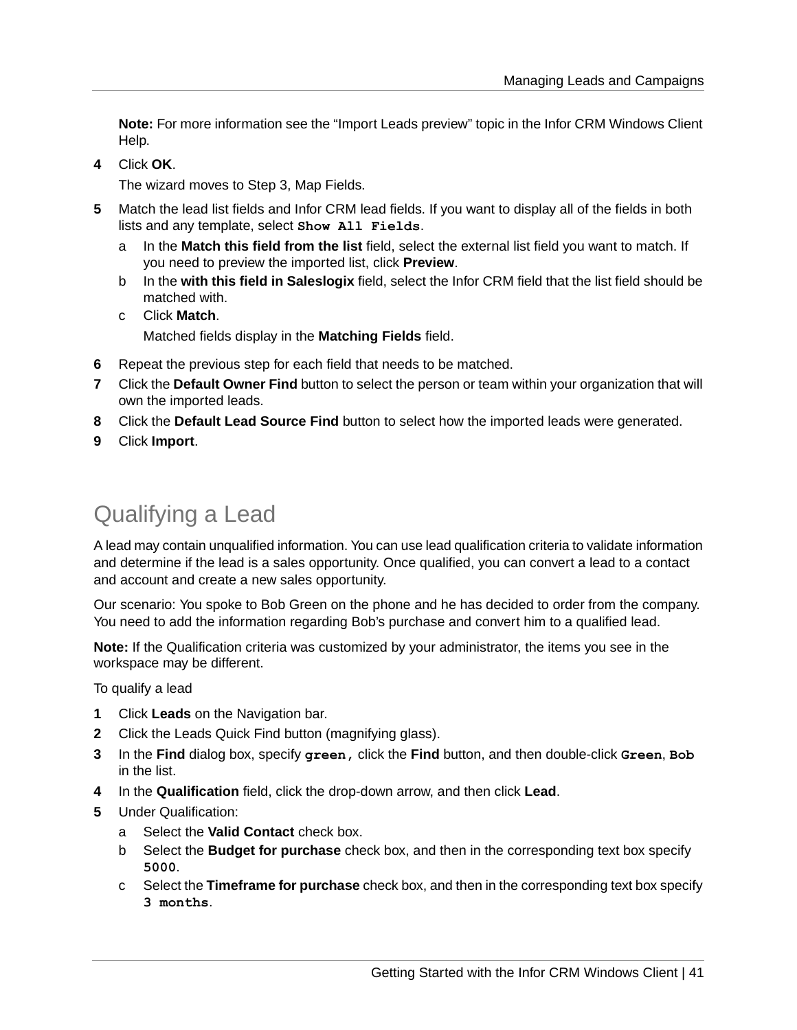**Note:** For more information see the “Import Leads preview” topic in the Infor CRM Windows Client Help.

**4** Click **OK**.

The wizard moves to Step 3, Map Fields.

**5** Match the lead list fields and Infor CRM lead fields. If you want to display all of the fields in both lists and any template, select `Show All Fields`.

a. In the **Match this field from the list** field, select the external list field you want to match. If you need to preview the imported list, click **Preview**.

b. In the **with this field in Saleslogix** field, select the Infor CRM field that the list field should be matched with.

c. Click **Match**.

Matched fields display in the **Matching Fields** field.

**6** Repeat the previous step for each field that needs to be matched.

**7** Click the **Default Owner Find** button to select the person or team within your organization that will own the imported leads.

**8** Click the **Default Lead Source Find** button to select how the imported leads were generated.

**9** Click **Import**.

## Qualifying a Lead

A lead may contain unqualified information. You can use lead qualification criteria to validate information and determine if the lead is a sales opportunity. Once qualified, you can convert a lead to a contact and account and create a new sales opportunity.

Our scenario: You spoke to Bob Green on the phone and he has decided to order from the company. You need to add the information regarding Bob’s purchase and convert him to a qualified lead.

**Note:** If the Qualification criteria was customized by your administrator, the items you see in the workspace may be different.

To qualify a lead

**1** Click **Leads** on the Navigation bar.

**2** Click the Leads Quick Find button (magnifying glass).

**3** In the **Find** dialog box, specify `green,` click the **Find** button, and then double-click `Green`, `Bob` in the list.

**4** In the **Qualification** field, click the drop-down arrow, and then click **Lead**.

**5** Under Qualification:

a. Select the **Valid Contact** check box.

b. Select the **Budget for purchase** check box, and then in the corresponding text box specify `5000`.

c. Select the **Timeframe for purchase** check box, and then in the corresponding text box specify `3 months`.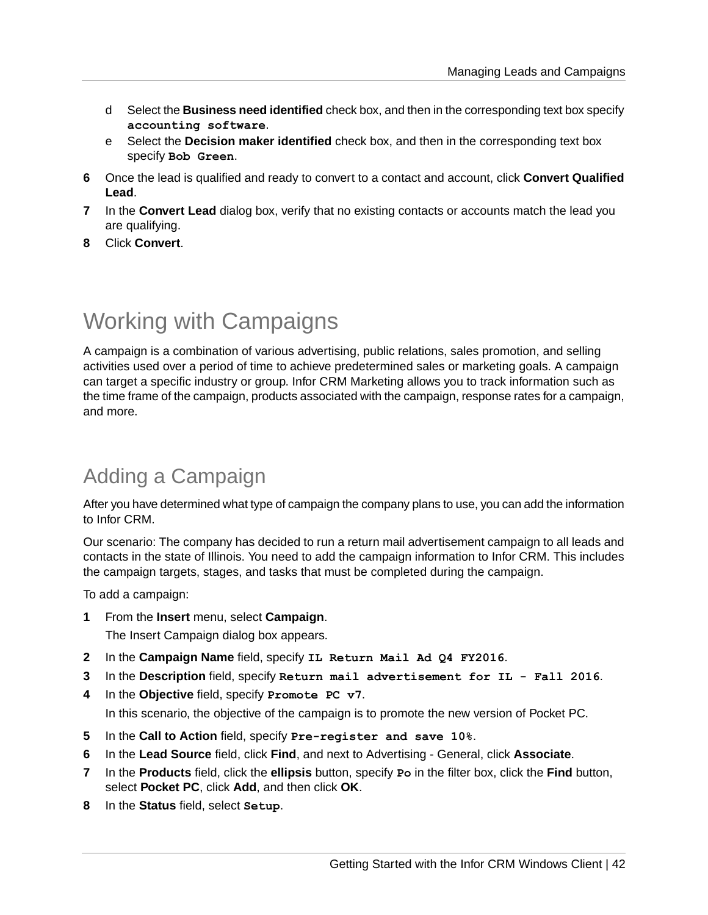d. Select the **Business need identified** check box, and then in the corresponding text box specify **`accounting software`**.
e. Select the **Decision maker identified** check box, and then in the corresponding text box specify **`Bob Green`**.

6. Once the lead is qualified and ready to convert to a contact and account, click **Convert Qualified Lead**.
7. In the **Convert Lead** dialog box, verify that no existing contacts or accounts match the lead you are qualifying.
8. Click **Convert**.

# Working with Campaigns

A campaign is a combination of various advertising, public relations, sales promotion, and selling activities used over a period of time to achieve predetermined sales or marketing goals. A campaign can target a specific industry or group. Infor CRM Marketing allows you to track information such as the time frame of the campaign, products associated with the campaign, response rates for a campaign, and more.

## Adding a Campaign

After you have determined what type of campaign the company plans to use, you can add the information to Infor CRM.

Our scenario: The company has decided to run a return mail advertisement campaign to all leads and contacts in the state of Illinois. You need to add the campaign information to Infor CRM. This includes the campaign targets, stages, and tasks that must be completed during the campaign.

To add a campaign:

1. From the **Insert** menu, select **Campaign**.

   The Insert Campaign dialog box appears.

2. In the **Campaign Name** field, specify **`IL Return Mail Ad Q4 FY2016`**.
3. In the **Description** field, specify **`Return mail advertisement for IL - Fall 2016`**.
4. In the **Objective** field, specify **`Promote PC v7`**.

   In this scenario, the objective of the campaign is to promote the new version of Pocket PC.

5. In the **Call to Action** field, specify **`Pre-register and save 10%`**.
6. In the **Lead Source** field, click **Find**, and next to Advertising - General, click **Associate**.
7. In the **Products** field, click the **ellipsis** button, specify **`Po`** in the filter box, click the **Find** button, select **Pocket PC**, click **Add**, and then click **OK**.
8. In the **Status** field, select **`Setup`**.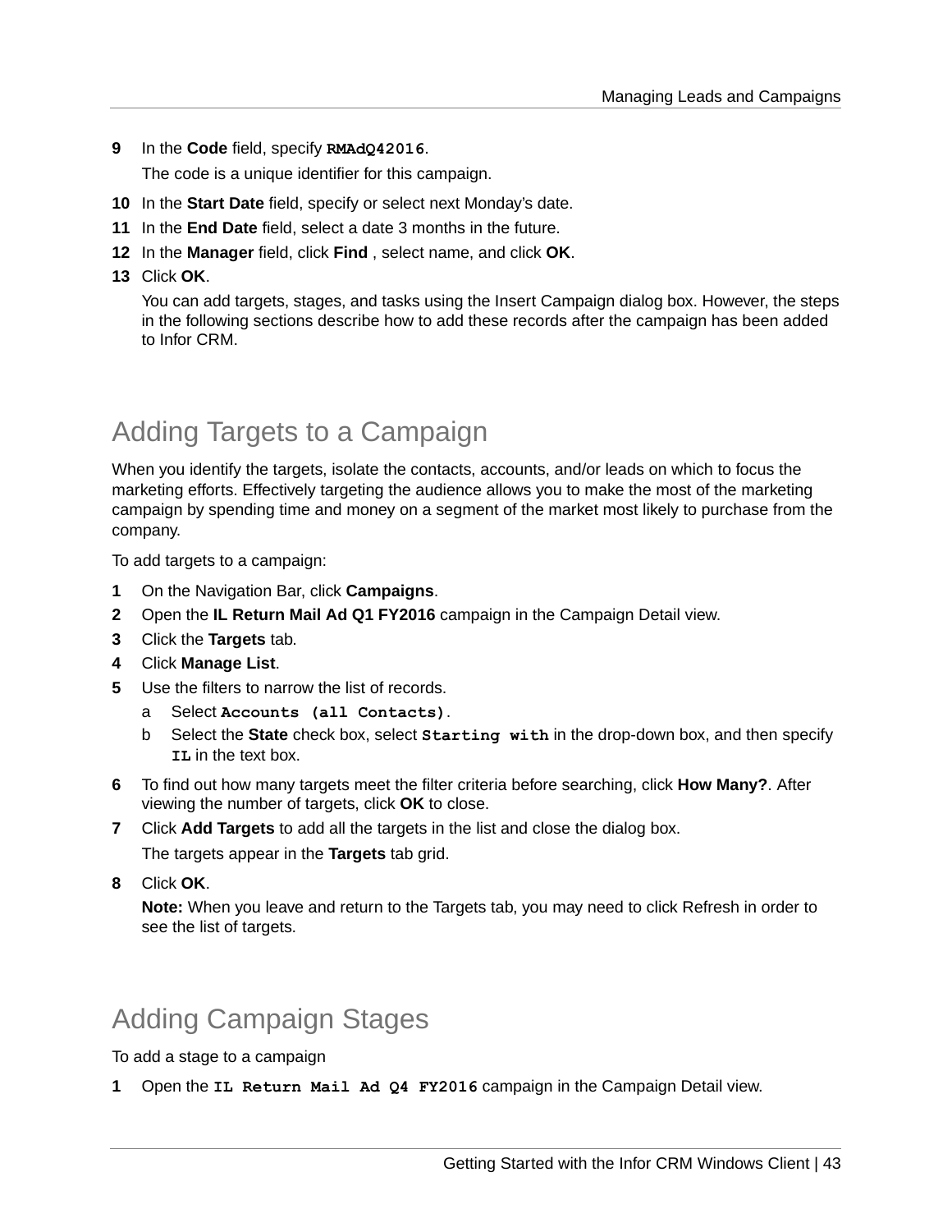9 In the **Code** field, specify `RMAdQ42016`.

   The code is a unique identifier for this campaign.

10 In the **Start Date** field, specify or select next Monday's date.

11 In the **End Date** field, select a date 3 months in the future.

12 In the **Manager** field, click **Find** , select name, and click **OK**.

13 Click **OK**.

   You can add targets, stages, and tasks using the Insert Campaign dialog box. However, the steps in the following sections describe how to add these records after the campaign has been added to Infor CRM.

## Adding Targets to a Campaign

When you identify the targets, isolate the contacts, accounts, and/or leads on which to focus the marketing efforts. Effectively targeting the audience allows you to make the most of the marketing campaign by spending time and money on a segment of the market most likely to purchase from the company.

To add targets to a campaign:

1. On the Navigation Bar, click **Campaigns**.
2. Open the **IL Return Mail Ad Q1 FY2016** campaign in the Campaign Detail view.
3. Click the **Targets** tab.
4. Click **Manage List**.
5. Use the filters to narrow the list of records.
   a. Select `Accounts (all Contacts)`.
   b. Select the **State** check box, select `Starting with` in the drop-down box, and then specify `IL` in the text box.
6. To find out how many targets meet the filter criteria before searching, click **How Many?**. After viewing the number of targets, click **OK** to close.
7. Click **Add Targets** to add all the targets in the list and close the dialog box.

   The targets appear in the **Targets** tab grid.

8. Click **OK**.

   **Note:** When you leave and return to the Targets tab, you may need to click Refresh in order to see the list of targets.

## Adding Campaign Stages

To add a stage to a campaign

1. Open the `IL Return Mail Ad Q4 FY2016` campaign in the Campaign Detail view.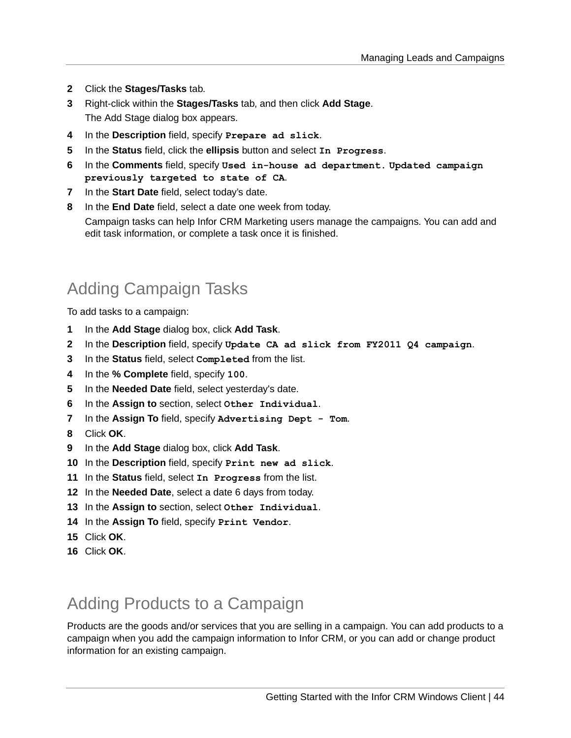2 Click the **Stages/Tasks** tab.
3 Right-click within the **Stages/Tasks** tab, and then click **Add Stage**.

   The Add Stage dialog box appears.
4 In the **Description** field, specify `Prepare ad slick`.
5 In the **Status** field, click the **ellipsis** button and select `In Progress`.
6 In the **Comments** field, specify `Used in-house ad department. Updated campaign previously targeted to state of CA`.
7 In the **Start Date** field, select today's date.
8 In the **End Date** field, select a date one week from today.

   Campaign tasks can help Infor CRM Marketing users manage the campaigns. You can add and edit task information, or complete a task once it is finished.

## Adding Campaign Tasks

To add tasks to a campaign:

1 In the **Add Stage** dialog box, click **Add Task**.
2 In the **Description** field, specify `Update CA ad slick from FY2011 Q4 campaign`.
3 In the **Status** field, select `Completed` from the list.
4 In the **% Complete** field, specify `100`.
5 In the **Needed Date** field, select yesterday's date.
6 In the **Assign to** section, select `Other Individual`.
7 In the **Assign To** field, specify `Advertising Dept - Tom`.
8 Click **OK**.
9 In the **Add Stage** dialog box, click **Add Task**.
10 In the **Description** field, specify `Print new ad slick`.
11 In the **Status** field, select `In Progress` from the list.
12 In the **Needed Date**, select a date 6 days from today.
13 In the **Assign to** section, select `Other Individual`.
14 In the **Assign To** field, specify `Print Vendor`.
15 Click **OK**.
16 Click **OK**.

## Adding Products to a Campaign

Products are the goods and/or services that you are selling in a campaign. You can add products to a campaign when you add the campaign information to Infor CRM, or you can add or change product information for an existing campaign.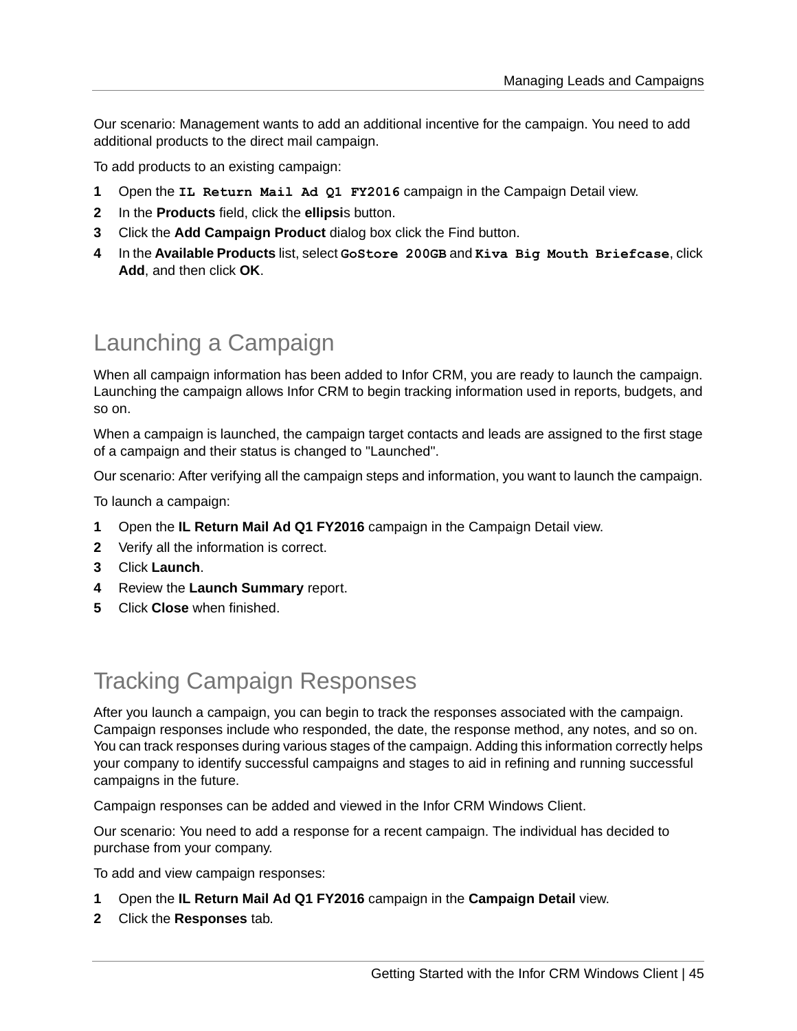Our scenario: Management wants to add an additional incentive for the campaign. You need to add additional products to the direct mail campaign.

To add products to an existing campaign:

1. Open the `IL Return Mail Ad Q1 FY2016` campaign in the Campaign Detail view.
2. In the **Products** field, click the **ellipsi**s button.
3. Click the **Add Campaign Product** dialog box click the Find button.
4. In the **Available Products** list, select `GoStore 200GB` and `Kiva Big Mouth Briefcase`, click **Add**, and then click **OK**.

## Launching a Campaign

When all campaign information has been added to Infor CRM, you are ready to launch the campaign. Launching the campaign allows Infor CRM to begin tracking information used in reports, budgets, and so on.

When a campaign is launched, the campaign target contacts and leads are assigned to the first stage of a campaign and their status is changed to "Launched".

Our scenario: After verifying all the campaign steps and information, you want to launch the campaign.

To launch a campaign:

1. Open the **IL Return Mail Ad Q1 FY2016** campaign in the Campaign Detail view.
2. Verify all the information is correct.
3. Click **Launch**.
4. Review the **Launch Summary** report.
5. Click **Close** when finished.

## Tracking Campaign Responses

After you launch a campaign, you can begin to track the responses associated with the campaign. Campaign responses include who responded, the date, the response method, any notes, and so on. You can track responses during various stages of the campaign. Adding this information correctly helps your company to identify successful campaigns and stages to aid in refining and running successful campaigns in the future.

Campaign responses can be added and viewed in the Infor CRM Windows Client.

Our scenario: You need to add a response for a recent campaign. The individual has decided to purchase from your company.

To add and view campaign responses:

1. Open the **IL Return Mail Ad Q1 FY2016** campaign in the **Campaign Detail** view.
2. Click the **Responses** tab.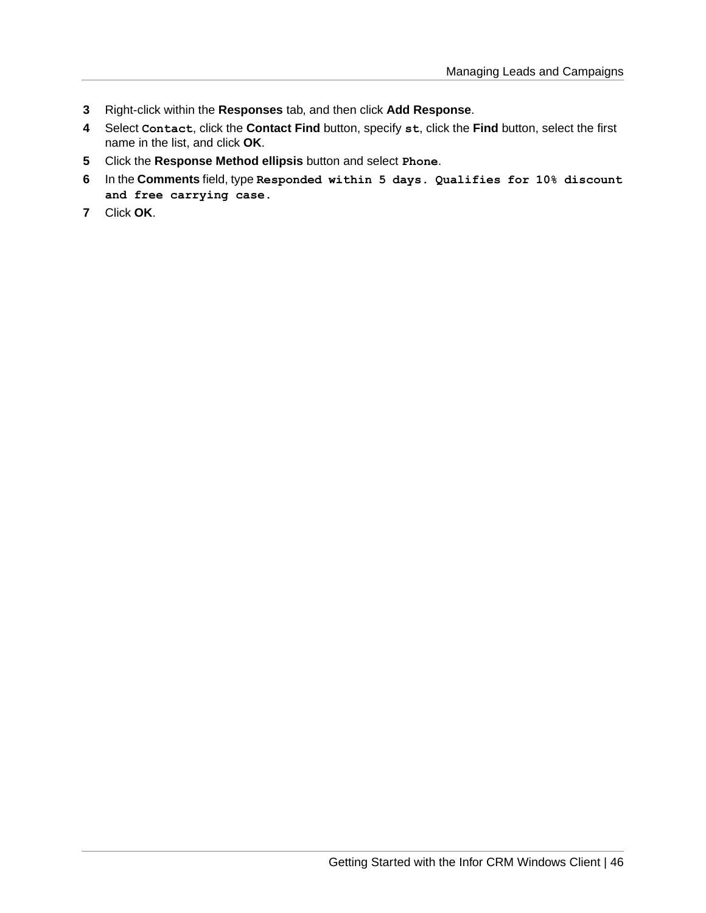3. Right-click within the **Responses** tab, and then click **Add Response**.
4. Select `Contact`, click the **Contact Find** button, specify `st`, click the **Find** button, select the first name in the list, and click **OK**.
5. Click the **Response Method ellipsis** button and select `Phone`.
6. In the **Comments** field, type `Responded within 5 days. Qualifies for 10% discount and free carrying case.`
7. Click **OK**.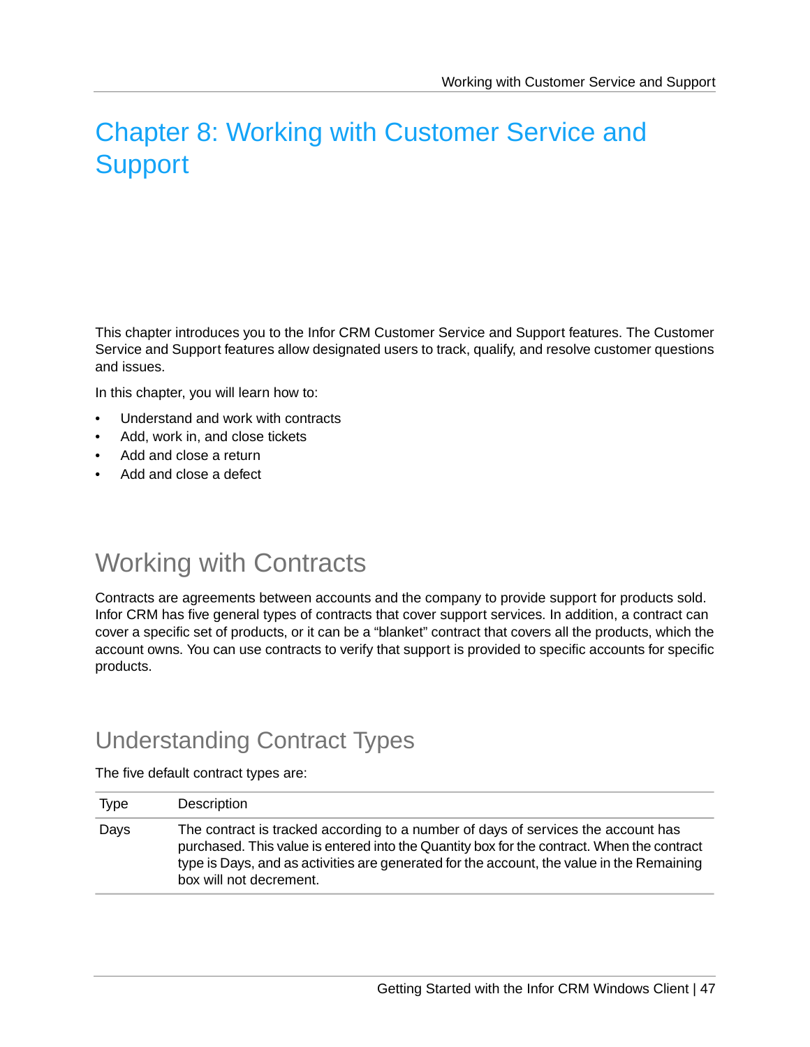# Chapter 8: Working with Customer Service and Support

This chapter introduces you to the Infor CRM Customer Service and Support features. The Customer Service and Support features allow designated users to track, qualify, and resolve customer questions and issues.

In this chapter, you will learn how to:

- Understand and work with contracts
- Add, work in, and close tickets
- Add and close a return
- Add and close a defect

## Working with Contracts

Contracts are agreements between accounts and the company to provide support for products sold. Infor CRM has five general types of contracts that cover support services. In addition, a contract can cover a specific set of products, or it can be a "blanket" contract that covers all the products, which the account owns. You can use contracts to verify that support is provided to specific accounts for specific products.

### Understanding Contract Types

The five default contract types are:

| Type | Description |
| --- | --- |
| Days | The contract is tracked according to a number of days of services the account has purchased. This value is entered into the Quantity box for the contract. When the contract type is Days, and as activities are generated for the account, the value in the Remaining box will not decrement. |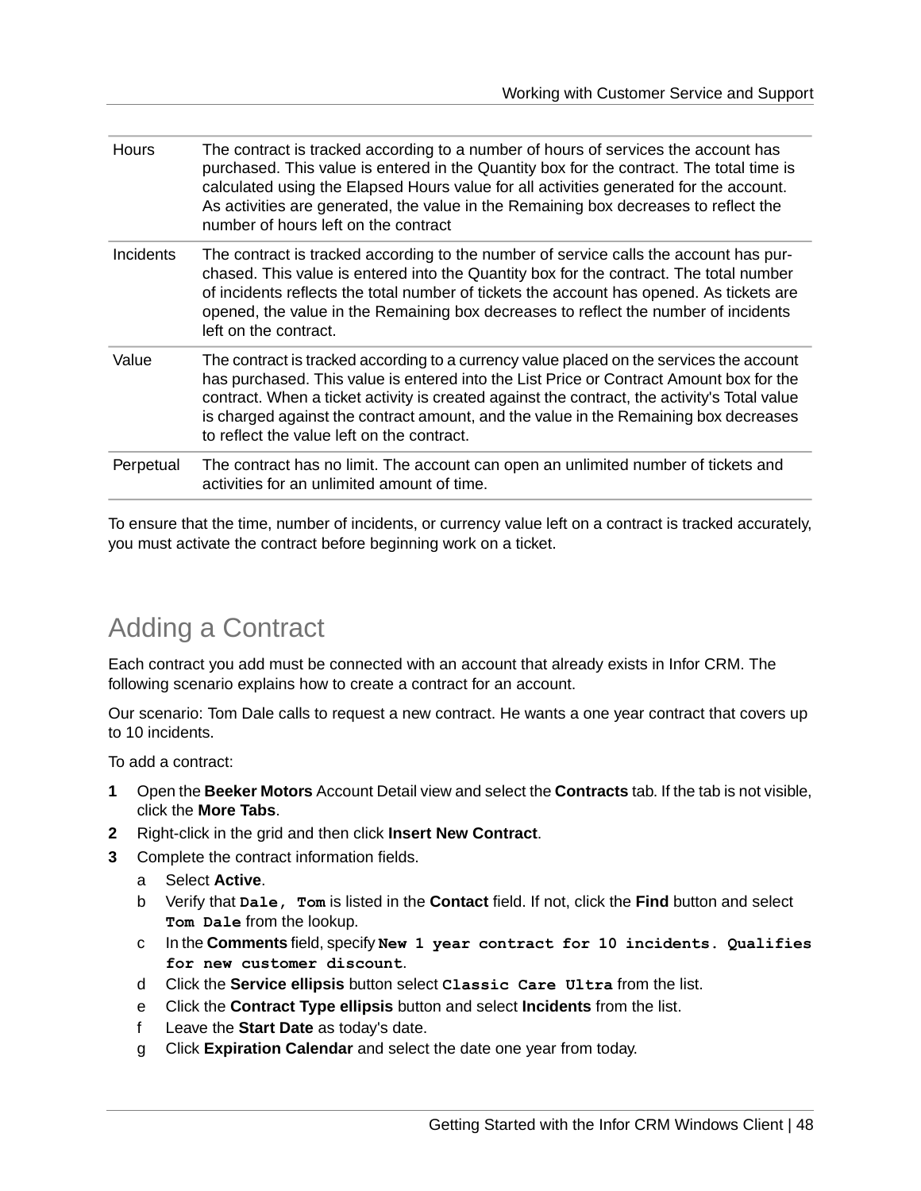| | |
|---|---|
| Hours | The contract is tracked according to a number of hours of services the account has purchased. This value is entered in the Quantity box for the contract. The total time is calculated using the Elapsed Hours value for all activities generated for the account. As activities are generated, the value in the Remaining box decreases to reflect the number of hours left on the contract |
| Incidents | The contract is tracked according to the number of service calls the account has purchased. This value is entered into the Quantity box for the contract. The total number of incidents reflects the total number of tickets the account has opened. As tickets are opened, the value in the Remaining box decreases to reflect the number of incidents left on the contract. |
| Value | The contract is tracked according to a currency value placed on the services the account has purchased. This value is entered into the List Price or Contract Amount box for the contract. When a ticket activity is created against the contract, the activity's Total value is charged against the contract amount, and the value in the Remaining box decreases to reflect the value left on the contract. |
| Perpetual | The contract has no limit. The account can open an unlimited number of tickets and activities for an unlimited amount of time. |

To ensure that the time, number of incidents, or currency value left on a contract is tracked accurately, you must activate the contract before beginning work on a ticket.

## Adding a Contract

Each contract you add must be connected with an account that already exists in Infor CRM. The following scenario explains how to create a contract for an account.

Our scenario: Tom Dale calls to request a new contract. He wants a one year contract that covers up to 10 incidents.

To add a contract:

1. Open the **Beeker Motors** Account Detail view and select the **Contracts** tab. If the tab is not visible, click the **More Tabs**.
2. Right-click in the grid and then click **Insert New Contract**.
3. Complete the contract information fields.
   a. Select **Active**.
   b. Verify that **`Dale, Tom`** is listed in the **Contact** field. If not, click the **Find** button and select **`Tom Dale`** from the lookup.
   c. In the **Comments** field, specify **`New 1 year contract for 10 incidents. Qualifies for new customer discount`**.
   d. Click the **Service ellipsis** button select **`Classic Care Ultra`** from the list.
   e. Click the **Contract Type ellipsis** button and select **Incidents** from the list.
   f. Leave the **Start Date** as today's date.
   g. Click **Expiration Calendar** and select the date one year from today.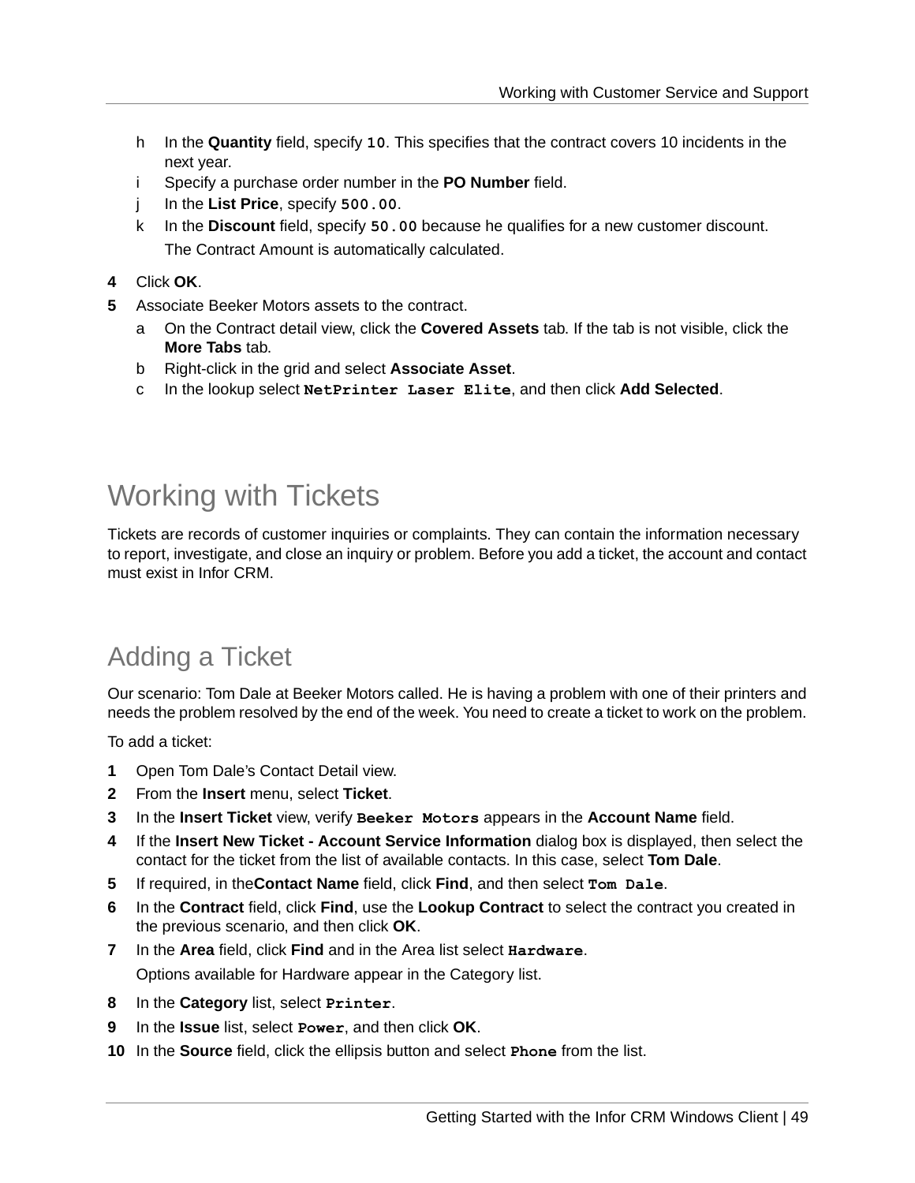h. In the **Quantity** field, specify `10`. This specifies that the contract covers 10 incidents in the next year.
i. Specify a purchase order number in the **PO Number** field.
j. In the **List Price**, specify `500.00`.
k. In the **Discount** field, specify `50.00` because he qualifies for a new customer discount.

   The Contract Amount is automatically calculated.

4. Click **OK**.
5. Associate Beeker Motors assets to the contract.
   a. On the Contract detail view, click the **Covered Assets** tab. If the tab is not visible, click the **More Tabs** tab.
   b. Right-click in the grid and select **Associate Asset**.
   c. In the lookup select **`NetPrinter Laser Elite`**, and then click **Add Selected**.

# Working with Tickets

Tickets are records of customer inquiries or complaints. They can contain the information necessary to report, investigate, and close an inquiry or problem. Before you add a ticket, the account and contact must exist in Infor CRM.

## Adding a Ticket

Our scenario: Tom Dale at Beeker Motors called. He is having a problem with one of their printers and needs the problem resolved by the end of the week. You need to create a ticket to work on the problem.

To add a ticket:

1. Open Tom Dale's Contact Detail view.
2. From the **Insert** menu, select **Ticket**.
3. In the **Insert Ticket** view, verify **`Beeker Motors`** appears in the **Account Name** field.
4. If the **Insert New Ticket - Account Service Information** dialog box is displayed, then select the contact for the ticket from the list of available contacts. In this case, select **Tom Dale**.
5. If required, in the**Contact Name** field, click **Find**, and then select **`Tom Dale`**.
6. In the **Contract** field, click **Find**, use the **Lookup Contract** to select the contract you created in the previous scenario, and then click **OK**.
7. In the **Area** field, click **Find** and in the Area list select **`Hardware`**.

   Options available for Hardware appear in the Category list.

8. In the **Category** list, select **`Printer`**.
9. In the **Issue** list, select **`Power`**, and then click **OK**.
10. In the **Source** field, click the ellipsis button and select **`Phone`** from the list.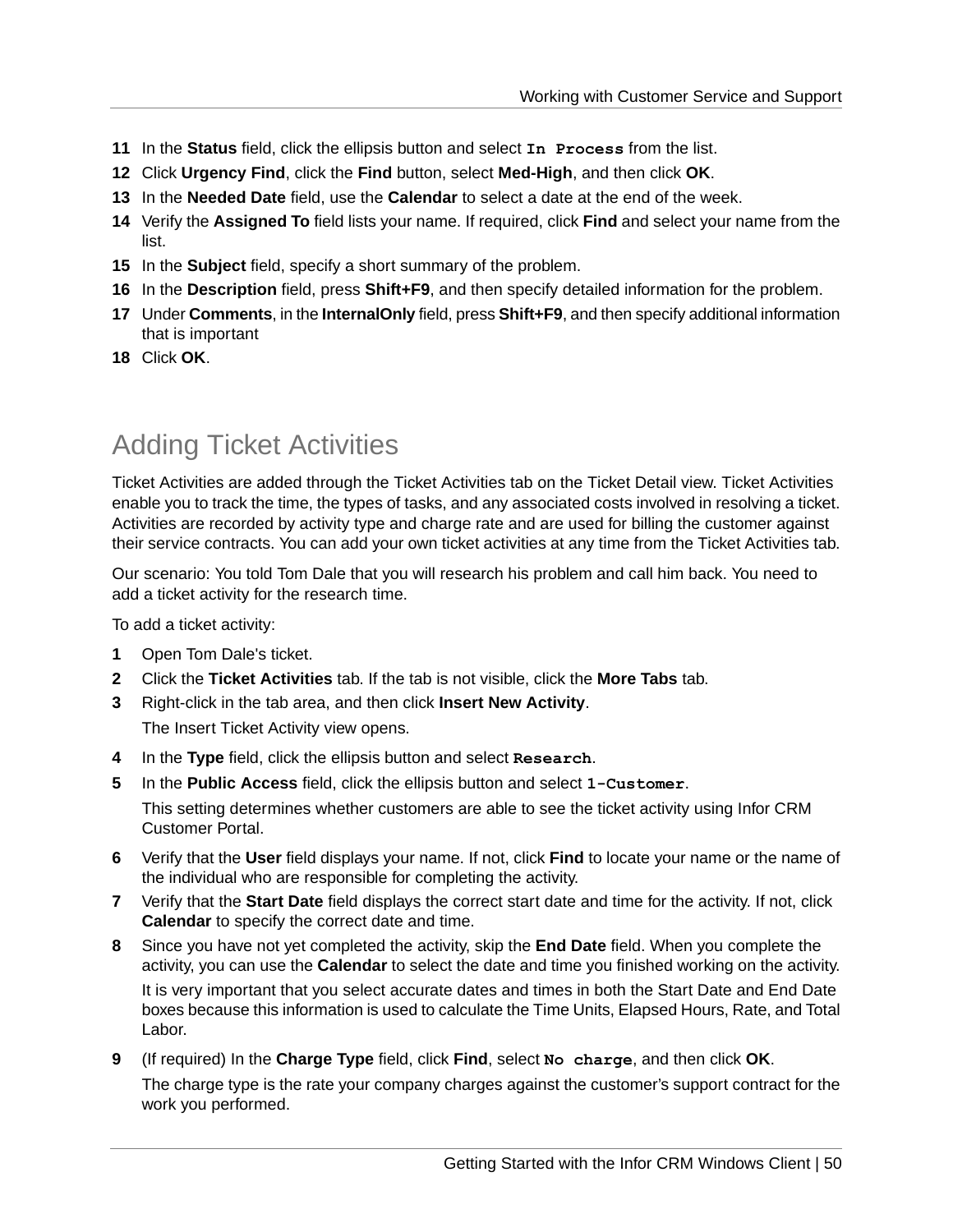11. In the **Status** field, click the ellipsis button and select `In Process` from the list.
12. Click **Urgency Find**, click the **Find** button, select **Med-High**, and then click **OK**.
13. In the **Needed Date** field, use the **Calendar** to select a date at the end of the week.
14. Verify the **Assigned To** field lists your name. If required, click **Find** and select your name from the list.
15. In the **Subject** field, specify a short summary of the problem.
16. In the **Description** field, press **Shift+F9**, and then specify detailed information for the problem.
17. Under **Comments**, in the **InternalOnly** field, press **Shift+F9**, and then specify additional information that is important
18. Click **OK**.

## Adding Ticket Activities

Ticket Activities are added through the Ticket Activities tab on the Ticket Detail view. Ticket Activities enable you to track the time, the types of tasks, and any associated costs involved in resolving a ticket. Activities are recorded by activity type and charge rate and are used for billing the customer against their service contracts. You can add your own ticket activities at any time from the Ticket Activities tab.

Our scenario: You told Tom Dale that you will research his problem and call him back. You need to add a ticket activity for the research time.

To add a ticket activity:

1. Open Tom Dale's ticket.
2. Click the **Ticket Activities** tab. If the tab is not visible, click the **More Tabs** tab.
3. Right-click in the tab area, and then click **Insert New Activity**.

   The Insert Ticket Activity view opens.
4. In the **Type** field, click the ellipsis button and select `Research`.
5. In the **Public Access** field, click the ellipsis button and select `1-Customer`.

   This setting determines whether customers are able to see the ticket activity using Infor CRM Customer Portal.
6. Verify that the **User** field displays your name. If not, click **Find** to locate your name or the name of the individual who are responsible for completing the activity.
7. Verify that the **Start Date** field displays the correct start date and time for the activity. If not, click **Calendar** to specify the correct date and time.
8. Since you have not yet completed the activity, skip the **End Date** field. When you complete the activity, you can use the **Calendar** to select the date and time you finished working on the activity.

   It is very important that you select accurate dates and times in both the Start Date and End Date boxes because this information is used to calculate the Time Units, Elapsed Hours, Rate, and Total Labor.
9. (If required) In the **Charge Type** field, click **Find**, select `No charge`, and then click **OK**.

   The charge type is the rate your company charges against the customer's support contract for the work you performed.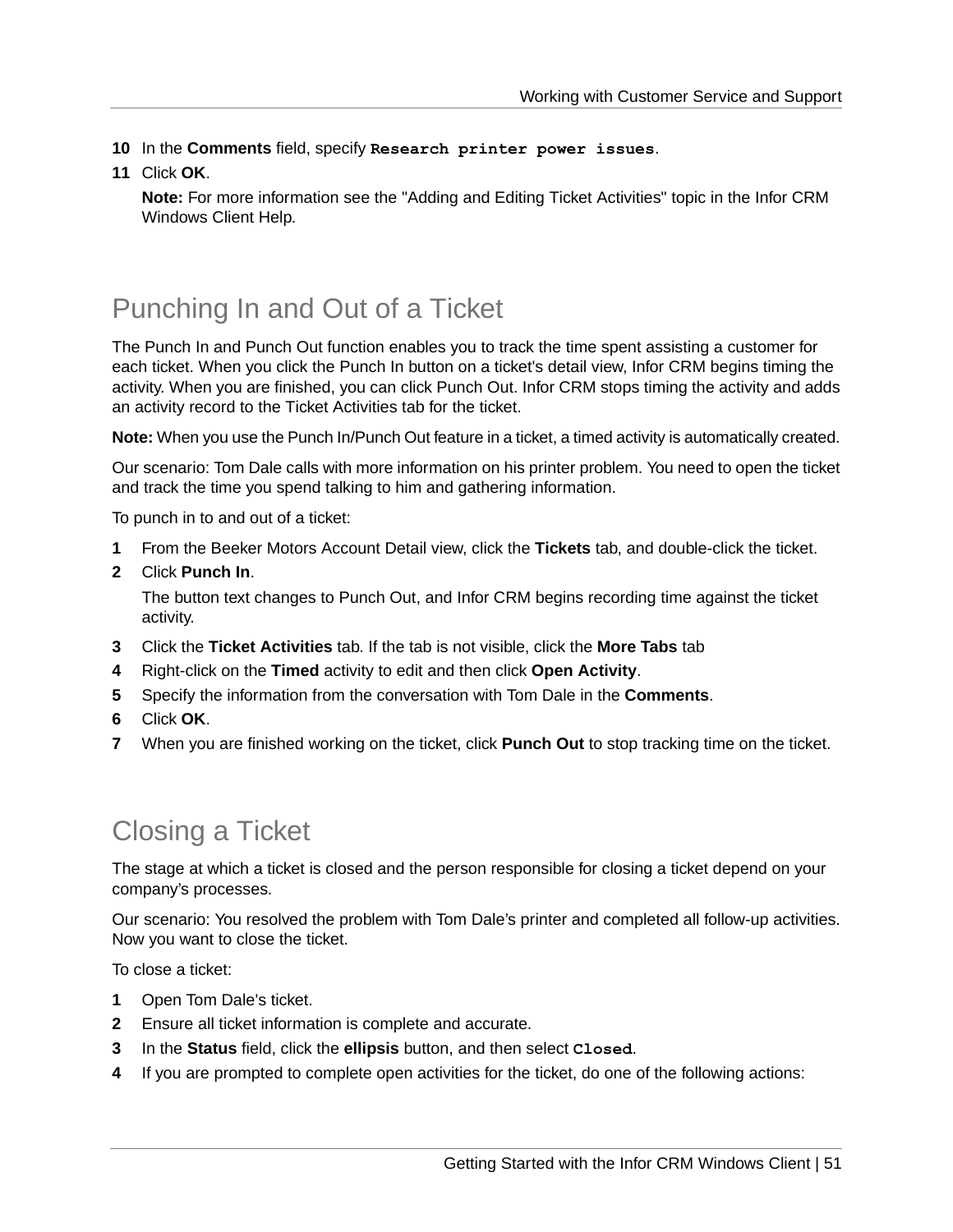10 In the **Comments** field, specify `Research printer power issues`.

11 Click **OK**.

**Note:** For more information see the "Adding and Editing Ticket Activities" topic in the Infor CRM Windows Client Help.

## Punching In and Out of a Ticket

The Punch In and Punch Out function enables you to track the time spent assisting a customer for each ticket. When you click the Punch In button on a ticket's detail view, Infor CRM begins timing the activity. When you are finished, you can click Punch Out. Infor CRM stops timing the activity and adds an activity record to the Ticket Activities tab for the ticket.

**Note:** When you use the Punch In/Punch Out feature in a ticket, a timed activity is automatically created.

Our scenario: Tom Dale calls with more information on his printer problem. You need to open the ticket and track the time you spend talking to him and gathering information.

To punch in to and out of a ticket:

1. From the Beeker Motors Account Detail view, click the **Tickets** tab, and double-click the ticket.
2. Click **Punch In**.

   The button text changes to Punch Out, and Infor CRM begins recording time against the ticket activity.
3. Click the **Ticket Activities** tab. If the tab is not visible, click the **More Tabs** tab
4. Right-click on the **Timed** activity to edit and then click **Open Activity**.
5. Specify the information from the conversation with Tom Dale in the **Comments**.
6. Click **OK**.
7. When you are finished working on the ticket, click **Punch Out** to stop tracking time on the ticket.

## Closing a Ticket

The stage at which a ticket is closed and the person responsible for closing a ticket depend on your company's processes.

Our scenario: You resolved the problem with Tom Dale's printer and completed all follow-up activities. Now you want to close the ticket.

To close a ticket:

1. Open Tom Dale's ticket.
2. Ensure all ticket information is complete and accurate.
3. In the **Status** field, click the **ellipsis** button, and then select `Closed`.
4. If you are prompted to complete open activities for the ticket, do one of the following actions: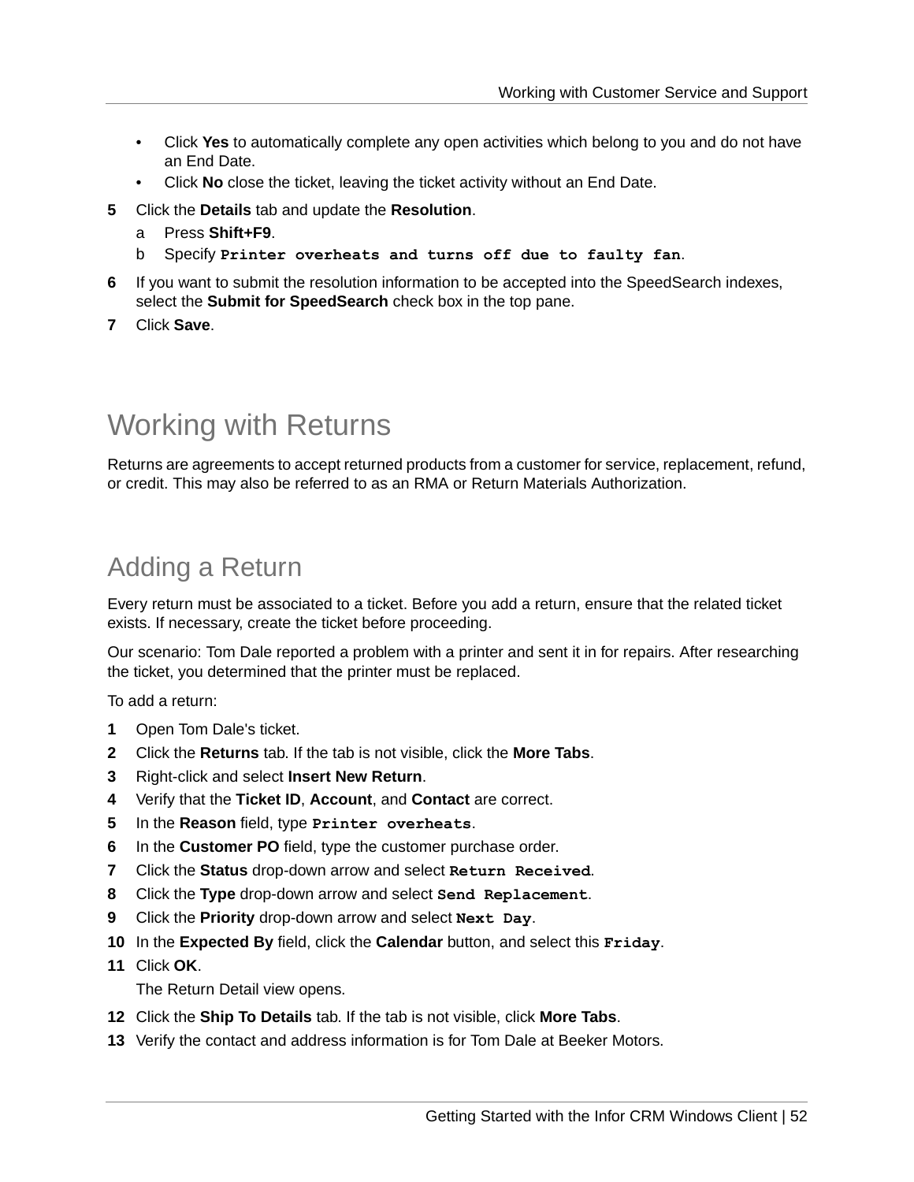- Click **Yes** to automatically complete any open activities which belong to you and do not have an End Date.
- Click **No** close the ticket, leaving the ticket activity without an End Date.

5. Click the **Details** tab and update the **Resolution**.
   a. Press **Shift+F9**.
   b. Specify `Printer overheats and turns off due to faulty fan`.
6. If you want to submit the resolution information to be accepted into the SpeedSearch indexes, select the **Submit for SpeedSearch** check box in the top pane.
7. Click **Save**.

# Working with Returns

Returns are agreements to accept returned products from a customer for service, replacement, refund, or credit. This may also be referred to as an RMA or Return Materials Authorization.

## Adding a Return

Every return must be associated to a ticket. Before you add a return, ensure that the related ticket exists. If necessary, create the ticket before proceeding.

Our scenario: Tom Dale reported a problem with a printer and sent it in for repairs. After researching the ticket, you determined that the printer must be replaced.

To add a return:

1. Open Tom Dale's ticket.
2. Click the **Returns** tab. If the tab is not visible, click the **More Tabs**.
3. Right-click and select **Insert New Return**.
4. Verify that the **Ticket ID**, **Account**, and **Contact** are correct.
5. In the **Reason** field, type `Printer overheats`.
6. In the **Customer PO** field, type the customer purchase order.
7. Click the **Status** drop-down arrow and select `Return Received`.
8. Click the **Type** drop-down arrow and select `Send Replacement`.
9. Click the **Priority** drop-down arrow and select `Next Day`.
10. In the **Expected By** field, click the **Calendar** button, and select this `Friday`.
11. Click **OK**.

    The Return Detail view opens.
12. Click the **Ship To Details** tab. If the tab is not visible, click **More Tabs**.
13. Verify the contact and address information is for Tom Dale at Beeker Motors.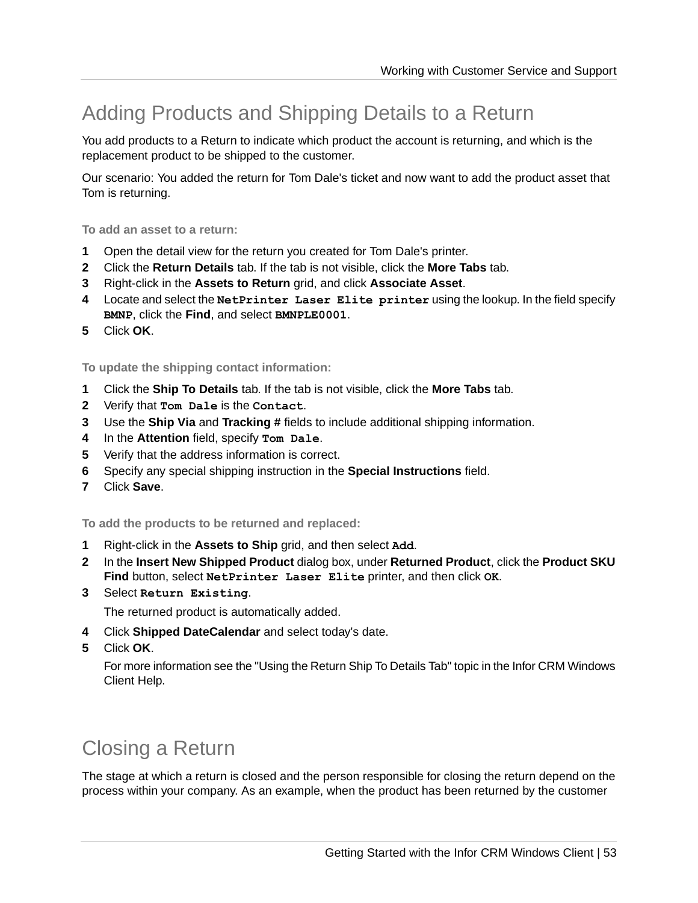## Adding Products and Shipping Details to a Return

You add products to a Return to indicate which product the account is returning, and which is the replacement product to be shipped to the customer.

Our scenario: You added the return for Tom Dale's ticket and now want to add the product asset that Tom is returning.

#### To add an asset to a return:

1. Open the detail view for the return you created for Tom Dale's printer.
2. Click the **Return Details** tab. If the tab is not visible, click the **More Tabs** tab.
3. Right-click in the **Assets to Return** grid, and click **Associate Asset**.
4. Locate and select the `NetPrinter Laser Elite printer` using the lookup. In the field specify `BMNP`, click the **Find**, and select `BMNPLE0001`.
5. Click **OK**.

#### To update the shipping contact information:

1. Click the **Ship To Details** tab. If the tab is not visible, click the **More Tabs** tab.
2. Verify that `Tom Dale` is the `Contact`.
3. Use the **Ship Via** and **Tracking #** fields to include additional shipping information.
4. In the **Attention** field, specify `Tom Dale`.
5. Verify that the address information is correct.
6. Specify any special shipping instruction in the **Special Instructions** field.
7. Click **Save**.

#### To add the products to be returned and replaced:

1. Right-click in the **Assets to Ship** grid, and then select `Add`.
2. In the **Insert New Shipped Product** dialog box, under **Returned Product**, click the **Product SKU Find** button, select `NetPrinter Laser Elite` printer, and then click `OK`.
3. Select `Return Existing`.

   The returned product is automatically added.
4. Click **Shipped DateCalendar** and select today's date.
5. Click **OK**.

   For more information see the "Using the Return Ship To Details Tab" topic in the Infor CRM Windows Client Help.

## Closing a Return

The stage at which a return is closed and the person responsible for closing the return depend on the process within your company. As an example, when the product has been returned by the customer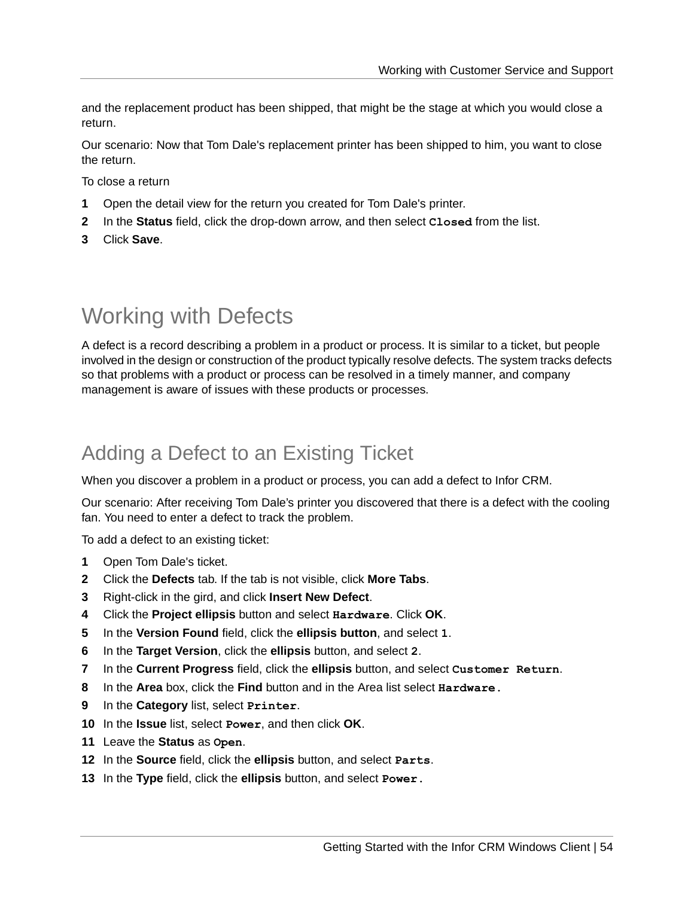and the replacement product has been shipped, that might be the stage at which you would close a return.

Our scenario: Now that Tom Dale's replacement printer has been shipped to him, you want to close the return.

To close a return

1. Open the detail view for the return you created for Tom Dale's printer.
2. In the **Status** field, click the drop-down arrow, and then select `Closed` from the list.
3. Click **Save**.

# Working with Defects

A defect is a record describing a problem in a product or process. It is similar to a ticket, but people involved in the design or construction of the product typically resolve defects. The system tracks defects so that problems with a product or process can be resolved in a timely manner, and company management is aware of issues with these products or processes.

## Adding a Defect to an Existing Ticket

When you discover a problem in a product or process, you can add a defect to Infor CRM.

Our scenario: After receiving Tom Dale's printer you discovered that there is a defect with the cooling fan. You need to enter a defect to track the problem.

To add a defect to an existing ticket:

1. Open Tom Dale's ticket.
2. Click the **Defects** tab. If the tab is not visible, click **More Tabs**.
3. Right-click in the gird, and click **Insert New Defect**.
4. Click the **Project ellipsis** button and select `Hardware`. Click **OK**.
5. In the **Version Found** field, click the **ellipsis button**, and select `1`.
6. In the **Target Version**, click the **ellipsis** button, and select `2`.
7. In the **Current Progress** field, click the **ellipsis** button, and select `Customer Return`.
8. In the **Area** box, click the **Find** button and in the Area list select `Hardware.`
9. In the **Category** list, select `Printer`.
10. In the **Issue** list, select `Power`, and then click **OK**.
11. Leave the **Status** as `Open`.
12. In the **Source** field, click the **ellipsis** button, and select `Parts`.
13. In the **Type** field, click the **ellipsis** button, and select `Power.`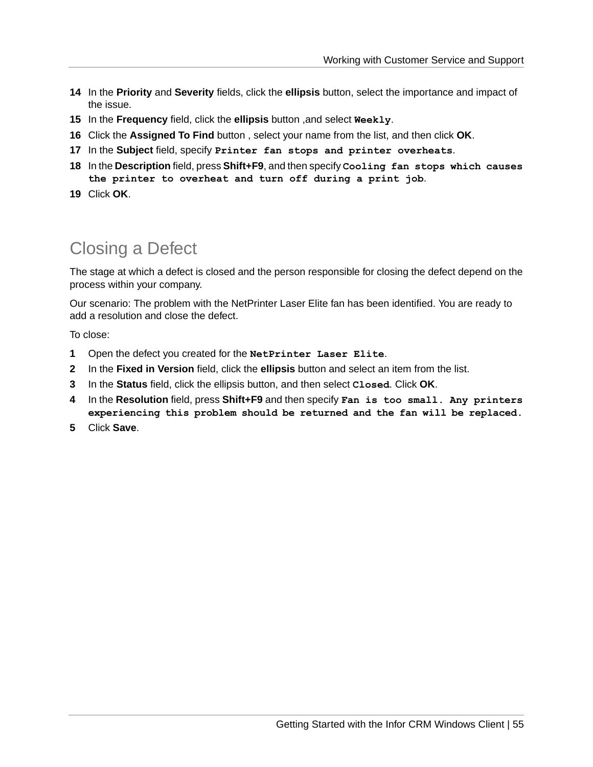14 In the **Priority** and **Severity** fields, click the **ellipsis** button, select the importance and impact of the issue.

15 In the **Frequency** field, click the **ellipsis** button ,and select `Weekly`.

16 Click the **Assigned To Find** button , select your name from the list, and then click **OK**.

17 In the **Subject** field, specify `Printer fan stops and printer overheats`.

18 In the **Description** field, press **Shift+F9**, and then specify `Cooling fan stops which causes the printer to overheat and turn off during a print job`.

19 Click **OK**.

## Closing a Defect

The stage at which a defect is closed and the person responsible for closing the defect depend on the process within your company.

Our scenario: The problem with the NetPrinter Laser Elite fan has been identified. You are ready to add a resolution and close the defect.

To close:

1 Open the defect you created for the `NetPrinter Laser Elite`.

2 In the **Fixed in Version** field, click the **ellipsis** button and select an item from the list.

3 In the **Status** field, click the ellipsis button, and then select `Closed`. Click **OK**.

4 In the **Resolution** field, press **Shift+F9** and then specify `Fan is too small. Any printers experiencing this problem should be returned and the fan will be replaced.`

5 Click **Save**.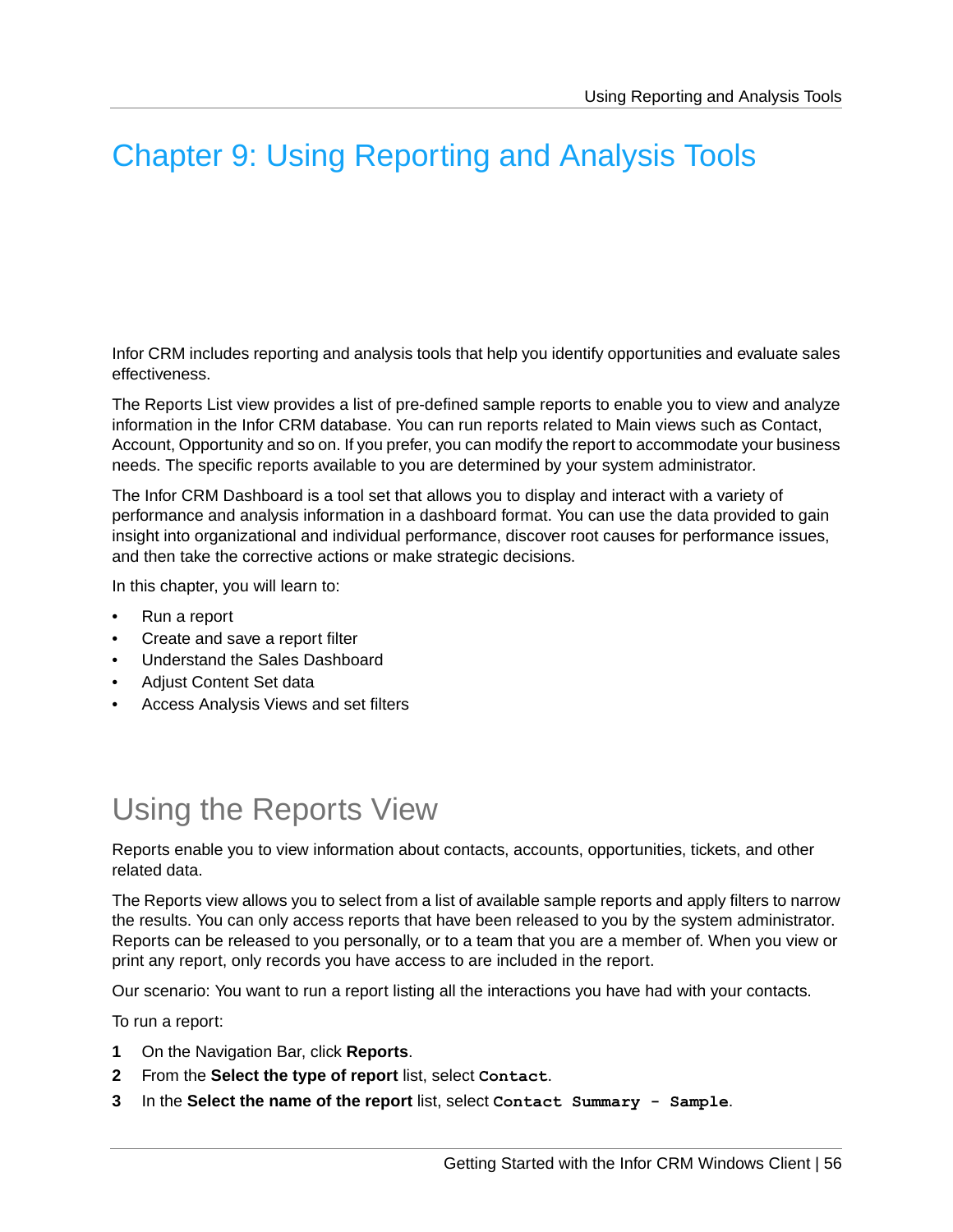# Chapter 9: Using Reporting and Analysis Tools

Infor CRM includes reporting and analysis tools that help you identify opportunities and evaluate sales effectiveness.

The Reports List view provides a list of pre-defined sample reports to enable you to view and analyze information in the Infor CRM database. You can run reports related to Main views such as Contact, Account, Opportunity and so on. If you prefer, you can modify the report to accommodate your business needs. The specific reports available to you are determined by your system administrator.

The Infor CRM Dashboard is a tool set that allows you to display and interact with a variety of performance and analysis information in a dashboard format. You can use the data provided to gain insight into organizational and individual performance, discover root causes for performance issues, and then take the corrective actions or make strategic decisions.

In this chapter, you will learn to:

- Run a report
- Create and save a report filter
- Understand the Sales Dashboard
- Adjust Content Set data
- Access Analysis Views and set filters

## Using the Reports View

Reports enable you to view information about contacts, accounts, opportunities, tickets, and other related data.

The Reports view allows you to select from a list of available sample reports and apply filters to narrow the results. You can only access reports that have been released to you by the system administrator. Reports can be released to you personally, or to a team that you are a member of. When you view or print any report, only records you have access to are included in the report.

Our scenario: You want to run a report listing all the interactions you have had with your contacts.

To run a report:

1. On the Navigation Bar, click **Reports**.
2. From the **Select the type of report** list, select `Contact`.
3. In the **Select the name of the report** list, select `Contact Summary - Sample`.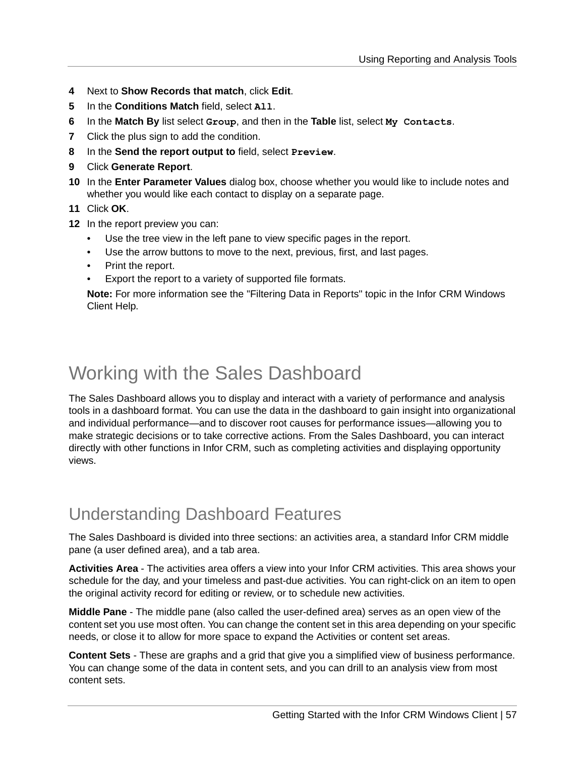4. Next to **Show Records that match**, click **Edit**.
5. In the **Conditions Match** field, select **`All`**.
6. In the **Match By** list select **`Group`**, and then in the **Table** list, select **`My Contacts`**.
7. Click the plus sign to add the condition.
8. In the **Send the report output to** field, select **`Preview`**.
9. Click **Generate Report**.
10. In the **Enter Parameter Values** dialog box, choose whether you would like to include notes and whether you would like each contact to display on a separate page.
11. Click **OK**.
12. In the report preview you can:
    - Use the tree view in the left pane to view specific pages in the report.
    - Use the arrow buttons to move to the next, previous, first, and last pages.
    - Print the report.
    - Export the report to a variety of supported file formats.

    **Note:** For more information see the "Filtering Data in Reports" topic in the Infor CRM Windows Client Help.

# Working with the Sales Dashboard

The Sales Dashboard allows you to display and interact with a variety of performance and analysis tools in a dashboard format. You can use the data in the dashboard to gain insight into organizational and individual performance—and to discover root causes for performance issues—allowing you to make strategic decisions or to take corrective actions. From the Sales Dashboard, you can interact directly with other functions in Infor CRM, such as completing activities and displaying opportunity views.

## Understanding Dashboard Features

The Sales Dashboard is divided into three sections: an activities area, a standard Infor CRM middle pane (a user defined area), and a tab area.

**Activities Area** - The activities area offers a view into your Infor CRM activities. This area shows your schedule for the day, and your timeless and past-due activities. You can right-click on an item to open the original activity record for editing or review, or to schedule new activities.

**Middle Pane** - The middle pane (also called the user-defined area) serves as an open view of the content set you use most often. You can change the content set in this area depending on your specific needs, or close it to allow for more space to expand the Activities or content set areas.

**Content Sets** - These are graphs and a grid that give you a simplified view of business performance. You can change some of the data in content sets, and you can drill to an analysis view from most content sets.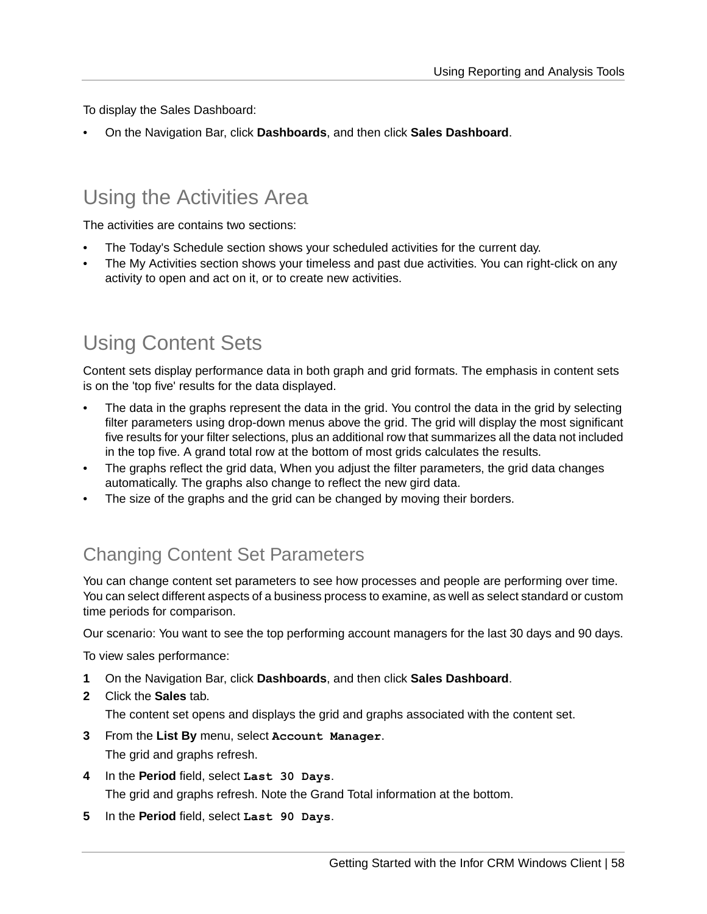To display the Sales Dashboard:

- On the Navigation Bar, click **Dashboards**, and then click **Sales Dashboard**.

## Using the Activities Area

The activities are contains two sections:

- The Today's Schedule section shows your scheduled activities for the current day.
- The My Activities section shows your timeless and past due activities. You can right-click on any activity to open and act on it, or to create new activities.

## Using Content Sets

Content sets display performance data in both graph and grid formats. The emphasis in content sets is on the 'top five' results for the data displayed.

- The data in the graphs represent the data in the grid. You control the data in the grid by selecting filter parameters using drop-down menus above the grid. The grid will display the most significant five results for your filter selections, plus an additional row that summarizes all the data not included in the top five. A grand total row at the bottom of most grids calculates the results.
- The graphs reflect the grid data, When you adjust the filter parameters, the grid data changes automatically. The graphs also change to reflect the new gird data.
- The size of the graphs and the grid can be changed by moving their borders.

### Changing Content Set Parameters

You can change content set parameters to see how processes and people are performing over time. You can select different aspects of a business process to examine, as well as select standard or custom time periods for comparison.

Our scenario: You want to see the top performing account managers for the last 30 days and 90 days.

To view sales performance:

1. On the Navigation Bar, click **Dashboards**, and then click **Sales Dashboard**.
2. Click the **Sales** tab.

   The content set opens and displays the grid and graphs associated with the content set.
3. From the **List By** menu, select `Account Manager`.

   The grid and graphs refresh.
4. In the **Period** field, select `Last 30 Days`.

   The grid and graphs refresh. Note the Grand Total information at the bottom.
5. In the **Period** field, select `Last 90 Days`.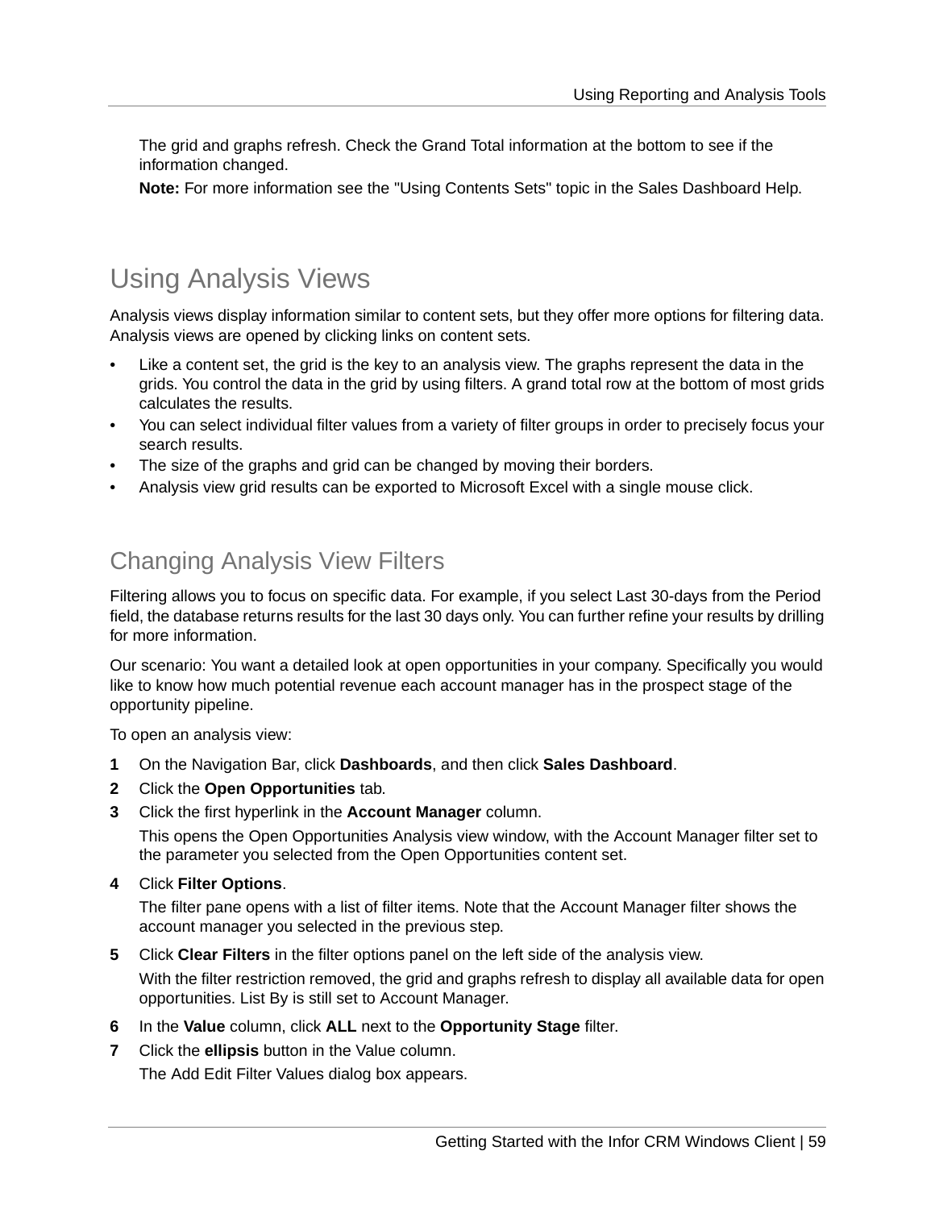The grid and graphs refresh. Check the Grand Total information at the bottom to see if the information changed.

**Note:** For more information see the "Using Contents Sets" topic in the Sales Dashboard Help.

## Using Analysis Views

Analysis views display information similar to content sets, but they offer more options for filtering data. Analysis views are opened by clicking links on content sets.

- Like a content set, the grid is the key to an analysis view. The graphs represent the data in the grids. You control the data in the grid by using filters. A grand total row at the bottom of most grids calculates the results.
- You can select individual filter values from a variety of filter groups in order to precisely focus your search results.
- The size of the graphs and grid can be changed by moving their borders.
- Analysis view grid results can be exported to Microsoft Excel with a single mouse click.

### Changing Analysis View Filters

Filtering allows you to focus on specific data. For example, if you select Last 30-days from the Period field, the database returns results for the last 30 days only. You can further refine your results by drilling for more information.

Our scenario: You want a detailed look at open opportunities in your company. Specifically you would like to know how much potential revenue each account manager has in the prospect stage of the opportunity pipeline.

To open an analysis view:

1. On the Navigation Bar, click **Dashboards**, and then click **Sales Dashboard**.
2. Click the **Open Opportunities** tab.
3. Click the first hyperlink in the **Account Manager** column.

   This opens the Open Opportunities Analysis view window, with the Account Manager filter set to the parameter you selected from the Open Opportunities content set.
4. Click **Filter Options**.

   The filter pane opens with a list of filter items. Note that the Account Manager filter shows the account manager you selected in the previous step.
5. Click **Clear Filters** in the filter options panel on the left side of the analysis view.

   With the filter restriction removed, the grid and graphs refresh to display all available data for open opportunities. List By is still set to Account Manager.
6. In the **Value** column, click **ALL** next to the **Opportunity Stage** filter.
7. Click the **ellipsis** button in the Value column.

   The Add Edit Filter Values dialog box appears.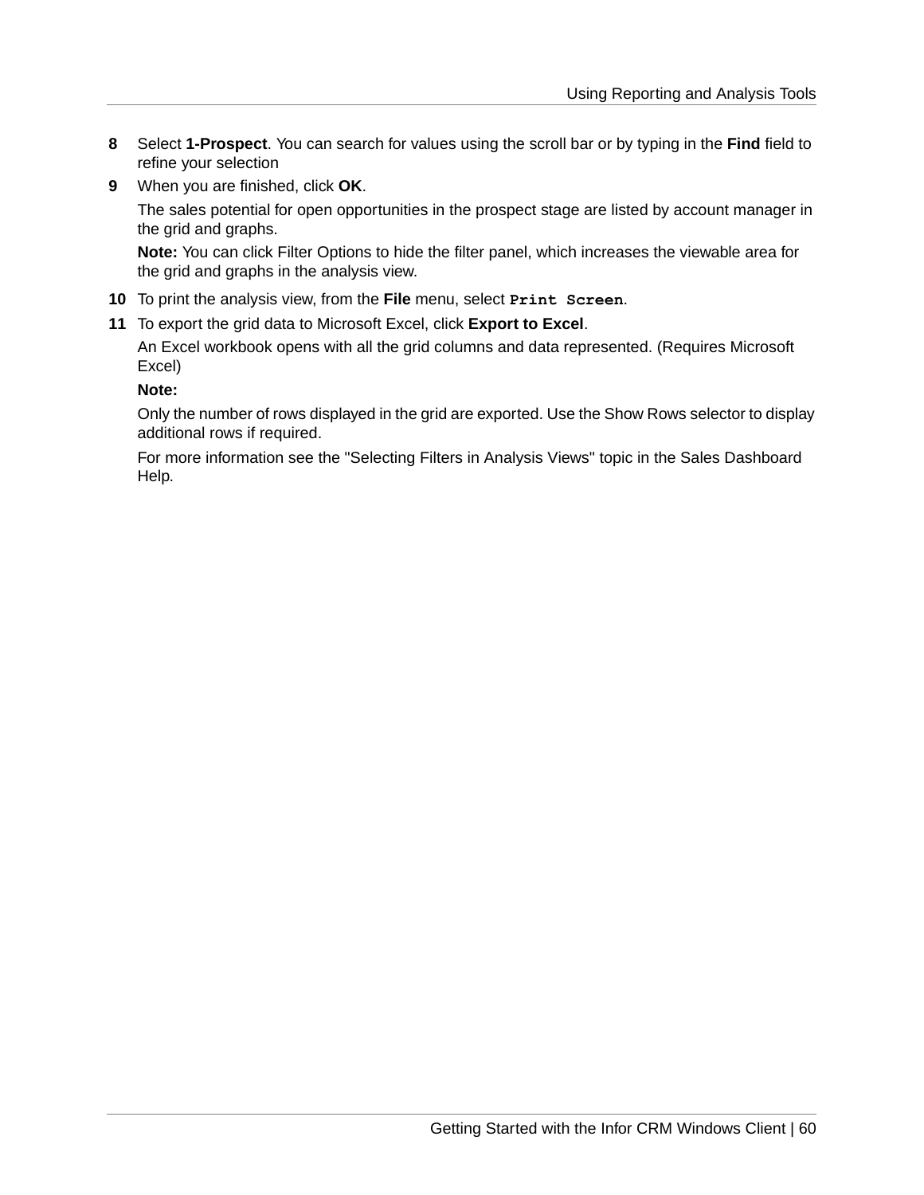8. Select **1-Prospect**. You can search for values using the scroll bar or by typing in the **Find** field to refine your selection
9. When you are finished, click **OK**.

   The sales potential for open opportunities in the prospect stage are listed by account manager in the grid and graphs.

   **Note:** You can click Filter Options to hide the filter panel, which increases the viewable area for the grid and graphs in the analysis view.

10. To print the analysis view, from the **File** menu, select **`Print Screen`**.
11. To export the grid data to Microsoft Excel, click **Export to Excel**.

    An Excel workbook opens with all the grid columns and data represented. (Requires Microsoft Excel)

    **Note:**

    Only the number of rows displayed in the grid are exported. Use the Show Rows selector to display additional rows if required.

    For more information see the "Selecting Filters in Analysis Views" topic in the Sales Dashboard Help.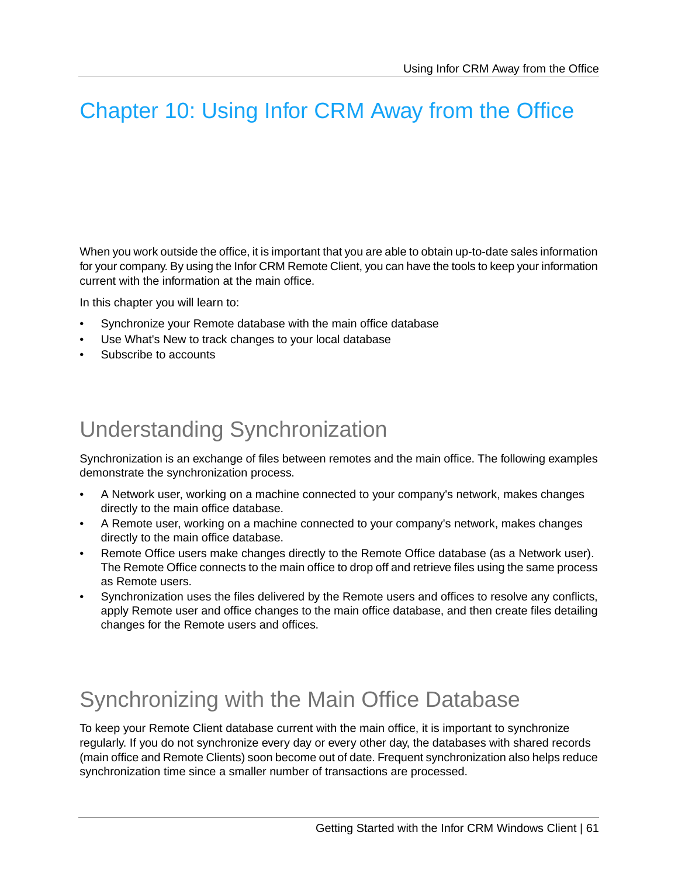# Chapter 10: Using Infor CRM Away from the Office

When you work outside the office, it is important that you are able to obtain up-to-date sales information for your company. By using the Infor CRM Remote Client, you can have the tools to keep your information current with the information at the main office.

In this chapter you will learn to:

- Synchronize your Remote database with the main office database
- Use What's New to track changes to your local database
- Subscribe to accounts

## Understanding Synchronization

Synchronization is an exchange of files between remotes and the main office. The following examples demonstrate the synchronization process.

- A Network user, working on a machine connected to your company's network, makes changes directly to the main office database.
- A Remote user, working on a machine connected to your company's network, makes changes directly to the main office database.
- Remote Office users make changes directly to the Remote Office database (as a Network user). The Remote Office connects to the main office to drop off and retrieve files using the same process as Remote users.
- Synchronization uses the files delivered by the Remote users and offices to resolve any conflicts, apply Remote user and office changes to the main office database, and then create files detailing changes for the Remote users and offices.

## Synchronizing with the Main Office Database

To keep your Remote Client database current with the main office, it is important to synchronize regularly. If you do not synchronize every day or every other day, the databases with shared records (main office and Remote Clients) soon become out of date. Frequent synchronization also helps reduce synchronization time since a smaller number of transactions are processed.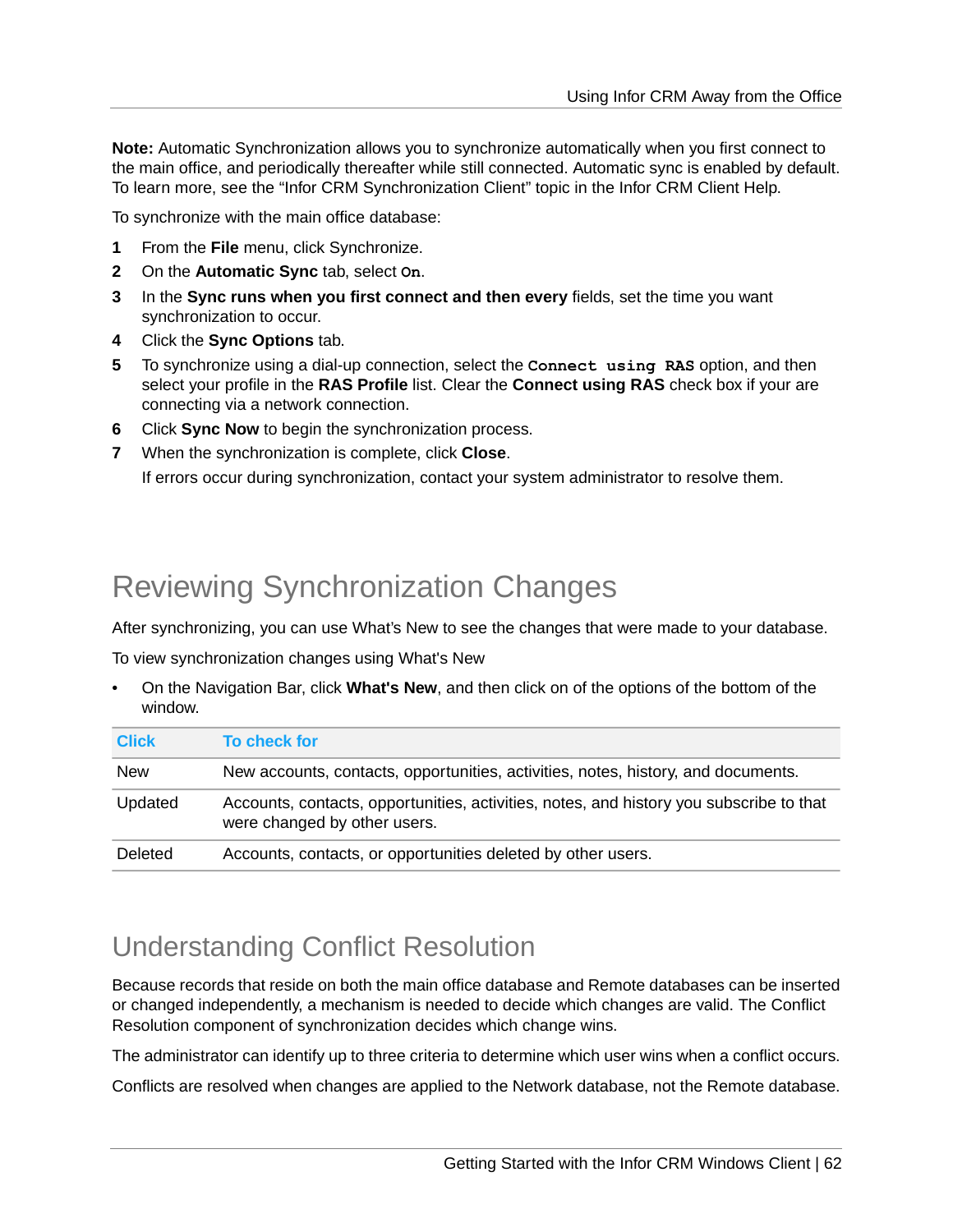**Note:** Automatic Synchronization allows you to synchronize automatically when you first connect to the main office, and periodically thereafter while still connected. Automatic sync is enabled by default. To learn more, see the “Infor CRM Synchronization Client” topic in the Infor CRM Client Help.

To synchronize with the main office database:

1. From the **File** menu, click Synchronize.
2. On the **Automatic Sync** tab, select `On`.
3. In the **Sync runs when you first connect and then every** fields, set the time you want synchronization to occur.
4. Click the **Sync Options** tab.
5. To synchronize using a dial-up connection, select the `Connect using RAS` option, and then select your profile in the **RAS Profile** list. Clear the **Connect using RAS** check box if your are connecting via a network connection.
6. Click **Sync Now** to begin the synchronization process.
7. When the synchronization is complete, click **Close**.

   If errors occur during synchronization, contact your system administrator to resolve them.

# Reviewing Synchronization Changes

After synchronizing, you can use What’s New to see the changes that were made to your database.

To view synchronization changes using What's New

- On the Navigation Bar, click **What's New**, and then click on of the options of the bottom of the window.

| Click | To check for |
| --- | --- |
| New | New accounts, contacts, opportunities, activities, notes, history, and documents. |
| Updated | Accounts, contacts, opportunities, activities, notes, and history you subscribe to that were changed by other users. |
| Deleted | Accounts, contacts, or opportunities deleted by other users. |

# Understanding Conflict Resolution

Because records that reside on both the main office database and Remote databases can be inserted or changed independently, a mechanism is needed to decide which changes are valid. The Conflict Resolution component of synchronization decides which change wins.

The administrator can identify up to three criteria to determine which user wins when a conflict occurs.

Conflicts are resolved when changes are applied to the Network database, not the Remote database.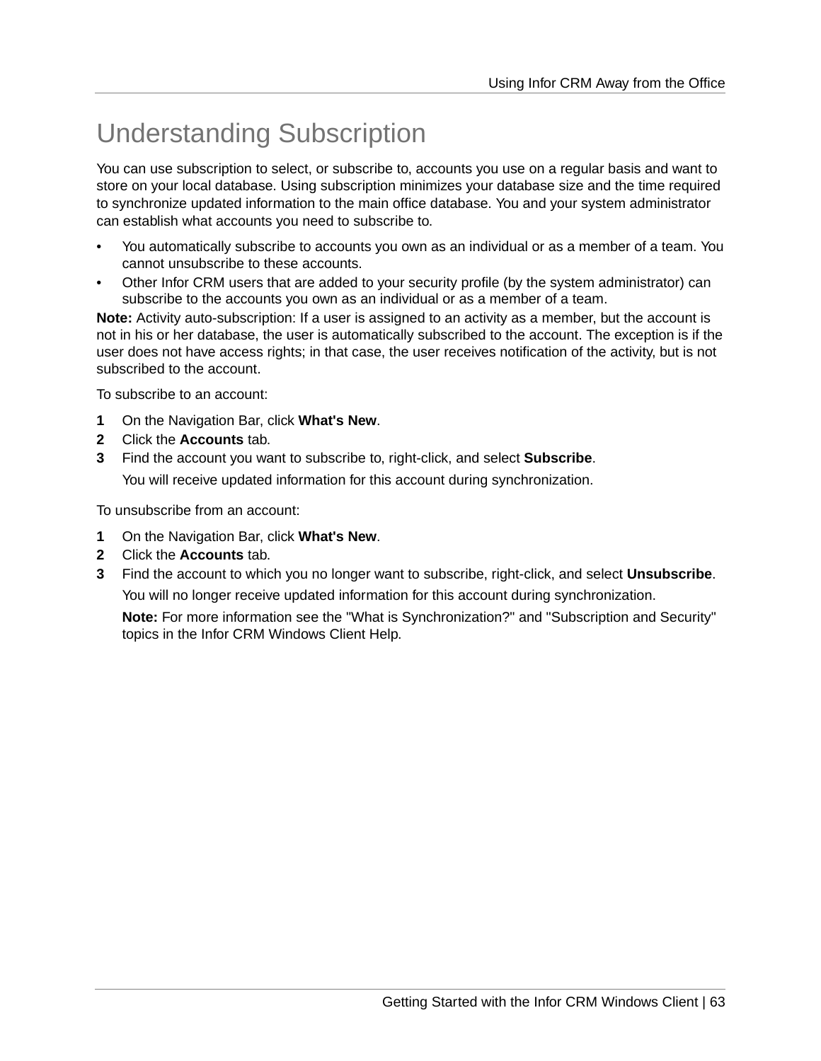# Understanding Subscription

You can use subscription to select, or subscribe to, accounts you use on a regular basis and want to store on your local database. Using subscription minimizes your database size and the time required to synchronize updated information to the main office database. You and your system administrator can establish what accounts you need to subscribe to.

- You automatically subscribe to accounts you own as an individual or as a member of a team. You cannot unsubscribe to these accounts.
- Other Infor CRM users that are added to your security profile (by the system administrator) can subscribe to the accounts you own as an individual or as a member of a team.

**Note:** Activity auto-subscription: If a user is assigned to an activity as a member, but the account is not in his or her database, the user is automatically subscribed to the account. The exception is if the user does not have access rights; in that case, the user receives notification of the activity, but is not subscribed to the account.

To subscribe to an account:

1. On the Navigation Bar, click **What's New**.
2. Click the **Accounts** tab.
3. Find the account you want to subscribe to, right-click, and select **Subscribe**.

   You will receive updated information for this account during synchronization.

To unsubscribe from an account:

1. On the Navigation Bar, click **What's New**.
2. Click the **Accounts** tab.
3. Find the account to which you no longer want to subscribe, right-click, and select **Unsubscribe**.

   You will no longer receive updated information for this account during synchronization.

   **Note:** For more information see the "What is Synchronization?" and "Subscription and Security" topics in the Infor CRM Windows Client Help.